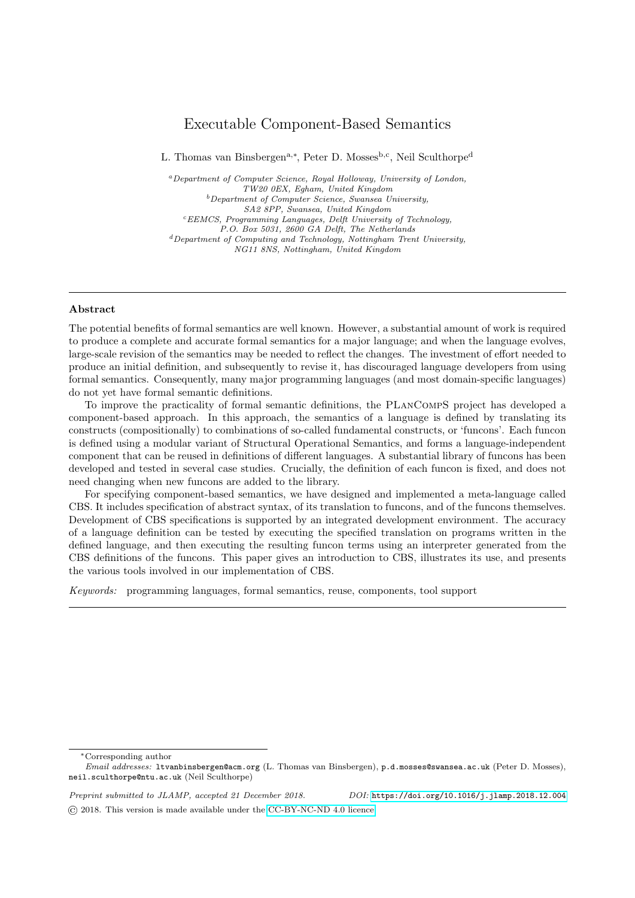# Executable Component-Based Semantics

L. Thomas van Binsbergen[a,*], Peter D. Mosses[b,c], Neil Sculthorpe[d]

[a] *Department of Computer Science, Royal Holloway, University of London, TW20 0EX, Egham, United Kingdom*
[b] *Department of Computer Science, Swansea University, SA2 8PP, Swansea, United Kingdom*
[c] *EEMCS, Programming Languages, Delft University of Technology, P.O. Box 5031, 2600 GA Delft, The Netherlands*
[d] *Department of Computing and Technology, Nottingham Trent University, NG11 8NS, Nottingham, United Kingdom*

---

## Abstract

The potential benefits of formal semantics are well known. However, a substantial amount of work is required to produce a complete and accurate formal semantics for a major language; and when the language evolves, large-scale revision of the semantics may be needed to reflect the changes. The investment of effort needed to produce an initial definition, and subsequently to revise it, has discouraged language developers from using formal semantics. Consequently, many major programming languages (and most domain-specific languages) do not yet have formal semantic definitions.

To improve the practicality of formal semantic definitions, the PLanCompS project has developed a component-based approach. In this approach, the semantics of a language is defined by translating its constructs (compositionally) to combinations of so-called fundamental constructs, or 'funcons'. Each funcon is defined using a modular variant of Structural Operational Semantics, and forms a language-independent component that can be reused in definitions of different languages. A substantial library of funcons has been developed and tested in several case studies. Crucially, the definition of each funcon is fixed, and does not need changing when new funcons are added to the library.

For specifying component-based semantics, we have designed and implemented a meta-language called CBS. It includes specification of abstract syntax, of its translation to funcons, and of the funcons themselves. Development of CBS specifications is supported by an integrated development environment. The accuracy of a language definition can be tested by executing the specified translation on programs written in the defined language, and then executing the resulting funcon terms using an interpreter generated from the CBS definitions of the funcons. This paper gives an introduction to CBS, illustrates its use, and presents the various tools involved in our implementation of CBS.

*Keywords:* programming languages, formal semantics, reuse, components, tool support

---

*Corresponding author

*Email addresses:* `ltvanbinsbergen@acm.org` (L. Thomas van Binsbergen), `p.d.mosses@swansea.ac.uk` (Peter D. Mosses), `neil.sculthorpe@ntu.ac.uk` (Neil Sculthorpe)

*Preprint submitted to JLAMP, accepted 21 December 2018.* *DOI:* `https://doi.org/10.1016/j.jlamp.2018.12.004`

© 2018. This version is made available under the CC-BY-NC-ND 4.0 licence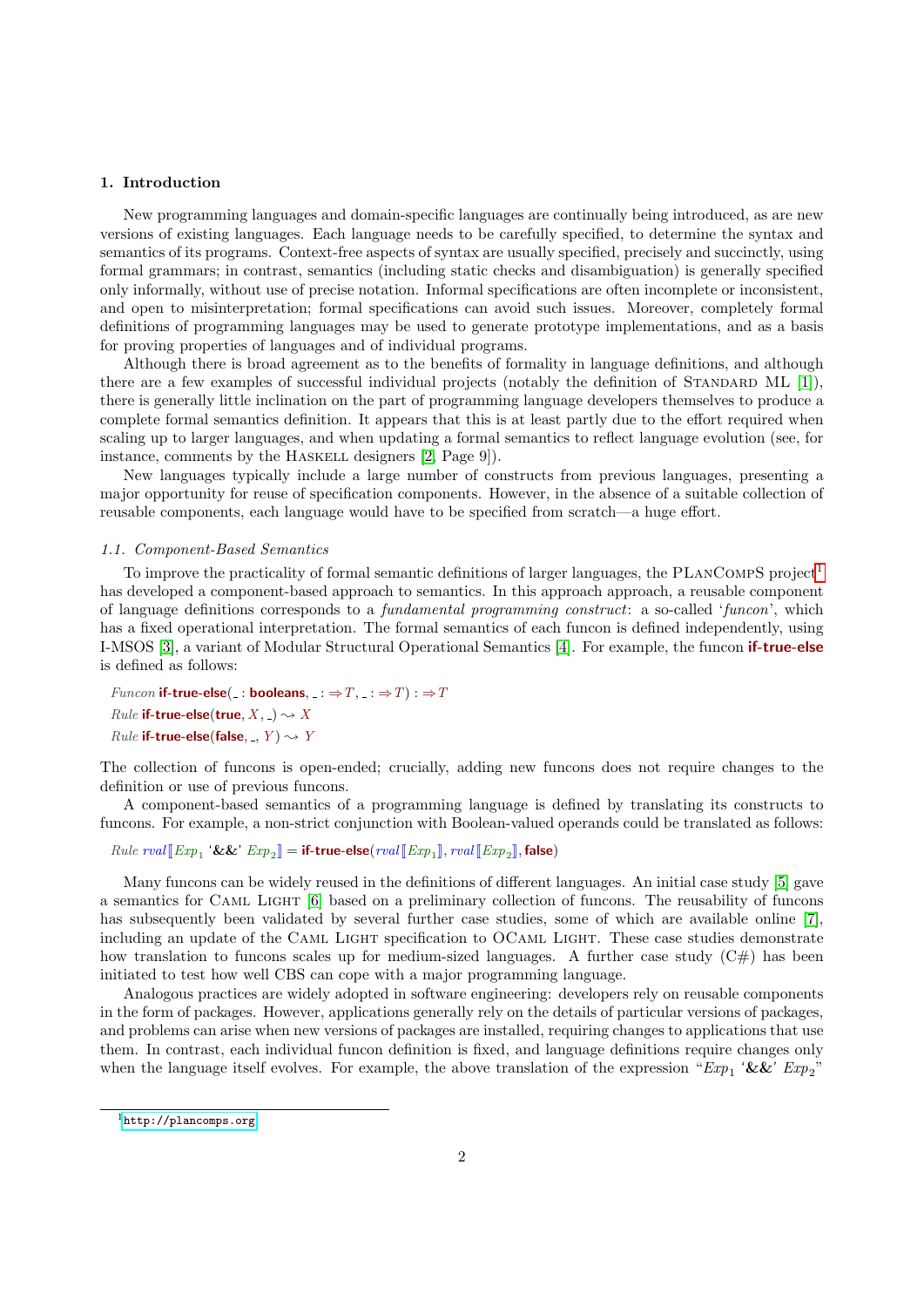## 1. Introduction

New programming languages and domain-specific languages are continually being introduced, as are new versions of existing languages. Each language needs to be carefully specified, to determine the syntax and semantics of its programs. Context-free aspects of syntax are usually specified, precisely and succinctly, using formal grammars; in contrast, semantics (including static checks and disambiguation) is generally specified only informally, without use of precise notation. Informal specifications are often incomplete or inconsistent, and open to misinterpretation; formal specifications can avoid such issues. Moreover, completely formal definitions of programming languages may be used to generate prototype implementations, and as a basis for proving properties of languages and of individual programs.

Although there is broad agreement as to the benefits of formality in language definitions, and although there are a few examples of successful individual projects (notably the definition of Standard ML [1]), there is generally little inclination on the part of programming language developers themselves to produce a complete formal semantics definition. It appears that this is at least partly due to the effort required when scaling up to larger languages, and when updating a formal semantics to reflect language evolution (see, for instance, comments by the Haskell designers [2, Page 9]).

New languages typically include a large number of constructs from previous languages, presenting a major opportunity for reuse of specification components. However, in the absence of a suitable collection of reusable components, each language would have to be specified from scratch—a huge effort.

### 1.1. Component-Based Semantics

To improve the practicality of formal semantic definitions of larger languages, the PLanCompS project[1] has developed a component-based approach to semantics. In this approach approach, a reusable component of language definitions corresponds to a *fundamental programming construct*: a so-called '*funcon*', which has a fixed operational interpretation. The formal semantics of each funcon is defined independently, using I-MSOS [3], a variant of Modular Structural Operational Semantics [4]. For example, the funcon **if-true-else** is defined as follows:

*Funcon* **if-true-else**( _ : **booleans**, _ : $\Rightarrow T$, _ : $\Rightarrow T$) : $\Rightarrow T$

*Rule* **if-true-else**(**true**, $X$, _) $\rightsquigarrow X$

*Rule* **if-true-else**(**false**, _, $Y$) $\rightsquigarrow Y$

The collection of funcons is open-ended; crucially, adding new funcons does not require changes to the definition or use of previous funcons.

A component-based semantics of a programming language is defined by translating its constructs to funcons. For example, a non-strict conjunction with Boolean-valued operands could be translated as follows:

*Rule* $rval[\![ Exp_1$ '&&' $Exp_2 ]\!]$ = **if-true-else**($rval[\![ Exp_1 ]\!]$, $rval[\![ Exp_2 ]\!]$, **false**)

Many funcons can be widely reused in the definitions of different languages. An initial case study [5] gave a semantics for Caml Light [6] based on a preliminary collection of funcons. The reusability of funcons has subsequently been validated by several further case studies, some of which are available online [7], including an update of the Caml Light specification to OCaml Light. These case studies demonstrate how translation to funcons scales up for medium-sized languages. A further case study (C#) has been initiated to test how well CBS can cope with a major programming language.

Analogous practices are widely adopted in software engineering: developers rely on reusable components in the form of packages. However, applications generally rely on the details of particular versions of packages, and problems can arise when new versions of packages are installed, requiring changes to applications that use them. In contrast, each individual funcon definition is fixed, and language definitions require changes only when the language itself evolves. For example, the above translation of the expression "$Exp_1$ '&&' $Exp_2$"

[1] http://plancomps.org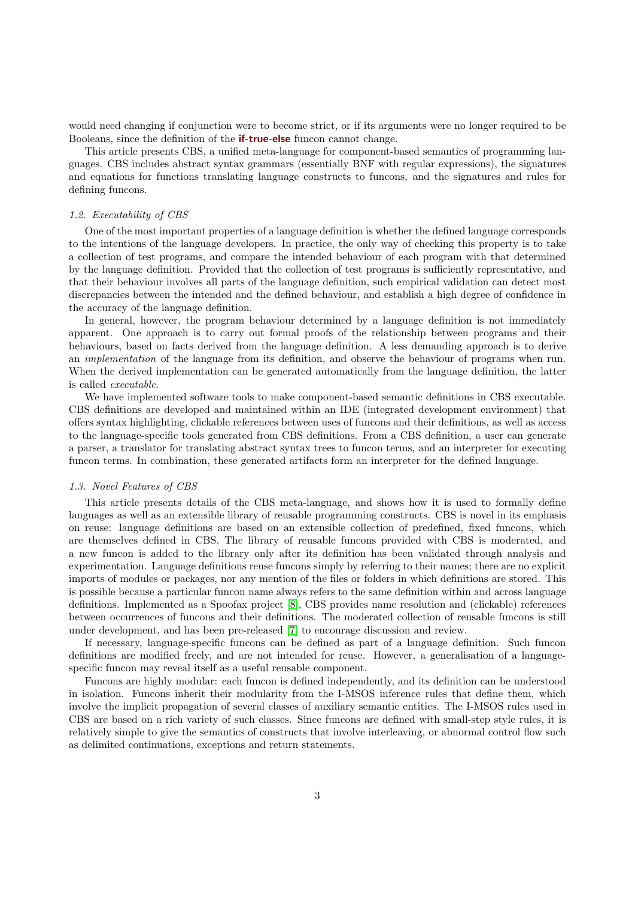would need changing if conjunction were to become strict, or if its arguments were no longer required to be Booleans, since the definition of the **if-true-else** funcon cannot change.

This article presents CBS, a unified meta-language for component-based semantics of programming languages. CBS includes abstract syntax grammars (essentially BNF with regular expressions), the signatures and equations for functions translating language constructs to funcons, and the signatures and rules for defining funcons.

### *1.2. Executability of CBS*

One of the most important properties of a language definition is whether the defined language corresponds to the intentions of the language developers. In practice, the only way of checking this property is to take a collection of test programs, and compare the intended behaviour of each program with that determined by the language definition. Provided that the collection of test programs is sufficiently representative, and that their behaviour involves all parts of the language definition, such empirical validation can detect most discrepancies between the intended and the defined behaviour, and establish a high degree of confidence in the accuracy of the language definition.

In general, however, the program behaviour determined by a language definition is not immediately apparent. One approach is to carry out formal proofs of the relationship between programs and their behaviours, based on facts derived from the language definition. A less demanding approach is to derive an *implementation* of the language from its definition, and observe the behaviour of programs when run. When the derived implementation can be generated automatically from the language definition, the latter is called *executable*.

We have implemented software tools to make component-based semantic definitions in CBS executable. CBS definitions are developed and maintained within an IDE (integrated development environment) that offers syntax highlighting, clickable references between uses of funcons and their definitions, as well as access to the language-specific tools generated from CBS definitions. From a CBS definition, a user can generate a parser, a translator for translating abstract syntax trees to funcon terms, and an interpreter for executing funcon terms. In combination, these generated artifacts form an interpreter for the defined language.

### *1.3. Novel Features of CBS*

This article presents details of the CBS meta-language, and shows how it is used to formally define languages as well as an extensible library of reusable programming constructs. CBS is novel in its emphasis on reuse: language definitions are based on an extensible collection of predefined, fixed funcons, which are themselves defined in CBS. The library of reusable funcons provided with CBS is moderated, and a new funcon is added to the library only after its definition has been validated through analysis and experimentation. Language definitions reuse funcons simply by referring to their names; there are no explicit imports of modules or packages, nor any mention of the files or folders in which definitions are stored. This is possible because a particular funcon name always refers to the same definition within and across language definitions. Implemented as a Spoofax project [8], CBS provides name resolution and (clickable) references between occurrences of funcons and their definitions. The moderated collection of reusable funcons is still under development, and has been pre-released [7] to encourage discussion and review.

If necessary, language-specific funcons can be defined as part of a language definition. Such funcon definitions are modified freely, and are not intended for reuse. However, a generalisation of a language-specific funcon may reveal itself as a useful reusable component.

Funcons are highly modular: each funcon is defined independently, and its definition can be understood in isolation. Funcons inherit their modularity from the I-MSOS inference rules that define them, which involve the implicit propagation of several classes of auxiliary semantic entities. The I-MSOS rules used in CBS are based on a rich variety of such classes. Since funcons are defined with small-step style rules, it is relatively simple to give the semantics of constructs that involve interleaving, or abnormal control flow such as delimited continuations, exceptions and return statements.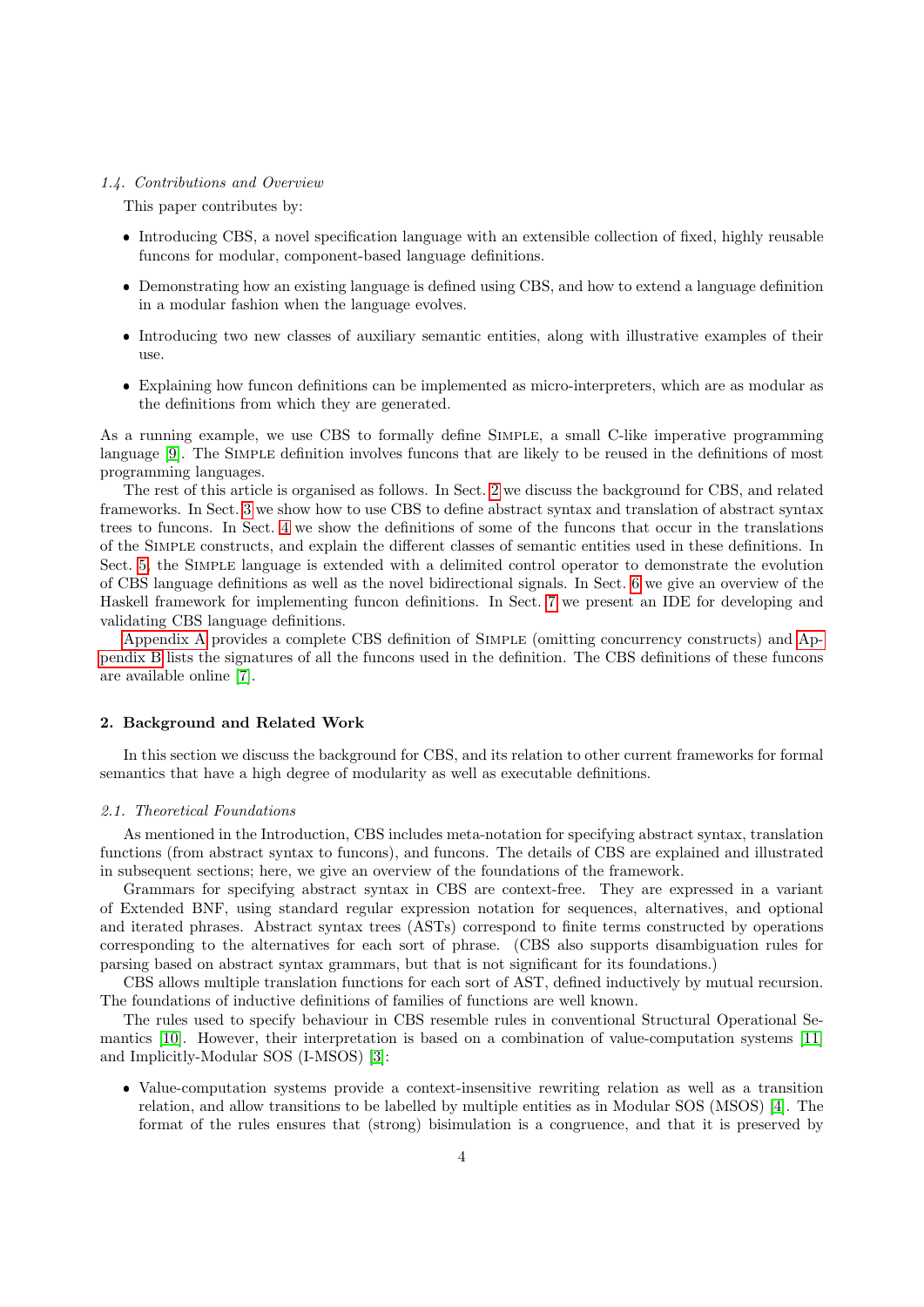### 1.4. Contributions and Overview

This paper contributes by:

- Introducing CBS, a novel specification language with an extensible collection of fixed, highly reusable funcons for modular, component-based language definitions.
- Demonstrating how an existing language is defined using CBS, and how to extend a language definition in a modular fashion when the language evolves.
- Introducing two new classes of auxiliary semantic entities, along with illustrative examples of their use.
- Explaining how funcon definitions can be implemented as micro-interpreters, which are as modular as the definitions from which they are generated.

As a running example, we use CBS to formally define SIMPLE, a small C-like imperative programming language [9]. The SIMPLE definition involves funcons that are likely to be reused in the definitions of most programming languages.

The rest of this article is organised as follows. In Sect. 2 we discuss the background for CBS, and related frameworks. In Sect. 3 we show how to use CBS to define abstract syntax and translation of abstract syntax trees to funcons. In Sect. 4 we show the definitions of some of the funcons that occur in the translations of the SIMPLE constructs, and explain the different classes of semantic entities used in these definitions. In Sect. 5, the SIMPLE language is extended with a delimited control operator to demonstrate the evolution of CBS language definitions as well as the novel bidirectional signals. In Sect. 6 we give an overview of the Haskell framework for implementing funcon definitions. In Sect. 7 we present an IDE for developing and validating CBS language definitions.

Appendix A provides a complete CBS definition of SIMPLE (omitting concurrency constructs) and Appendix B lists the signatures of all the funcons used in the definition. The CBS definitions of these funcons are available online [7].

## 2. Background and Related Work

In this section we discuss the background for CBS, and its relation to other current frameworks for formal semantics that have a high degree of modularity as well as executable definitions.

### 2.1. Theoretical Foundations

As mentioned in the Introduction, CBS includes meta-notation for specifying abstract syntax, translation functions (from abstract syntax to funcons), and funcons. The details of CBS are explained and illustrated in subsequent sections; here, we give an overview of the foundations of the framework.

Grammars for specifying abstract syntax in CBS are context-free. They are expressed in a variant of Extended BNF, using standard regular expression notation for sequences, alternatives, and optional and iterated phrases. Abstract syntax trees (ASTs) correspond to finite terms constructed by operations corresponding to the alternatives for each sort of phrase. (CBS also supports disambiguation rules for parsing based on abstract syntax grammars, but that is not significant for its foundations.)

CBS allows multiple translation functions for each sort of AST, defined inductively by mutual recursion. The foundations of inductive definitions of families of functions are well known.

The rules used to specify behaviour in CBS resemble rules in conventional Structural Operational Semantics [10]. However, their interpretation is based on a combination of value-computation systems [11] and Implicitly-Modular SOS (I-MSOS) [3]:

- Value-computation systems provide a context-insensitive rewriting relation as well as a transition relation, and allow transitions to be labelled by multiple entities as in Modular SOS (MSOS) [4]. The format of the rules ensures that (strong) bisimulation is a congruence, and that it is preserved by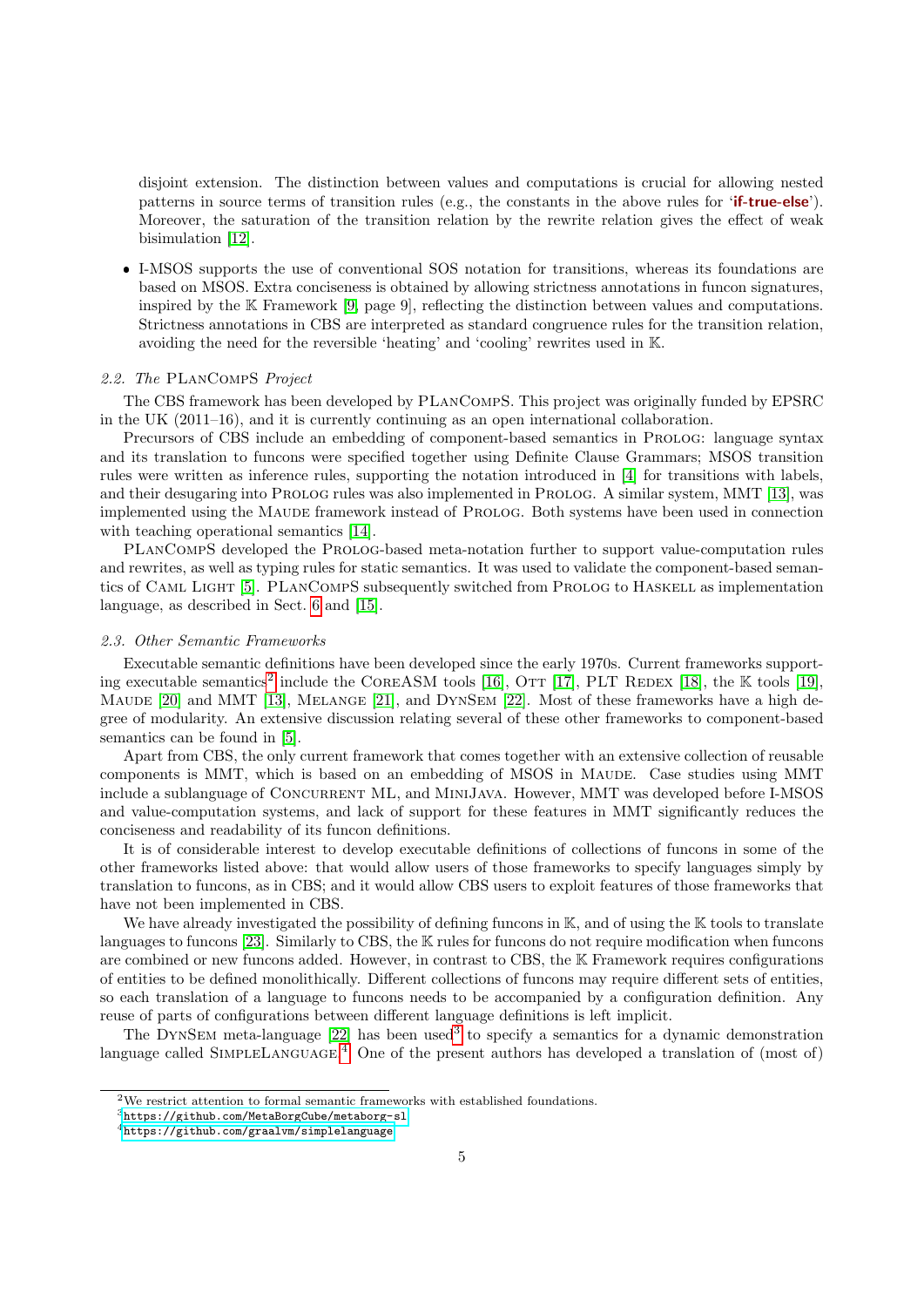disjoint extension. The distinction between values and computations is crucial for allowing nested patterns in source terms of transition rules (e.g., the constants in the above rules for '**if-true-else**'). Moreover, the saturation of the transition relation by the rewrite relation gives the effect of weak bisimulation [12].

- I-MSOS supports the use of conventional SOS notation for transitions, whereas its foundations are based on MSOS. Extra conciseness is obtained by allowing strictness annotations in funcon signatures, inspired by the $\mathbb{K}$ Framework [9, page 9], reflecting the distinction between values and computations. Strictness annotations in CBS are interpreted as standard congruence rules for the transition relation, avoiding the need for the reversible 'heating' and 'cooling' rewrites used in $\mathbb{K}$.

### 2.2. The PLanCompS Project

The CBS framework has been developed by PLanCompS. This project was originally funded by EPSRC in the UK (2011–16), and it is currently continuing as an open international collaboration.

Precursors of CBS include an embedding of component-based semantics in Prolog: language syntax and its translation to funcons were specified together using Definite Clause Grammars; MSOS transition rules were written as inference rules, supporting the notation introduced in [4] for transitions with labels, and their desugaring into Prolog rules was also implemented in Prolog. A similar system, MMT [13], was implemented using the Maude framework instead of Prolog. Both systems have been used in connection with teaching operational semantics [14].

PLanCompS developed the Prolog-based meta-notation further to support value-computation rules and rewrites, as well as typing rules for static semantics. It was used to validate the component-based semantics of Caml Light [5]. PLanCompS subsequently switched from Prolog to Haskell as implementation language, as described in Sect. 6 and [15].

### 2.3. Other Semantic Frameworks

Executable semantic definitions have been developed since the early 1970s. Current frameworks supporting executable semantics[2] include the CoreASM tools [16], Ott [17], PLT Redex [18], the $\mathbb{K}$ tools [19], Maude [20] and MMT [13], Melange [21], and DynSem [22]. Most of these frameworks have a high degree of modularity. An extensive discussion relating several of these other frameworks to component-based semantics can be found in [5].

Apart from CBS, the only current framework that comes together with an extensive collection of reusable components is MMT, which is based on an embedding of MSOS in Maude. Case studies using MMT include a sublanguage of Concurrent ML, and MiniJava. However, MMT was developed before I-MSOS and value-computation systems, and lack of support for these features in MMT significantly reduces the conciseness and readability of its funcon definitions.

It is of considerable interest to develop executable definitions of collections of funcons in some of the other frameworks listed above: that would allow users of those frameworks to specify languages simply by translation to funcons, as in CBS; and it would allow CBS users to exploit features of those frameworks that have not been implemented in CBS.

We have already investigated the possibility of defining funcons in $\mathbb{K}$, and of using the $\mathbb{K}$ tools to translate languages to funcons [23]. Similarly to CBS, the $\mathbb{K}$ rules for funcons do not require modification when funcons are combined or new funcons added. However, in contrast to CBS, the $\mathbb{K}$ Framework requires configurations of entities to be defined monolithically. Different collections of funcons may require different sets of entities, so each translation of a language to funcons needs to be accompanied by a configuration definition. Any reuse of parts of configurations between different language definitions is left implicit.

The DynSem meta-language [22] has been used[3] to specify a semantics for a dynamic demonstration language called SimpleLanguage.[4] One of the present authors has developed a translation of (most of)

---

[2] We restrict attention to formal semantic frameworks with established foundations.

[3] https://github.com/MetaBorgCube/metaborg-sl

[4] https://github.com/graalvm/simplelanguage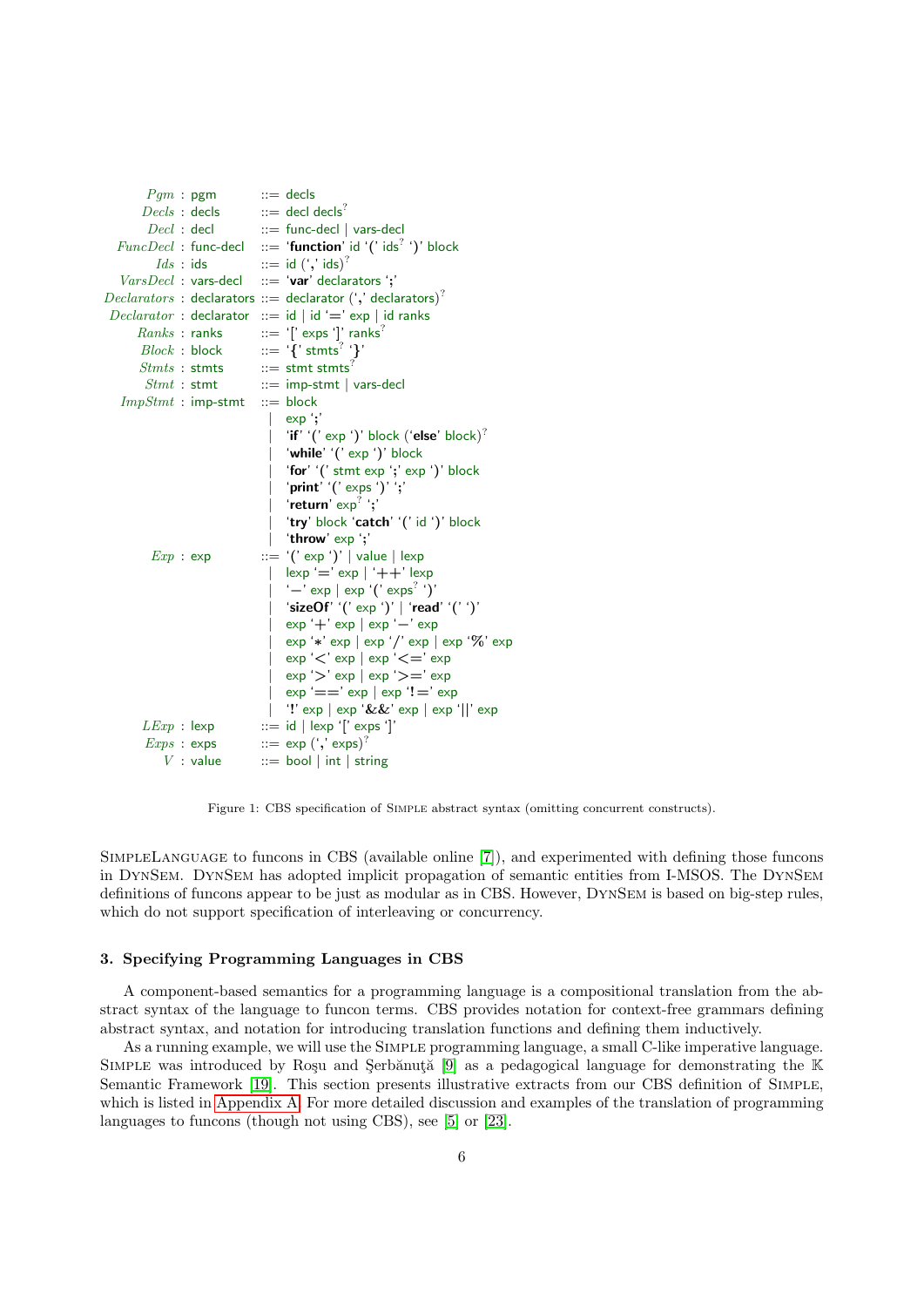```
       Pgm : pgm          ::= decls
      Decls : decls        ::= decl decls?
       Decl : decl         ::= func-decl | vars-decl
   FuncDecl : func-decl    ::= 'function' id '(' ids? ')' block
        Ids : ids          ::= id (',' ids)?
   VarsDecl : vars-decl    ::= 'var' declarators ';'
Declarators : declarators ::= declarator (',' declarators)?
 Declarator : declarator   ::= id | id '=' exp | id ranks
      Ranks : ranks        ::= '[' exps ']' ranks?
      Block : block        ::= '{' stmts? '}'
      Stmts : stmts        ::= stmt stmts?
       Stmt : stmt         ::= imp-stmt | vars-decl
    ImpStmt : imp-stmt     ::= block
                             | exp ';'
                             | 'if' '(' exp ')' block ('else' block)?
                             | 'while' '(' exp ')' block
                             | 'for' '(' stmt exp ';' exp ')' block
                             | 'print' '(' exps ')' ';'
                             | 'return' exp? ';'
                             | 'try' block 'catch' '(' id ')' block
                             | 'throw' exp ';'
        Exp : exp          ::= '(' exp ')' | value | lexp
                             | lexp '=' exp | '++' lexp
                             | '-' exp | exp '(' exps? ')'
                             | 'sizeOf' '(' exp ')' | 'read' '(' ')'
                             | exp '+' exp | exp '-' exp
                             | exp '*' exp | exp '/' exp | exp '%' exp
                             | exp '<' exp | exp '<=' exp
                             | exp '>' exp | exp '>=' exp
                             | exp '==' exp | exp '!=' exp
                             | '!' exp | exp '&&' exp | exp '||' exp
       LExp : lexp         ::= id | lexp '[' exps ']'
       Exps : exps         ::= exp (',' exps)?
          V : value        ::= bool | int | string
```

Figure 1: CBS specification of SIMPLE abstract syntax (omitting concurrent constructs).

SIMPLELANGUAGE to funcons in CBS (available online [7]), and experimented with defining those funcons in DYNSEM. DYNSEM has adopted implicit propagation of semantic entities from I-MSOS. The DYNSEM definitions of funcons appear to be just as modular as in CBS. However, DYNSEM is based on big-step rules, which do not support specification of interleaving or concurrency.

### 3. Specifying Programming Languages in CBS

A component-based semantics for a programming language is a compositional translation from the abstract syntax of the language to funcon terms. CBS provides notation for context-free grammars defining abstract syntax, and notation for introducing translation functions and defining them inductively.

As a running example, we will use the SIMPLE programming language, a small C-like imperative language. SIMPLE was introduced by Roşu and Şerbănuţă [9] as a pedagogical language for demonstrating the 𝕂 Semantic Framework [19]. This section presents illustrative extracts from our CBS definition of SIMPLE, which is listed in Appendix A. For more detailed discussion and examples of the translation of programming languages to funcons (though not using CBS), see [5] or [23].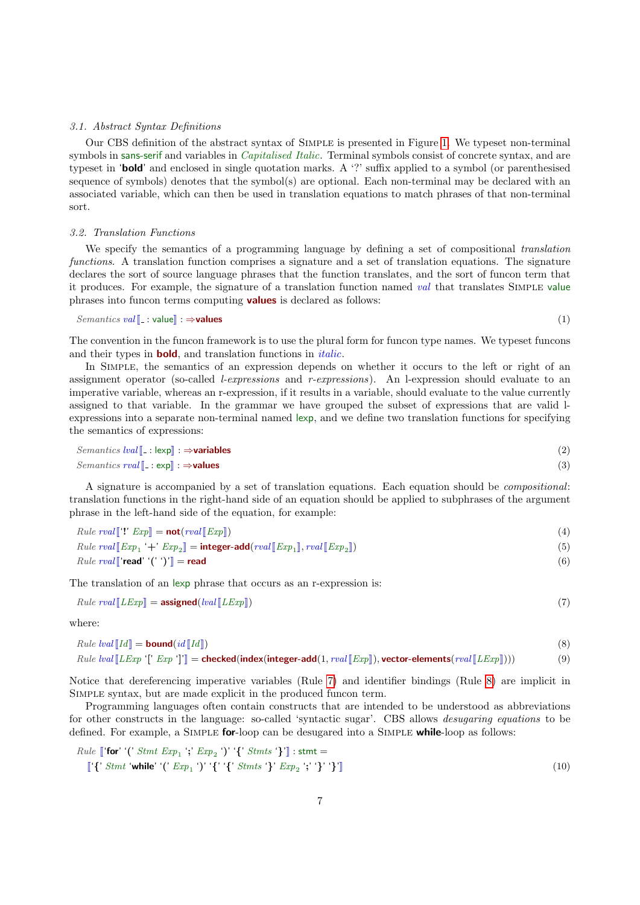### 3.1. Abstract Syntax Definitions

Our CBS definition of the abstract syntax of Simple is presented in Figure 1. We typeset non-terminal symbols in sans-serif and variables in *Capitalised Italic*. Terminal symbols consist of concrete syntax, and are typeset in '**bold**' and enclosed in single quotation marks. A '?' suffix applied to a symbol (or parenthesised sequence of symbols) denotes that the symbol(s) are optional. Each non-terminal may be declared with an associated variable, which can then be used in translation equations to match phrases of that non-terminal sort.

### 3.2. Translation Functions

We specify the semantics of a programming language by defining a set of compositional *translation functions*. A translation function comprises a signature and a set of translation equations. The signature declares the sort of source language phrases that the function translates, and the sort of funcon term that it produces. For example, the signature of a translation function named *val* that translates Simple value phrases into funcon terms computing **values** is declared as follows:

$$\textit{Semantics}\ \textit{val}[\![\_ : \mathsf{value}]\!] : \Rightarrow\textbf{values} \tag{1}$$

The convention in the funcon framework is to use the plural form for funcon type names. We typeset funcons and their types in **bold**, and translation functions in *italic*.

In Simple, the semantics of an expression depends on whether it occurs to the left or right of an assignment operator (so-called *l-expressions* and *r-expressions*). An l-expression should evaluate to an imperative variable, whereas an r-expression, if it results in a variable, should evaluate to the value currently assigned to that variable. In the grammar we have grouped the subset of expressions that are valid l-expressions into a separate non-terminal named lexp, and we define two translation functions for specifying the semantics of expressions:

$$\textit{Semantics}\ \textit{lval}[\![\_ : \mathsf{lexp}]\!] : \Rightarrow\textbf{variables} \tag{2}$$

$$\textit{Semantics}\ \textit{rval}[\![\_ : \mathsf{exp}]\!] : \Rightarrow\textbf{values} \tag{3}$$

A signature is accompanied by a set of translation equations. Each equation should be *compositional*: translation functions in the right-hand side of an equation should be applied to subphrases of the argument phrase in the left-hand side of the equation, for example:

$$\textit{Rule}\ \textit{rval}[\![\text{'}\textbf{!}\text{'}\ \textit{Exp}]\!] = \textbf{not}(\textit{rval}[\![\textit{Exp}]\!]) \tag{4}$$

$$\textit{Rule}\ \textit{rval}[\![\textit{Exp}_1\ \text{'+'}\ \textit{Exp}_2]\!] = \textbf{integer-add}(\textit{rval}[\![\textit{Exp}_1]\!], \textit{rval}[\![\textit{Exp}_2]\!]) \tag{5}$$

$$\textit{Rule}\ \textit{rval}[\![\text{'}\textbf{read}\text{'}\ \text{'('}\ \text{')'}]\!] = \textbf{read} \tag{6}$$

The translation of an lexp phrase that occurs as an r-expression is:

$$\textit{Rule}\ \textit{rval}[\![\textit{LExp}]\!] = \textbf{assigned}(\textit{lval}[\![\textit{LExp}]\!]) \tag{7}$$

where:

$$\textit{Rule}\ \textit{lval}[\![\textit{Id}]\!] = \textbf{bound}(\textit{id}[\![\textit{Id}]\!]) \tag{8}$$

$$\textit{Rule}\ \textit{lval}[\![\textit{LExp}\ \text{'['}\ \textit{Exp}\ \text{']'}]\!] = \textbf{checked}(\textbf{index}(\textbf{integer-add}(1, \textit{rval}[\![\textit{Exp}]\!]), \textbf{vector-elements}(\textit{rval}[\![\textit{LExp}]\!]))) \tag{9}$$

Notice that dereferencing imperative variables (Rule 7) and identifier bindings (Rule 8) are implicit in Simple syntax, but are made explicit in the produced funcon term.

Programming languages often contain constructs that are intended to be understood as abbreviations for other constructs in the language: so-called 'syntactic sugar'. CBS allows *desugaring equations* to be defined. For example, a Simple **for**-loop can be desugared into a Simple **while**-loop as follows:

$$\textit{Rule}\ [\![\text{'}\textbf{for}\text{'}\ \text{'('}\ \textit{Stmt}\ \textit{Exp}_1\ \text{';'}\ \textit{Exp}_2\ \text{')'}\ \text{'\{'}\ \textit{Stmts}\ \text{'\}'}]\!] : \mathsf{stmt} =$$
$$[\![\text{'\{'}\ \textit{Stmt}\ \text{'}\textbf{while}\text{'}\ \text{'('}\ \textit{Exp}_1\ \text{')'}\ \text{'\{'}\ \text{'\{'}\ \textit{Stmts}\ \text{'\}'}\ \textit{Exp}_2\ \text{';'}\ \text{'\}'}\ \text{'\}'}]\!] \tag{10}$$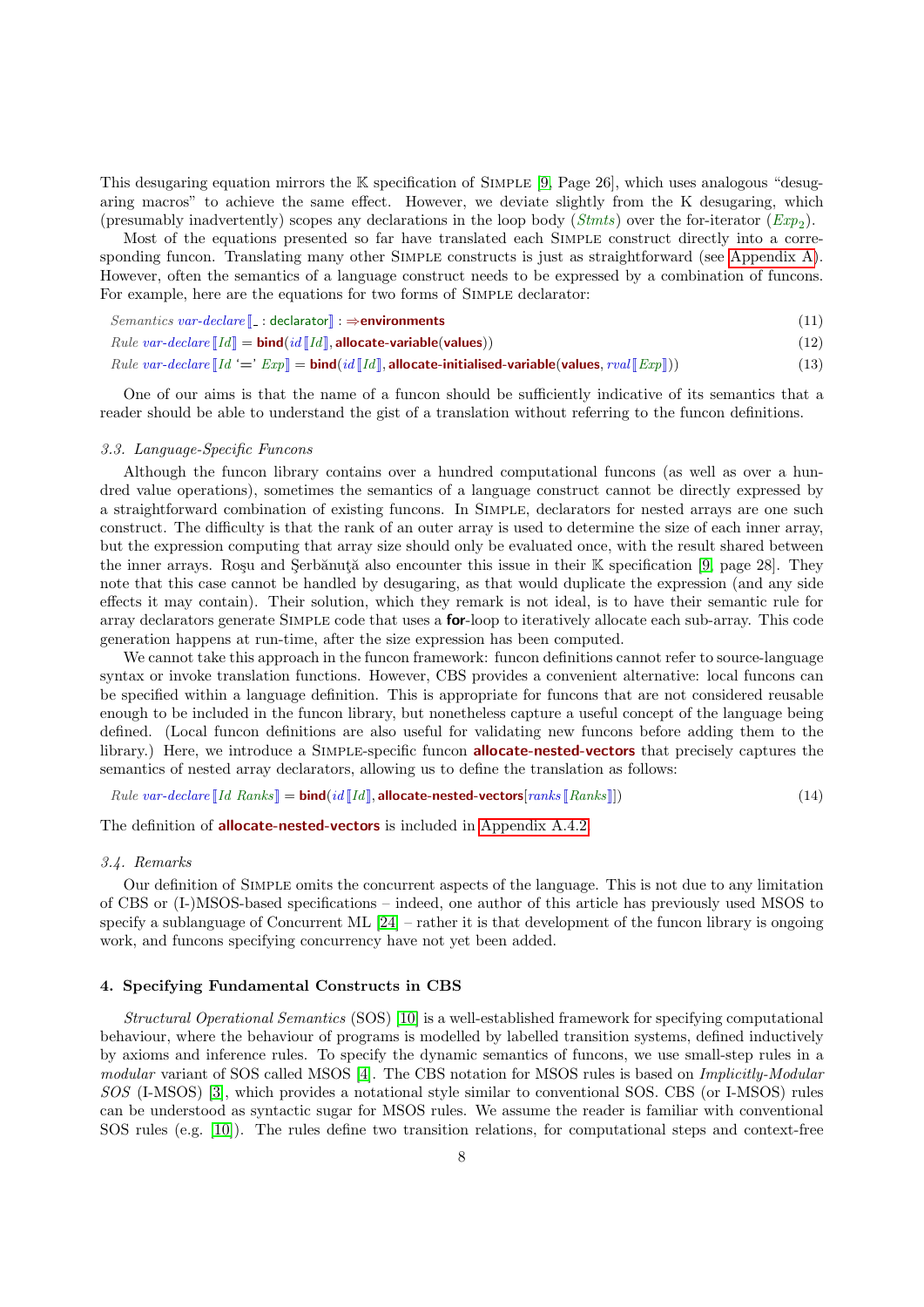This desugaring equation mirrors the $\mathbb{K}$ specification of Simple [9, Page 26], which uses analogous "desugaring macros" to achieve the same effect. However, we deviate slightly from the K desugaring, which (presumably inadvertently) scopes any declarations in the loop body (*Stmts*) over the for-iterator ($Exp_2$).

Most of the equations presented so far have translated each Simple construct directly into a corresponding funcon. Translating many other Simple constructs is just as straightforward (see Appendix A). However, often the semantics of a language construct needs to be expressed by a combination of funcons. For example, here are the equations for two forms of Simple declarator:

*Semantics* *var-declare*⟦_ : declarator⟧ : ⇒**environments** (11)

*Rule* *var-declare*⟦*Id*⟧ = **bind**(*id*⟦*Id*⟧, **allocate-variable**(**values**)) (12)

*Rule* *var-declare*⟦*Id* '=' *Exp*⟧ = **bind**(*id*⟦*Id*⟧, **allocate-initialised-variable**(**values**, *rval*⟦*Exp*⟧)) (13)

One of our aims is that the name of a funcon should be sufficiently indicative of its semantics that a reader should be able to understand the gist of a translation without referring to the funcon definitions.

### 3.3. Language-Specific Funcons

Although the funcon library contains over a hundred computational funcons (as well as over a hundred value operations), sometimes the semantics of a language construct cannot be directly expressed by a straightforward combination of existing funcons. In Simple, declarators for nested arrays are one such construct. The difficulty is that the rank of an outer array is used to determine the size of each inner array, but the expression computing that array size should only be evaluated once, with the result shared between the inner arrays. Roşu and Şerbănuţă also encounter this issue in their $\mathbb{K}$ specification [9, page 28]. They note that this case cannot be handled by desugaring, as that would duplicate the expression (and any side effects it may contain). Their solution, which they remark is not ideal, is to have their semantic rule for array declarators generate Simple code that uses a **for**-loop to iteratively allocate each sub-array. This code generation happens at run-time, after the size expression has been computed.

We cannot take this approach in the funcon framework: funcon definitions cannot refer to source-language syntax or invoke translation functions. However, CBS provides a convenient alternative: local funcons can be specified within a language definition. This is appropriate for funcons that are not considered reusable enough to be included in the funcon library, but nonetheless capture a useful concept of the language being defined. (Local funcon definitions are also useful for validating new funcons before adding them to the library.) Here, we introduce a Simple-specific funcon **allocate-nested-vectors** that precisely captures the semantics of nested array declarators, allowing us to define the translation as follows:

*Rule* *var-declare*⟦*Id* *Ranks*⟧ = **bind**(*id*⟦*Id*⟧, **allocate-nested-vectors**[*ranks*⟦*Ranks*⟧]) (14)

The definition of **allocate-nested-vectors** is included in Appendix A.4.2.

### 3.4. Remarks

Our definition of Simple omits the concurrent aspects of the language. This is not due to any limitation of CBS or (I-)MSOS-based specifications – indeed, one author of this article has previously used MSOS to specify a sublanguage of Concurrent ML [24] – rather it is that development of the funcon library is ongoing work, and funcons specifying concurrency have not yet been added.

## 4. Specifying Fundamental Constructs in CBS

*Structural Operational Semantics* (SOS) [10] is a well-established framework for specifying computational behaviour, where the behaviour of programs is modelled by labelled transition systems, defined inductively by axioms and inference rules. To specify the dynamic semantics of funcons, we use small-step rules in a *modular* variant of SOS called MSOS [4]. The CBS notation for MSOS rules is based on *Implicitly-Modular SOS* (I-MSOS) [3], which provides a notational style similar to conventional SOS. CBS (or I-MSOS) rules can be understood as syntactic sugar for MSOS rules. We assume the reader is familiar with conventional SOS rules (e.g. [10]). The rules define two transition relations, for computational steps and context-free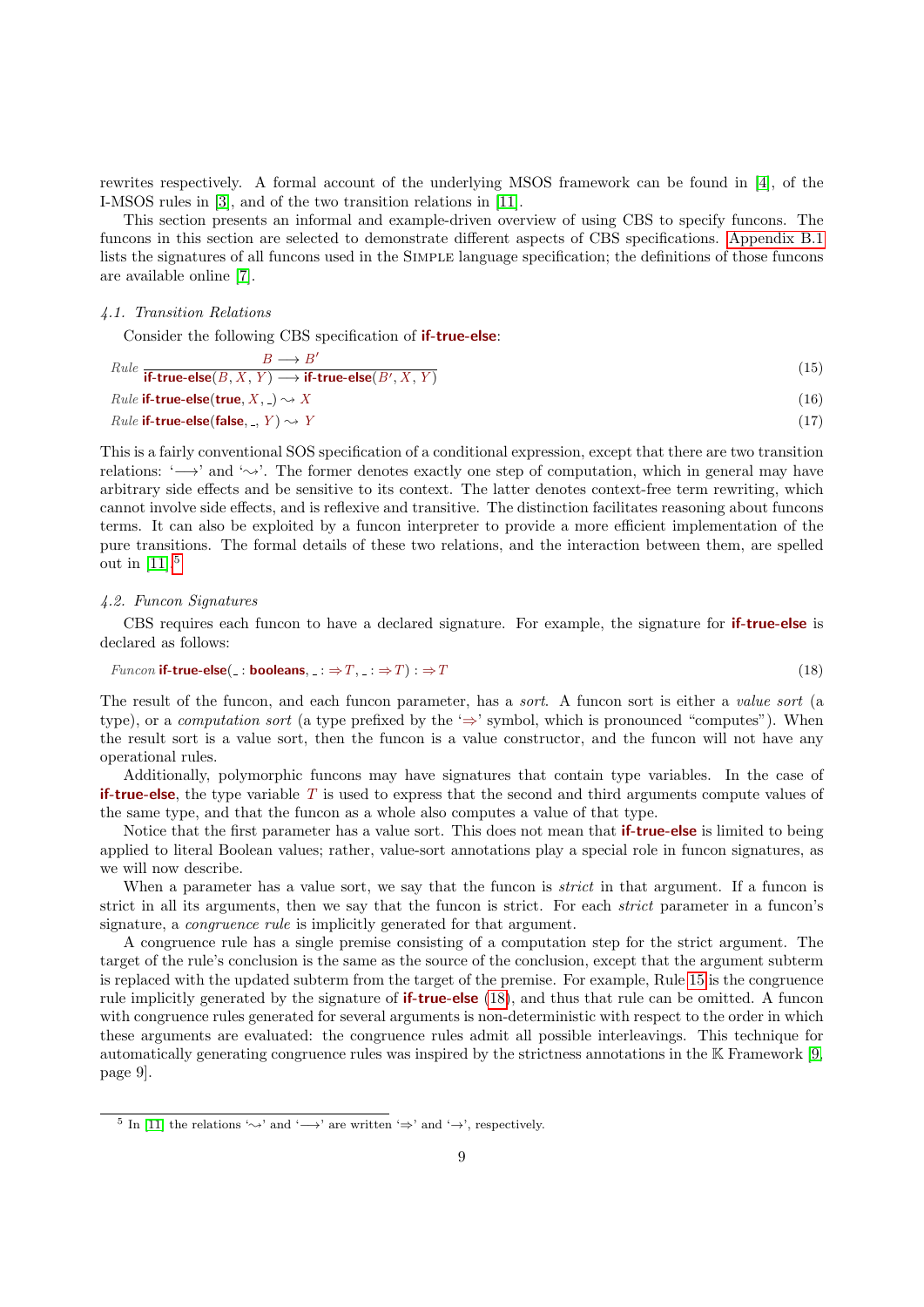rewrites respectively. A formal account of the underlying MSOS framework can be found in [4], of the I-MSOS rules in [3], and of the two transition relations in [11].

This section presents an informal and example-driven overview of using CBS to specify funcons. The funcons in this section are selected to demonstrate different aspects of CBS specifications. Appendix B.1 lists the signatures of all funcons used in the SIMPLE language specification; the definitions of those funcons are available online [7].

#### 4.1. Transition Relations

Consider the following CBS specification of **if-true-else**:

$$\textit{Rule}\ \frac{B \longrightarrow B'}{\textbf{if-true-else}(B, X, Y) \longrightarrow \textbf{if-true-else}(B', X, Y)} \tag{15}$$

$$\textit{Rule}\ \textbf{if-true-else}(\textbf{true}, X, \_) \rightsquigarrow X \tag{16}$$

$$\textit{Rule}\ \textbf{if-true-else}(\textbf{false}, \_, Y) \rightsquigarrow Y \tag{17}$$

This is a fairly conventional SOS specification of a conditional expression, except that there are two transition relations: '$\longrightarrow$' and '$\rightsquigarrow$'. The former denotes exactly one step of computation, which in general may have arbitrary side effects and be sensitive to its context. The latter denotes context-free term rewriting, which cannot involve side effects, and is reflexive and transitive. The distinction facilitates reasoning about funcons terms. It can also be exploited by a funcon interpreter to provide a more efficient implementation of the pure transitions. The formal details of these two relations, and the interaction between them, are spelled out in [11].[5]

#### 4.2. Funcon Signatures

CBS requires each funcon to have a declared signature. For example, the signature for **if-true-else** is declared as follows:

$$\textit{Funcon}\ \textbf{if-true-else}(\_ : \textbf{booleans}, \_ : \Rightarrow T, \_ : \Rightarrow T) : \Rightarrow T \tag{18}$$

The result of the funcon, and each funcon parameter, has a *sort*. A funcon sort is either a *value sort* (a type), or a *computation sort* (a type prefixed by the '$\Rightarrow$' symbol, which is pronounced "computes"). When the result sort is a value sort, then the funcon is a value constructor, and the funcon will not have any operational rules.

Additionally, polymorphic funcons may have signatures that contain type variables. In the case of **if-true-else**, the type variable $T$ is used to express that the second and third arguments compute values of the same type, and that the funcon as a whole also computes a value of that type.

Notice that the first parameter has a value sort. This does not mean that **if-true-else** is limited to being applied to literal Boolean values; rather, value-sort annotations play a special role in funcon signatures, as we will now describe.

When a parameter has a value sort, we say that the funcon is *strict* in that argument. If a funcon is strict in all its arguments, then we say that the funcon is strict. For each *strict* parameter in a funcon's signature, a *congruence rule* is implicitly generated for that argument.

A congruence rule has a single premise consisting of a computation step for the strict argument. The target of the rule's conclusion is the same as the source of the conclusion, except that the argument subterm is replaced with the updated subterm from the target of the premise. For example, Rule 15 is the congruence rule implicitly generated by the signature of **if-true-else** (18), and thus that rule can be omitted. A funcon with congruence rules generated for several arguments is non-deterministic with respect to the order in which these arguments are evaluated: the congruence rules admit all possible interleavings. This technique for automatically generating congruence rules was inspired by the strictness annotations in the $\mathbb{K}$ Framework [9, page 9].

[5] In [11] the relations '$\rightsquigarrow$' and '$\longrightarrow$' are written '$\Rightarrow$' and '$\rightarrow$', respectively.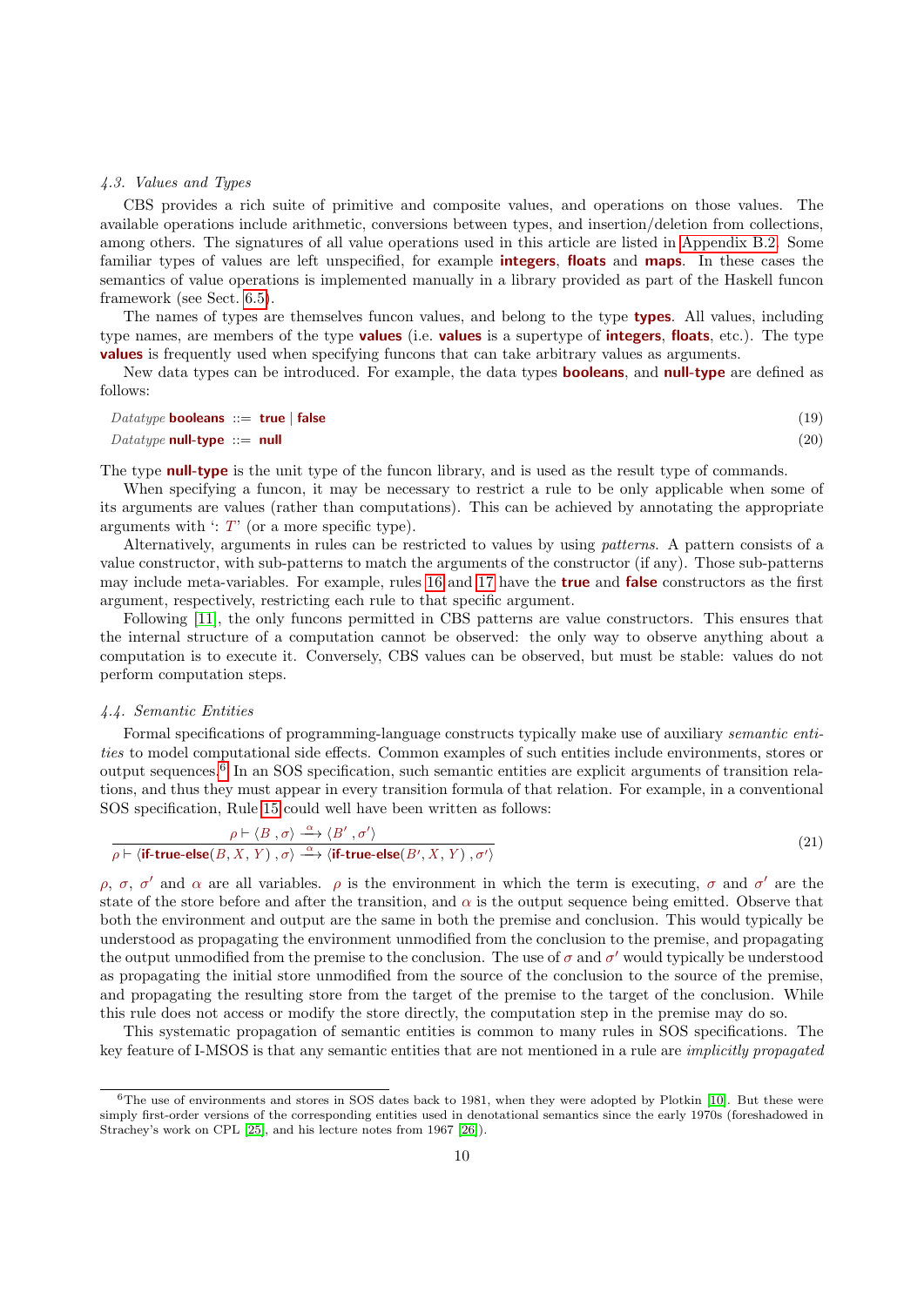### 4.3. Values and Types

CBS provides a rich suite of primitive and composite values, and operations on those values. The available operations include arithmetic, conversions between types, and insertion/deletion from collections, among others. The signatures of all value operations used in this article are listed in Appendix B.2. Some familiar types of values are left unspecified, for example **integers**, **floats** and **maps**. In these cases the semantics of value operations is implemented manually in a library provided as part of the Haskell funcon framework (see Sect. 6.5).

The names of types are themselves funcon values, and belong to the type **types**. All values, including type names, are members of the type **values** (i.e. **values** is a supertype of **integers**, **floats**, etc.). The type **values** is frequently used when specifying funcons that can take arbitrary values as arguments.

New data types can be introduced. For example, the data types **booleans**, and **null-type** are defined as follows:

$$\textit{Datatype}\ \textbf{booleans}\ ::=\ \textbf{true}\ |\ \textbf{false} \tag{19}$$

$$\textit{Datatype}\ \textbf{null-type}\ ::=\ \textbf{null} \tag{20}$$

The type **null-type** is the unit type of the funcon library, and is used as the result type of commands.

When specifying a funcon, it may be necessary to restrict a rule to be only applicable when some of its arguments are values (rather than computations). This can be achieved by annotating the appropriate arguments with ': $T$' (or a more specific type).

Alternatively, arguments in rules can be restricted to values by using *patterns*. A pattern consists of a value constructor, with sub-patterns to match the arguments of the constructor (if any). Those sub-patterns may include meta-variables. For example, rules 16 and 17 have the **true** and **false** constructors as the first argument, respectively, restricting each rule to that specific argument.

Following [11], the only funcons permitted in CBS patterns are value constructors. This ensures that the internal structure of a computation cannot be observed: the only way to observe anything about a computation is to execute it. Conversely, CBS values can be observed, but must be stable: values do not perform computation steps.

### 4.4. Semantic Entities

Formal specifications of programming-language constructs typically make use of auxiliary *semantic entities* to model computational side effects. Common examples of such entities include environments, stores or output sequences.[6] In an SOS specification, such semantic entities are explicit arguments of transition relations, and thus they must appear in every transition formula of that relation. For example, in a conventional SOS specification, Rule 15 could well have been written as follows:

$$\frac{\rho \vdash \langle B\ , \sigma\rangle \xrightarrow{\alpha} \langle B'\ , \sigma'\rangle}{\rho \vdash \langle \textbf{if-true-else}(B, X, Y)\ , \sigma\rangle \xrightarrow{\alpha} \langle \textbf{if-true-else}(B', X, Y)\ , \sigma'\rangle} \tag{21}$$

$\rho$, $\sigma$, $\sigma'$ and $\alpha$ are all variables. $\rho$ is the environment in which the term is executing, $\sigma$ and $\sigma'$ are the state of the store before and after the transition, and $\alpha$ is the output sequence being emitted. Observe that both the environment and output are the same in both the premise and conclusion. This would typically be understood as propagating the environment unmodified from the conclusion to the premise, and propagating the output unmodified from the premise to the conclusion. The use of $\sigma$ and $\sigma'$ would typically be understood as propagating the initial store unmodified from the source of the conclusion to the source of the premise, and propagating the resulting store from the target of the premise to the target of the conclusion. While this rule does not access or modify the store directly, the computation step in the premise may do so.

This systematic propagation of semantic entities is common to many rules in SOS specifications. The key feature of I-MSOS is that any semantic entities that are not mentioned in a rule are *implicitly propagated*

---

[6] The use of environments and stores in SOS dates back to 1981, when they were adopted by Plotkin [10]. But these were simply first-order versions of the corresponding entities used in denotational semantics since the early 1970s (foreshadowed in Strachey's work on CPL [25], and his lecture notes from 1967 [26]).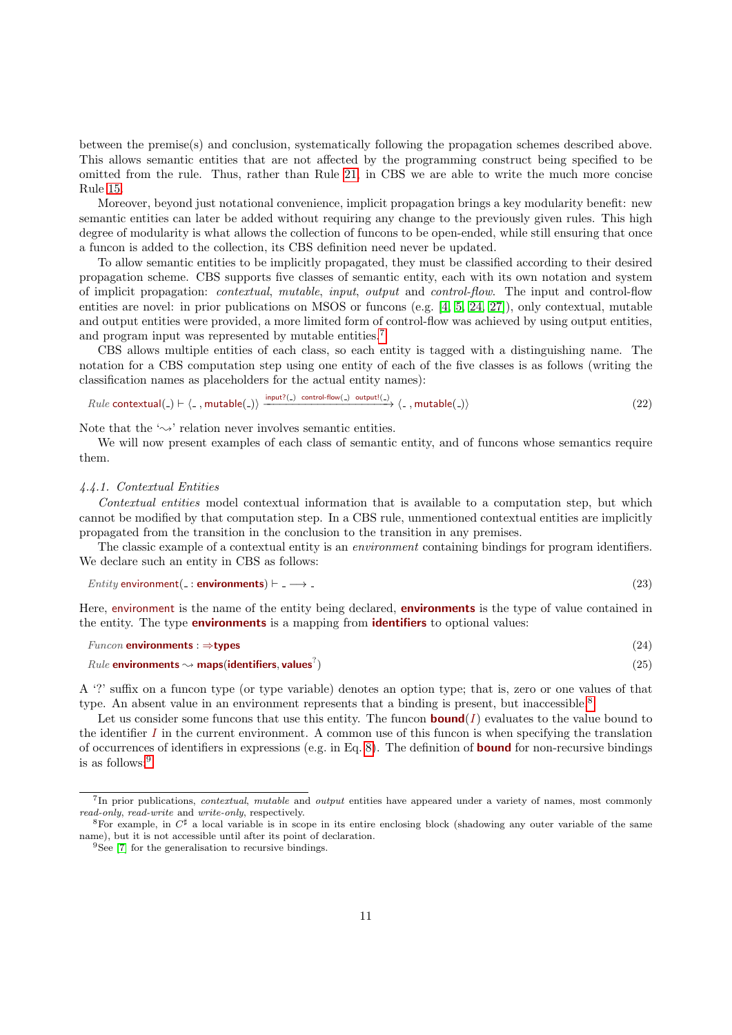between the premise(s) and conclusion, systematically following the propagation schemes described above. This allows semantic entities that are not affected by the programming construct being specified to be omitted from the rule. Thus, rather than Rule 21, in CBS we are able to write the much more concise Rule 15.

Moreover, beyond just notational convenience, implicit propagation brings a key modularity benefit: new semantic entities can later be added without requiring any change to the previously given rules. This high degree of modularity is what allows the collection of funcons to be open-ended, while still ensuring that once a funcon is added to the collection, its CBS definition need never be updated.

To allow semantic entities to be implicitly propagated, they must be classified according to their desired propagation scheme. CBS supports five classes of semantic entity, each with its own notation and system of implicit propagation: *contextual*, *mutable*, *input*, *output* and *control-flow*. The input and control-flow entities are novel: in prior publications on MSOS or funcons (e.g. [4, 5, 24, 27]), only contextual, mutable and output entities were provided, a more limited form of control-flow was achieved by using output entities, and program input was represented by mutable entities.[7]

CBS allows multiple entities of each class, so each entity is tagged with a distinguishing name. The notation for a CBS computation step using one entity of each of the five classes is as follows (writing the classification names as placeholders for the actual entity names):

$$\textit{Rule}\ \mathsf{contextual}(\_) \vdash \langle \_\,, \mathsf{mutable}(\_)\rangle \xrightarrow{\mathsf{input?}(\_)\ \ \mathsf{control\text{-}flow}(\_)\ \ \mathsf{output!}(\_)} \langle \_\,, \mathsf{mutable}(\_)\rangle \tag{22}$$

Note that the '$\rightsquigarrow$' relation never involves semantic entities.

We will now present examples of each class of semantic entity, and of funcons whose semantics require them.

### 4.4.1. Contextual Entities

*Contextual entities* model contextual information that is available to a computation step, but which cannot be modified by that computation step. In a CBS rule, unmentioned contextual entities are implicitly propagated from the transition in the conclusion to the transition in any premises.

The classic example of a contextual entity is an *environment* containing bindings for program identifiers. We declare such an entity in CBS as follows:

$$\textit{Entity}\ \mathsf{environment}(\_ : \textbf{environments}) \vdash \_ \longrightarrow \_ \tag{23}$$

Here, environment is the name of the entity being declared, **environments** is the type of value contained in the entity. The type **environments** is a mapping from **identifiers** to optional values:

$$\textit{Funcon}\ \textbf{environments} : \Rightarrow\textbf{types} \tag{24}$$

$$\textit{Rule}\ \textbf{environments} \rightsquigarrow \textbf{maps}(\textbf{identifiers}, \textbf{values}^{?}) \tag{25}$$

A '?' suffix on a funcon type (or type variable) denotes an option type; that is, zero or one values of that type. An absent value in an environment represents that a binding is present, but inaccessible.[8]

Let us consider some funcons that use this entity. The funcon **bound**($I$) evaluates to the value bound to the identifier $I$ in the current environment. A common use of this funcon is when specifying the translation of occurrences of identifiers in expressions (e.g. in Eq. 8). The definition of **bound** for non-recursive bindings is as follows:[9]

---

[7] In prior publications, *contextual*, *mutable* and *output* entities have appeared under a variety of names, most commonly *read-only*, *read-write* and *write-only*, respectively.

[8] For example, in C♯ a local variable is in scope in its entire enclosing block (shadowing any outer variable of the same name), but it is not accessible until after its point of declaration.

[9] See [7] for the generalisation to recursive bindings.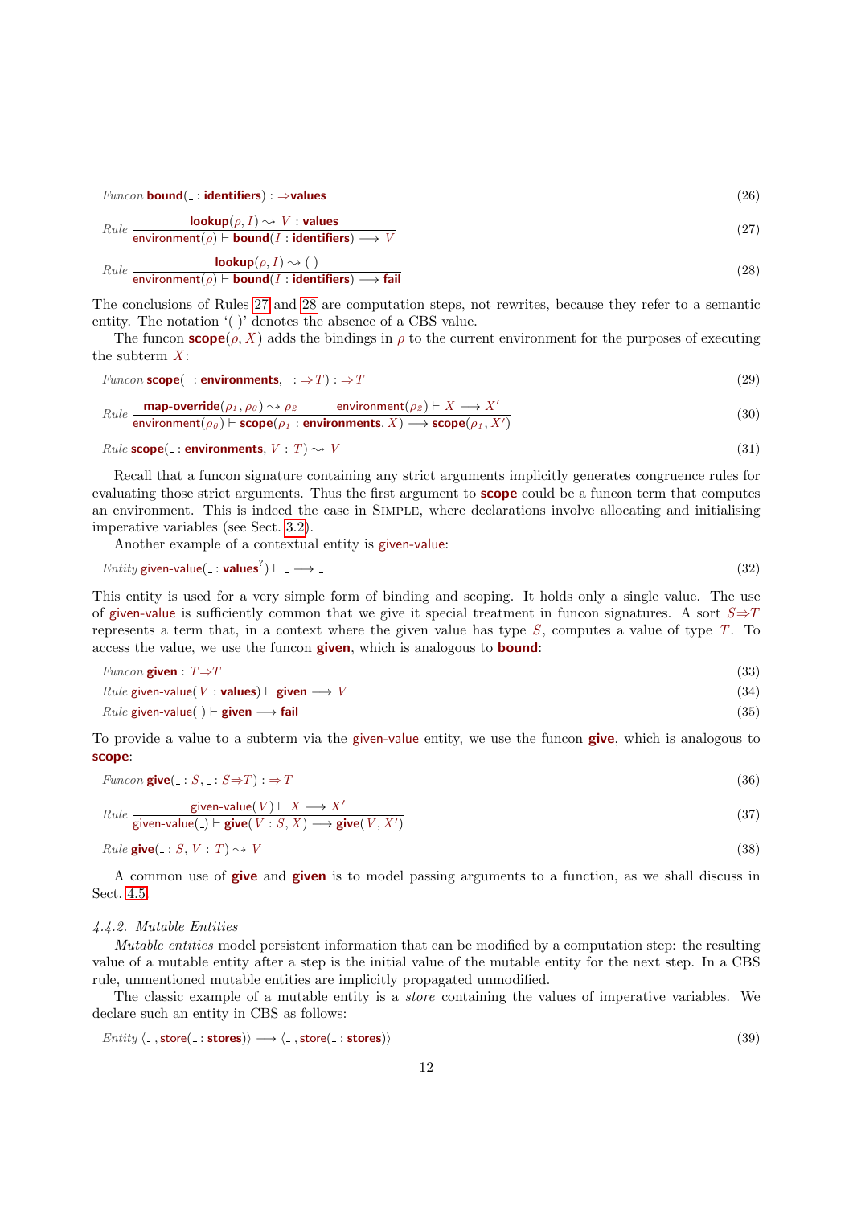$$\textit{Funcon}\ \textbf{bound}(\_ : \textbf{identifiers}) : \Rightarrow\textbf{values} \tag{26}$$

$$\textit{Rule}\ \frac{\textbf{lookup}(\rho, I) \rightsquigarrow V : \textbf{values}}{\textsf{environment}(\rho) \vdash \textbf{bound}(I : \textbf{identifiers}) \longrightarrow V} \tag{27}$$

$$\textit{Rule}\ \frac{\textbf{lookup}(\rho, I) \rightsquigarrow (\ )}{\textsf{environment}(\rho) \vdash \textbf{bound}(I : \textbf{identifiers}) \longrightarrow \textbf{fail}} \tag{28}$$

The conclusions of Rules 27 and 28 are computation steps, not rewrites, because they refer to a semantic entity. The notation '( )' denotes the absence of a CBS value.

The funcon $\textbf{scope}(\rho, X)$ adds the bindings in $\rho$ to the current environment for the purposes of executing the subterm $X$:

$$\textit{Funcon}\ \textbf{scope}(\_ : \textbf{environments}, \_ : \Rightarrow T) : \Rightarrow T \tag{29}$$

$$\textit{Rule}\ \frac{\textbf{map-override}(\rho_1, \rho_0) \rightsquigarrow \rho_2 \qquad \textsf{environment}(\rho_2) \vdash X \longrightarrow X'}{\textsf{environment}(\rho_0) \vdash \textbf{scope}(\rho_1 : \textbf{environments}, X) \longrightarrow \textbf{scope}(\rho_1, X')} \tag{30}$$

$$\textit{Rule}\ \textbf{scope}(\_ : \textbf{environments}, V : T) \rightsquigarrow V \tag{31}$$

Recall that a funcon signature containing any strict arguments implicitly generates congruence rules for evaluating those strict arguments. Thus the first argument to **scope** could be a funcon term that computes an environment. This is indeed the case in SIMPLE, where declarations involve allocating and initialising imperative variables (see Sect. 3.2).

Another example of a contextual entity is given-value:

$$\textit{Entity}\ \textsf{given-value}(\_ : \textbf{values}^{?}) \vdash \_ \longrightarrow \_ \tag{32}$$

This entity is used for a very simple form of binding and scoping. It holds only a single value. The use of given-value is sufficiently common that we give it special treatment in funcon signatures. A sort $S{\Rightarrow}T$ represents a term that, in a context where the given value has type $S$, computes a value of type $T$. To access the value, we use the funcon **given**, which is analogous to **bound**:

$$\textit{Funcon}\ \textbf{given} : T{\Rightarrow}T \tag{33}$$

$$\textit{Rule}\ \textsf{given-value}(V : \textbf{values}) \vdash \textbf{given} \longrightarrow V \tag{34}$$

$$\textit{Rule}\ \textsf{given-value}(\ ) \vdash \textbf{given} \longrightarrow \textbf{fail} \tag{35}$$

To provide a value to a subterm via the given-value entity, we use the funcon **give**, which is analogous to **scope**:

$$\textit{Funcon}\ \textbf{give}(\_ : S, \_ : S{\Rightarrow}T) : \Rightarrow T \tag{36}$$

$$\textit{Rule}\ \frac{\textsf{given-value}(V) \vdash X \longrightarrow X'}{\textsf{given-value}(\_) \vdash \textbf{give}(V : S, X) \longrightarrow \textbf{give}(V, X')} \tag{37}$$

$$\textit{Rule}\ \textbf{give}(\_ : S, V : T) \rightsquigarrow V \tag{38}$$

A common use of **give** and **given** is to model passing arguments to a function, as we shall discuss in Sect. 4.5.

### *4.4.2. Mutable Entities*

*Mutable entities* model persistent information that can be modified by a computation step: the resulting value of a mutable entity after a step is the initial value of the mutable entity for the next step. In a CBS rule, unmentioned mutable entities are implicitly propagated unmodified.

The classic example of a mutable entity is a *store* containing the values of imperative variables. We declare such an entity in CBS as follows:

$$\textit{Entity}\ \langle \_ , \textsf{store}(\_ : \textbf{stores})\rangle \longrightarrow \langle \_ , \textsf{store}(\_ : \textbf{stores})\rangle \tag{39}$$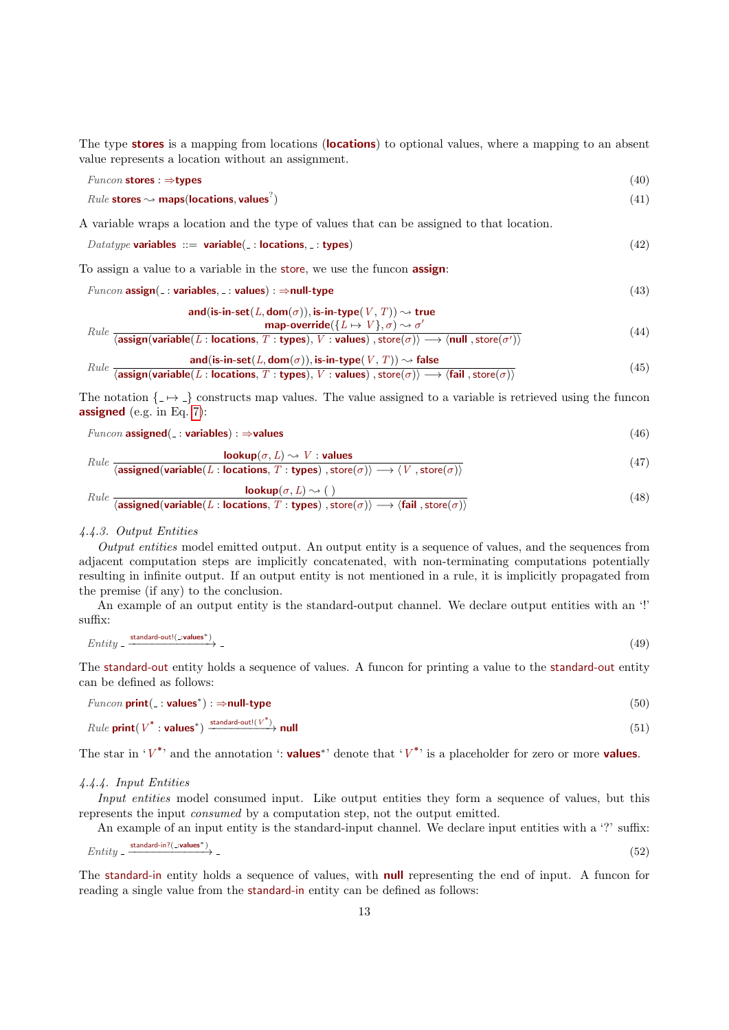The type **stores** is a mapping from locations (**locations**) to optional values, where a mapping to an absent value represents a location without an assignment.

$$\textit{Funcon}\ \textbf{stores} : \Rightarrow\textbf{types} \tag{40}$$

$$\textit{Rule}\ \textbf{stores} \rightsquigarrow \textbf{maps}(\textbf{locations}, \textbf{values}^{?}) \tag{41}$$

A variable wraps a location and the type of values that can be assigned to that location.

$$\textit{Datatype}\ \textbf{variables} ::= \textbf{variable}(\_ : \textbf{locations}, \_ : \textbf{types}) \tag{42}$$

To assign a value to a variable in the store, we use the funcon **assign**:

$$\textit{Funcon}\ \textbf{assign}(\_ : \textbf{variables}, \_ : \textbf{values}) : \Rightarrow\textbf{null-type} \tag{43}$$

$$\textit{Rule}\ \frac{\begin{array}{c}\textbf{and}(\textbf{is-in-set}(L, \textbf{dom}(\sigma)), \textbf{is-in-type}(V, T)) \rightsquigarrow \textbf{true}\\ \textbf{map-override}(\{L \mapsto V\}, \sigma) \rightsquigarrow \sigma'\end{array}}{\langle \textbf{assign}(\textbf{variable}(L : \textbf{locations}, T : \textbf{types}), V : \textbf{values}), \mathsf{store}(\sigma)\rangle \longrightarrow \langle \textbf{null}, \mathsf{store}(\sigma')\rangle} \tag{44}$$

$$\textit{Rule}\ \frac{\textbf{and}(\textbf{is-in-set}(L, \textbf{dom}(\sigma)), \textbf{is-in-type}(V, T)) \rightsquigarrow \textbf{false}}{\langle \textbf{assign}(\textbf{variable}(L : \textbf{locations}, T : \textbf{types}), V : \textbf{values}), \mathsf{store}(\sigma)\rangle \longrightarrow \langle \textbf{fail}, \mathsf{store}(\sigma)\rangle} \tag{45}$$

The notation $\{\_ \mapsto \_\}$ constructs map values. The value assigned to a variable is retrieved using the funcon **assigned** (e.g. in Eq. 7):

$$\textit{Funcon}\ \textbf{assigned}(\_ : \textbf{variables}) : \Rightarrow\textbf{values} \tag{46}$$

$$\textit{Rule}\ \frac{\textbf{lookup}(\sigma, L) \rightsquigarrow V : \textbf{values}}{\langle \textbf{assigned}(\textbf{variable}(L : \textbf{locations}, T : \textbf{types})), \mathsf{store}(\sigma)\rangle \longrightarrow \langle V, \mathsf{store}(\sigma)\rangle} \tag{47}$$

$$\textit{Rule}\ \frac{\textbf{lookup}(\sigma, L) \rightsquigarrow (\,)}{\langle \textbf{assigned}(\textbf{variable}(L : \textbf{locations}, T : \textbf{types})), \mathsf{store}(\sigma)\rangle \longrightarrow \langle \textbf{fail}, \mathsf{store}(\sigma)\rangle} \tag{48}$$

#### 4.4.3. Output Entities

*Output entities* model emitted output. An output entity is a sequence of values, and the sequences from adjacent computation steps are implicitly concatenated, with non-terminating computations potentially resulting in infinite output. If an output entity is not mentioned in a rule, it is implicitly propagated from the premise (if any) to the conclusion.

An example of an output entity is the standard-output channel. We declare output entities with an '!' suffix:

$$\textit{Entity}\ \_ \xrightarrow{\mathsf{standard\text{-}out}!(\_ : \textbf{values}^*)} \_ \tag{49}$$

The standard-out entity holds a sequence of values. A funcon for printing a value to the standard-out entity can be defined as follows:

$$\textit{Funcon}\ \textbf{print}(\_ : \textbf{values}^*) : \Rightarrow\textbf{null-type} \tag{50}$$

$$\textit{Rule}\ \textbf{print}(V^* : \textbf{values}^*) \xrightarrow{\mathsf{standard\text{-}out}!(V^*)} \textbf{null} \tag{51}$$

The star in '$V^*$' and the annotation ': **values**$^*$' denote that '$V^*$' is a placeholder for zero or more **values**.

#### 4.4.4. Input Entities

*Input entities* model consumed input. Like output entities they form a sequence of values, but this represents the input *consumed* by a computation step, not the output emitted.

An example of an input entity is the standard-input channel. We declare input entities with a '?' suffix:

$$\textit{Entity}\ \_ \xrightarrow{\mathsf{standard\text{-}in}?(\_ : \textbf{values}^*)} \_ \tag{52}$$

The standard-in entity holds a sequence of values, with **null** representing the end of input. A funcon for reading a single value from the standard-in entity can be defined as follows: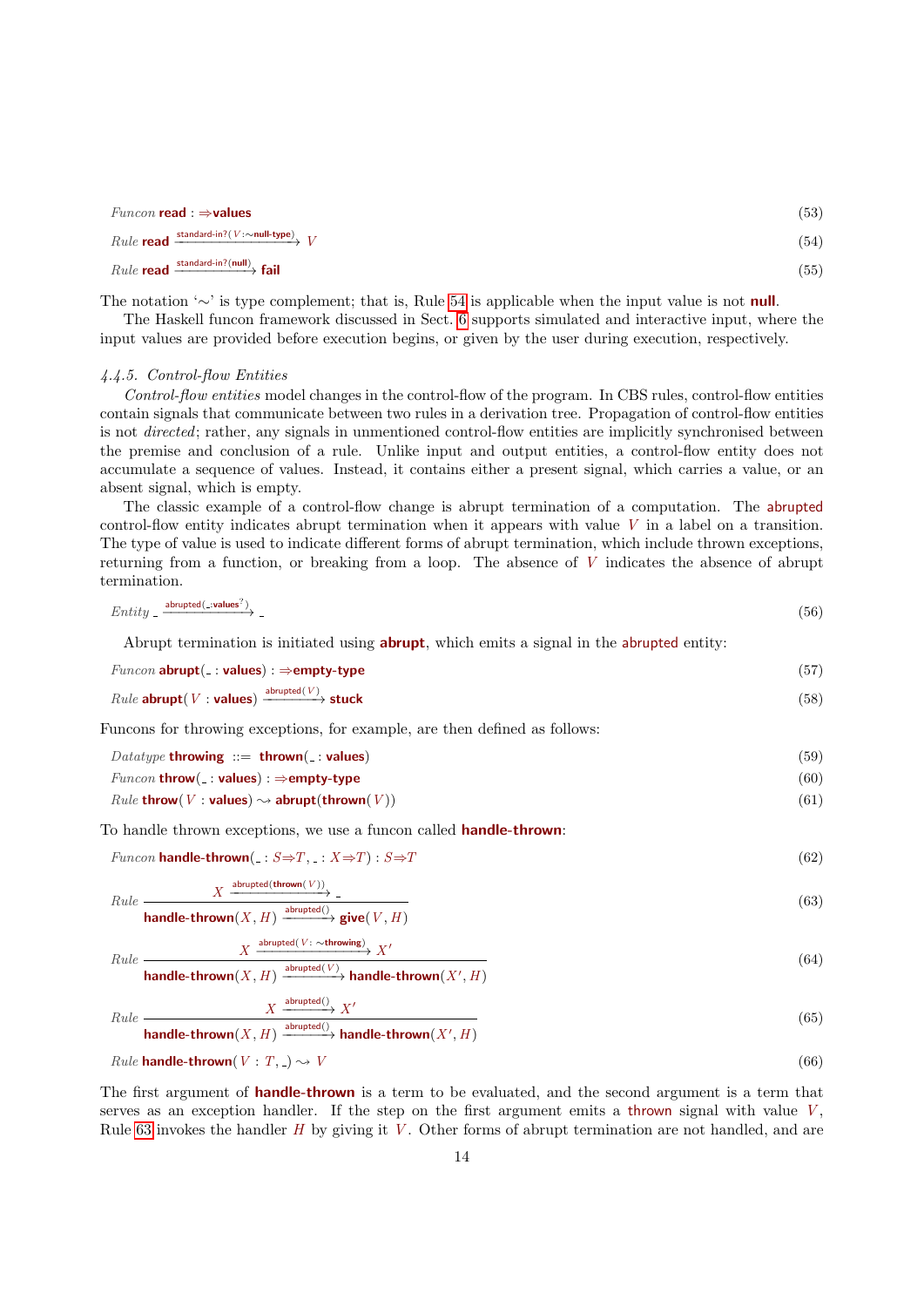$$\textit{Funcon}\ \textbf{read} : \Rightarrow\textbf{values} \tag{53}$$

$$\textit{Rule}\ \textbf{read} \xrightarrow{\text{standard-in?}(V:\sim\textbf{null-type})} V \tag{54}$$

$$\textit{Rule}\ \textbf{read} \xrightarrow{\text{standard-in?}(\textbf{null})} \textbf{fail} \tag{55}$$

The notation '$\sim$' is type complement; that is, Rule 54 is applicable when the input value is not **null**.

The Haskell funcon framework discussed in Sect. 6 supports simulated and interactive input, where the input values are provided before execution begins, or given by the user during execution, respectively.

#### 4.4.5. Control-flow Entities

*Control-flow entities* model changes in the control-flow of the program. In CBS rules, control-flow entities contain signals that communicate between two rules in a derivation tree. Propagation of control-flow entities is not *directed*; rather, any signals in unmentioned control-flow entities are implicitly synchronised between the premise and conclusion of a rule. Unlike input and output entities, a control-flow entity does not accumulate a sequence of values. Instead, it contains either a present signal, which carries a value, or an absent signal, which is empty.

The classic example of a control-flow change is abrupt termination of a computation. The abrupted control-flow entity indicates abrupt termination when it appears with value $V$ in a label on a transition. The type of value is used to indicate different forms of abrupt termination, which include thrown exceptions, returning from a function, or breaking from a loop. The absence of $V$ indicates the absence of abrupt termination.

$$\textit{Entity}\ \_ \xrightarrow{\text{abrupted}(\_:\textbf{values}^?)} \_ \tag{56}$$

Abrupt termination is initiated using **abrupt**, which emits a signal in the abrupted entity:

$$\textit{Funcon}\ \textbf{abrupt}(\_ : \textbf{values}) : \Rightarrow\textbf{empty-type} \tag{57}$$

$$\textit{Rule}\ \textbf{abrupt}(V : \textbf{values}) \xrightarrow{\text{abrupted}(V)} \textbf{stuck} \tag{58}$$

Funcons for throwing exceptions, for example, are then defined as follows:

$$\textit{Datatype}\ \textbf{throwing}\ ::=\ \textbf{thrown}(\_ : \textbf{values}) \tag{59}$$

$$\textit{Funcon}\ \textbf{throw}(\_ : \textbf{values}) : \Rightarrow\textbf{empty-type} \tag{60}$$

$$\textit{Rule}\ \textbf{throw}(V : \textbf{values}) \rightsquigarrow \textbf{abrupt}(\textbf{thrown}(V)) \tag{61}$$

To handle thrown exceptions, we use a funcon called **handle-thrown**:

$$\textit{Funcon}\ \textbf{handle-thrown}(\_ : S\Rightarrow T, \_ : X\Rightarrow T) : S\Rightarrow T \tag{62}$$

$$\textit{Rule}\ \frac{X \xrightarrow{\text{abrupted}(\textbf{thrown}(V))} \_}{\textbf{handle-thrown}(X, H) \xrightarrow{\text{abrupted}()} \textbf{give}(V, H)} \tag{63}$$

$$\textit{Rule}\ \frac{X \xrightarrow{\text{abrupted}(V:\ \sim\textbf{throwing})} X'}{\textbf{handle-thrown}(X, H) \xrightarrow{\text{abrupted}(V)} \textbf{handle-thrown}(X', H)} \tag{64}$$

$$\textit{Rule}\ \frac{X \xrightarrow{\text{abrupted}()} X'}{\textbf{handle-thrown}(X, H) \xrightarrow{\text{abrupted}()} \textbf{handle-thrown}(X', H)} \tag{65}$$

$$\textit{Rule}\ \textbf{handle-thrown}(V : T, \_) \rightsquigarrow V \tag{66}$$

The first argument of **handle-thrown** is a term to be evaluated, and the second argument is a term that serves as an exception handler. If the step on the first argument emits a thrown signal with value $V$, Rule 63 invokes the handler $H$ by giving it $V$. Other forms of abrupt termination are not handled, and are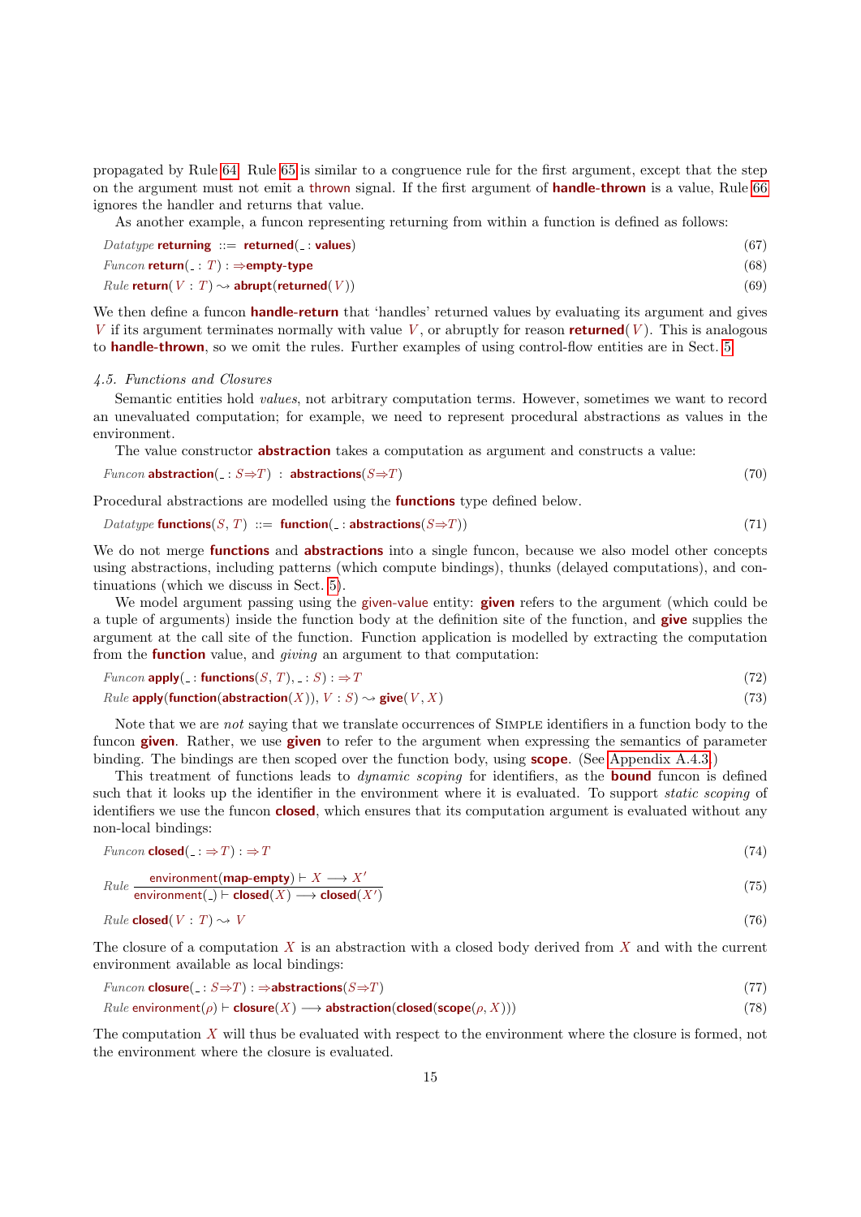propagated by Rule 64. Rule 65 is similar to a congruence rule for the first argument, except that the step on the argument must not emit a thrown signal. If the first argument of **handle-thrown** is a value, Rule 66 ignores the handler and returns that value.

As another example, a funcon representing returning from within a function is defined as follows:

$$\textit{Datatype}\ \textbf{returning} ::= \textbf{returned}(\_ : \textbf{values}) \tag{67}$$

$$\textit{Funcon}\ \textbf{return}(\_ : T) : \Rightarrow\textbf{empty-type} \tag{68}$$

$$\textit{Rule}\ \textbf{return}(V : T) \rightsquigarrow \textbf{abrupt}(\textbf{returned}(V)) \tag{69}$$

We then define a funcon **handle-return** that 'handles' returned values by evaluating its argument and gives $V$ if its argument terminates normally with value $V$, or abruptly for reason **returned**($V$). This is analogous to **handle-thrown**, so we omit the rules. Further examples of using control-flow entities are in Sect. 5.

*4.5. Functions and Closures*

Semantic entities hold *values*, not arbitrary computation terms. However, sometimes we want to record an unevaluated computation; for example, we need to represent procedural abstractions as values in the environment.

The value constructor **abstraction** takes a computation as argument and constructs a value:

$$\textit{Funcon}\ \textbf{abstraction}(\_ : S{\Rightarrow}T) : \textbf{abstractions}(S{\Rightarrow}T) \tag{70}$$

Procedural abstractions are modelled using the **functions** type defined below.

$$\textit{Datatype}\ \textbf{functions}(S, T) ::= \textbf{function}(\_ : \textbf{abstractions}(S{\Rightarrow}T)) \tag{71}$$

We do not merge **functions** and **abstractions** into a single funcon, because we also model other concepts using abstractions, including patterns (which compute bindings), thunks (delayed computations), and continuations (which we discuss in Sect. 5).

We model argument passing using the given-value entity: **given** refers to the argument (which could be a tuple of arguments) inside the function body at the definition site of the function, and **give** supplies the argument at the call site of the function. Function application is modelled by extracting the computation from the **function** value, and *giving* an argument to that computation:

$$\textit{Funcon}\ \textbf{apply}(\_ : \textbf{functions}(S, T), \_ : S) : \Rightarrow T \tag{72}$$

$$\textit{Rule}\ \textbf{apply}(\textbf{function}(\textbf{abstraction}(X)), V : S) \rightsquigarrow \textbf{give}(V, X) \tag{73}$$

Note that we are *not* saying that we translate occurrences of Simple identifiers in a function body to the funcon **given**. Rather, we use **given** to refer to the argument when expressing the semantics of parameter binding. The bindings are then scoped over the function body, using **scope**. (See Appendix A.4.3.)

This treatment of functions leads to *dynamic scoping* for identifiers, as the **bound** funcon is defined such that it looks up the identifier in the environment where it is evaluated. To support *static scoping* of identifiers we use the funcon **closed**, which ensures that its computation argument is evaluated without any non-local bindings:

$$\textit{Funcon}\ \textbf{closed}(\_ : \Rightarrow T) : \Rightarrow T \tag{74}$$

$$\textit{Rule}\ \frac{\text{environment}(\textbf{map-empty}) \vdash X \longrightarrow X'}{\text{environment}(\_) \vdash \textbf{closed}(X) \longrightarrow \textbf{closed}(X')} \tag{75}$$

$$\textit{Rule}\ \textbf{closed}(V : T) \rightsquigarrow V \tag{76}$$

The closure of a computation $X$ is an abstraction with a closed body derived from $X$ and with the current environment available as local bindings:

$$\textit{Funcon}\ \textbf{closure}(\_ : S{\Rightarrow}T) : \Rightarrow\textbf{abstractions}(S{\Rightarrow}T) \tag{77}$$

$$\textit{Rule}\ \text{environment}(\rho) \vdash \textbf{closure}(X) \longrightarrow \textbf{abstraction}(\textbf{closed}(\textbf{scope}(\rho, X))) \tag{78}$$

The computation $X$ will thus be evaluated with respect to the environment where the closure is formed, not the environment where the closure is evaluated.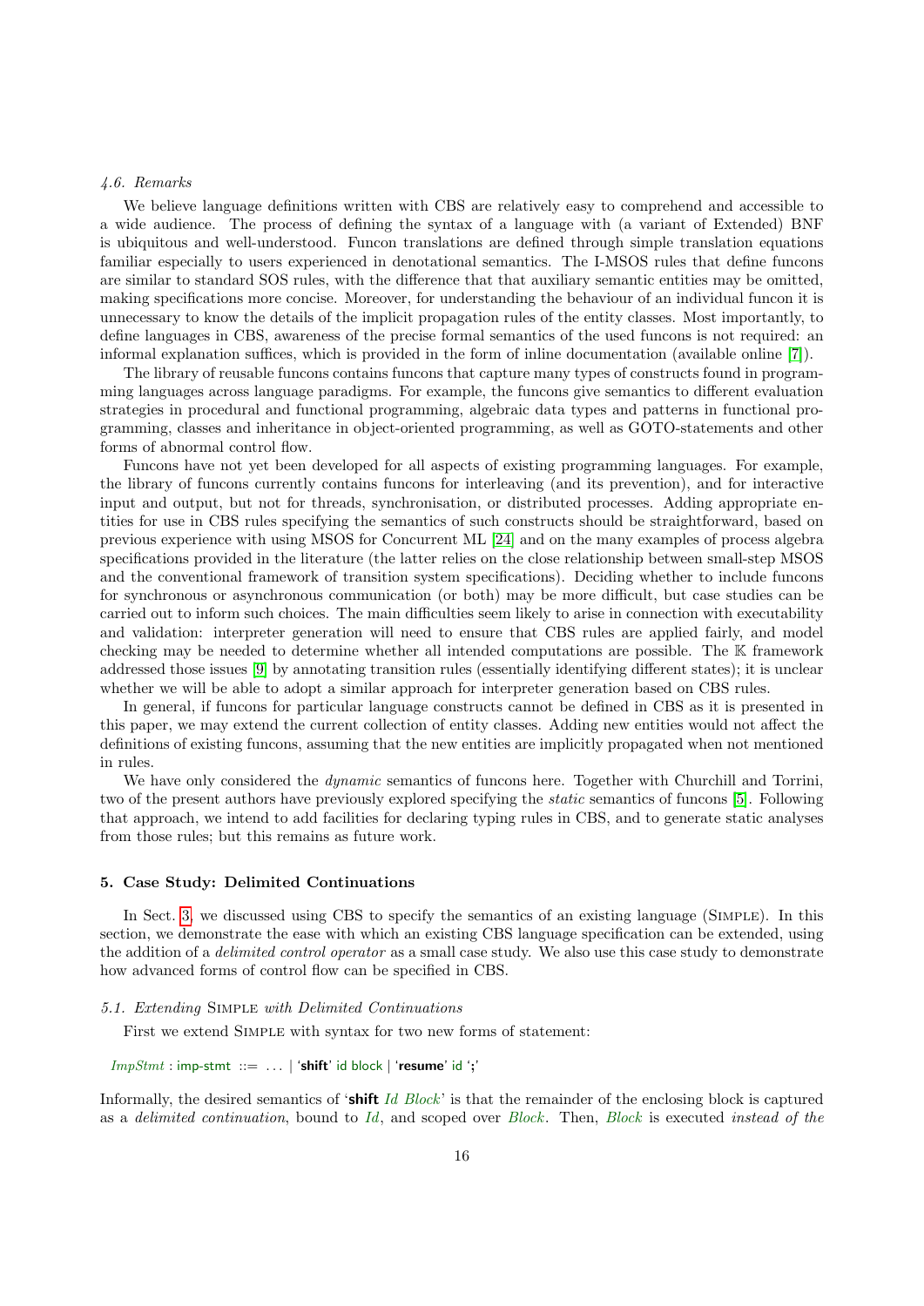*4.6. Remarks*

We believe language definitions written with CBS are relatively easy to comprehend and accessible to a wide audience. The process of defining the syntax of a language with (a variant of Extended) BNF is ubiquitous and well-understood. Funcon translations are defined through simple translation equations familiar especially to users experienced in denotational semantics. The I-MSOS rules that define funcons are similar to standard SOS rules, with the difference that that auxiliary semantic entities may be omitted, making specifications more concise. Moreover, for understanding the behaviour of an individual funcon it is unnecessary to know the details of the implicit propagation rules of the entity classes. Most importantly, to define languages in CBS, awareness of the precise formal semantics of the used funcons is not required: an informal explanation suffices, which is provided in the form of inline documentation (available online [7]).

The library of reusable funcons contains funcons that capture many types of constructs found in programming languages across language paradigms. For example, the funcons give semantics to different evaluation strategies in procedural and functional programming, algebraic data types and patterns in functional programming, classes and inheritance in object-oriented programming, as well as GOTO-statements and other forms of abnormal control flow.

Funcons have not yet been developed for all aspects of existing programming languages. For example, the library of funcons currently contains funcons for interleaving (and its prevention), and for interactive input and output, but not for threads, synchronisation, or distributed processes. Adding appropriate entities for use in CBS rules specifying the semantics of such constructs should be straightforward, based on previous experience with using MSOS for Concurrent ML [24] and on the many examples of process algebra specifications provided in the literature (the latter relies on the close relationship between small-step MSOS and the conventional framework of transition system specifications). Deciding whether to include funcons for synchronous or asynchronous communication (or both) may be more difficult, but case studies can be carried out to inform such choices. The main difficulties seem likely to arise in connection with executability and validation: interpreter generation will need to ensure that CBS rules are applied fairly, and model checking may be needed to determine whether all intended computations are possible. The $\mathbb{K}$ framework addressed those issues [9] by annotating transition rules (essentially identifying different states); it is unclear whether we will be able to adopt a similar approach for interpreter generation based on CBS rules.

In general, if funcons for particular language constructs cannot be defined in CBS as it is presented in this paper, we may extend the current collection of entity classes. Adding new entities would not affect the definitions of existing funcons, assuming that the new entities are implicitly propagated when not mentioned in rules.

We have only considered the *dynamic* semantics of funcons here. Together with Churchill and Torrini, two of the present authors have previously explored specifying the *static* semantics of funcons [5]. Following that approach, we intend to add facilities for declaring typing rules in CBS, and to generate static analyses from those rules; but this remains as future work.

## 5. Case Study: Delimited Continuations

In Sect. 3, we discussed using CBS to specify the semantics of an existing language (SIMPLE). In this section, we demonstrate the ease with which an existing CBS language specification can be extended, using the addition of a *delimited control operator* as a small case study. We also use this case study to demonstrate how advanced forms of control flow can be specified in CBS.

### *5.1. Extending SIMPLE with Delimited Continuations*

First we extend SIMPLE with syntax for two new forms of statement:

```
ImpStmt : imp-stmt ::= ... | 'shift' id block | 'resume' id ';'
```

Informally, the desired semantics of '**shift** *Id Block*' is that the remainder of the enclosing block is captured as a *delimited continuation*, bound to *Id*, and scoped over *Block*. Then, *Block* is executed *instead of the*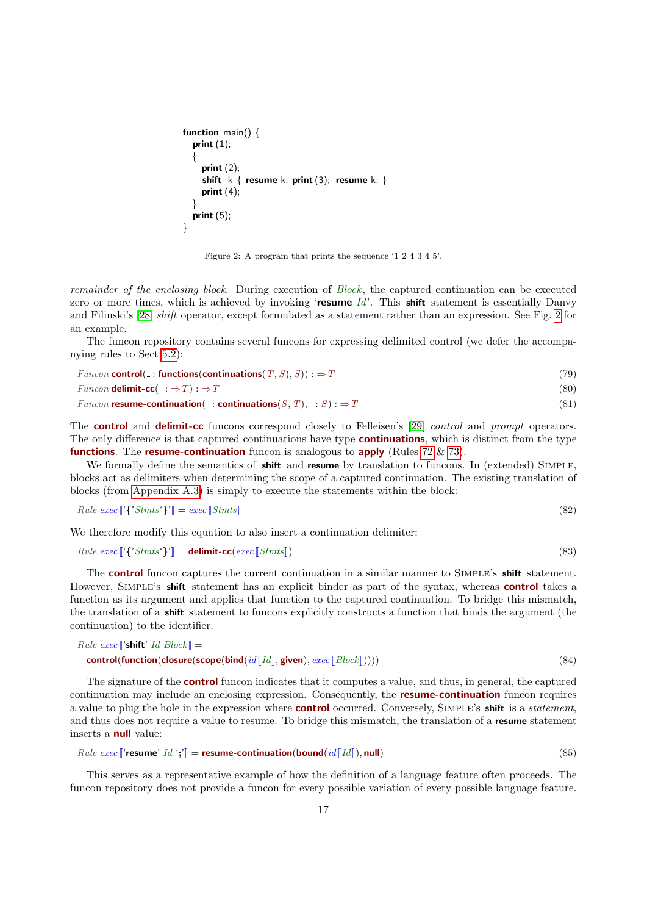```
function main() {
  print (1);
  {
    print (2);
    shift k { resume k; print (3); resume k; }
    print (4);
  }
  print (5);
}
```

Figure 2: A program that prints the sequence '1 2 4 3 4 5'.

*remainder of the enclosing block*. During execution of *Block*, the captured continuation can be executed zero or more times, which is achieved by invoking '**resume** *Id*'. This **shift** statement is essentially Danvy and Filinski's [28] *shift* operator, except formulated as a statement rather than an expression. See Fig. 2 for an example.

The funcon repository contains several funcons for expressing delimited control (we defer the accompanying rules to Sect 5.2):

*Funcon* **control**( _ : **functions**(**continuations**($T$, $S$), $S$)) : $\Rightarrow T$ (79)

*Funcon* **delimit-cc**( _ : $\Rightarrow T$) : $\Rightarrow T$ (80)

*Funcon* **resume-continuation**( _ : **continuations**($S$, $T$), _ : $S$) : $\Rightarrow T$ (81)

The **control** and **delimit-cc** funcons correspond closely to Felleisen's [29] *control* and *prompt* operators. The only difference is that captured continuations have type **continuations**, which is distinct from the type **functions**. The **resume-continuation** funcon is analogous to **apply** (Rules 72 & 73).

We formally define the semantics of **shift** and **resume** by translation to funcons. In (extended) Simple, blocks act as delimiters when determining the scope of a captured continuation. The existing translation of blocks (from Appendix A.3) is simply to execute the statements within the block:

*Rule* *exec*⟦'{' *Stmts* '}'⟧ = *exec*⟦*Stmts*⟧ (82)

We therefore modify this equation to also insert a continuation delimiter:

*Rule* *exec*⟦'{' *Stmts* '}'⟧ = **delimit-cc**(*exec*⟦*Stmts*⟧) (83)

The **control** funcon captures the current continuation in a similar manner to Simple's **shift** statement. However, Simple's **shift** statement has an explicit binder as part of the syntax, whereas **control** takes a function as its argument and applies that function to the captured continuation. To bridge this mismatch, the translation of a **shift** statement to funcons explicitly constructs a function that binds the argument (the continuation) to the identifier:

*Rule* *exec*⟦'**shift**' *Id* *Block*⟧ =
**control**(**function**(**closure**(**scope**(**bind**(*id*⟦*Id*⟧, **given**), *exec*⟦*Block*⟧)))) (84)

The signature of the **control** funcon indicates that it computes a value, and thus, in general, the captured continuation may include an enclosing expression. Consequently, the **resume-continuation** funcon requires a value to plug the hole in the expression where **control** occurred. Conversely, Simple's **shift** is a *statement*, and thus does not require a value to resume. To bridge this mismatch, the translation of a **resume** statement inserts a **null** value:

*Rule* *exec*⟦'**resume**' *Id* ';'⟧ = **resume-continuation**(**bound**(*id*⟦*Id*⟧), **null**) (85)

This serves as a representative example of how the definition of a language feature often proceeds. The funcon repository does not provide a funcon for every possible variation of every possible language feature.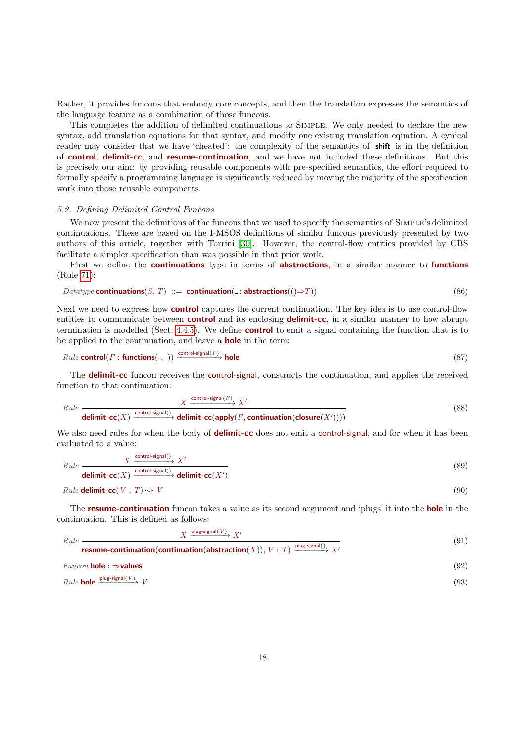Rather, it provides funcons that embody core concepts, and then the translation expresses the semantics of the language feature as a combination of those funcons.

This completes the addition of delimited continuations to SIMPLE. We only needed to declare the new syntax, add translation equations for that syntax, and modify one existing translation equation. A cynical reader may consider that we have 'cheated': the complexity of the semantics of **shift** is in the definition of **control**, **delimit-cc**, and **resume-continuation**, and we have not included these definitions. But this is precisely our aim: by providing reusable components with pre-specified semantics, the effort required to formally specify a programming language is significantly reduced by moving the majority of the specification work into those reusable components.

### 5.2. Defining Delimited Control Funcons

We now present the definitions of the funcons that we used to specify the semantics of SIMPLE's delimited continuations. These are based on the I-MSOS definitions of similar funcons previously presented by two authors of this article, together with Torrini [30]. However, the control-flow entities provided by CBS facilitate a simpler specification than was possible in that prior work.

First we define the **continuations** type in terms of **abstractions**, in a similar manner to **functions** (Rule 71):

$$\textit{Datatype}\ \textbf{continuations}(S, T)\ ::=\ \textbf{continuation}(\_ : \textbf{abstractions}(()\Rightarrow T)) \tag{86}$$

Next we need to express how **control** captures the current continuation. The key idea is to use control-flow entities to communicate between **control** and its enclosing **delimit-cc**, in a similar manner to how abrupt termination is modelled (Sect. 4.4.5). We define **control** to emit a signal containing the function that is to be applied to the continuation, and leave a **hole** in the term:

$$\textit{Rule}\ \textbf{control}(F : \textbf{functions}(\_, \_)) \xrightarrow{\text{control-signal}(F)} \textbf{hole} \tag{87}$$

The **delimit-cc** funcon receives the control-signal, constructs the continuation, and applies the received function to that continuation:

$$\textit{Rule}\ \frac{X \xrightarrow{\text{control-signal}(F)} X'}{\textbf{delimit-cc}(X) \xrightarrow{\text{control-signal}()} \textbf{delimit-cc}(\textbf{apply}(F, \textbf{continuation}(\textbf{closure}(X'))))} \tag{88}$$

We also need rules for when the body of **delimit-cc** does not emit a control-signal, and for when it has been evaluated to a value:

$$\textit{Rule}\ \frac{X \xrightarrow{\text{control-signal}()} X'}{\textbf{delimit-cc}(X) \xrightarrow{\text{control-signal}()} \textbf{delimit-cc}(X')} \tag{89}$$

$$\textit{Rule}\ \textbf{delimit-cc}(V : T) \rightsquigarrow V \tag{90}$$

The **resume-continuation** funcon takes a value as its second argument and 'plugs' it into the **hole** in the continuation. This is defined as follows:

$$\textit{Rule}\ \frac{X \xrightarrow{\text{plug-signal}(V)} X'}{\textbf{resume-continuation}(\textbf{continuation}(\textbf{abstraction}(X)), V : T) \xrightarrow{\text{plug-signal}()} X'} \tag{91}$$

$$\textit{Funcon}\ \textbf{hole} : \Rightarrow\textbf{values} \tag{92}$$

$$\textit{Rule}\ \textbf{hole} \xrightarrow{\text{plug-signal}(V)} V \tag{93}$$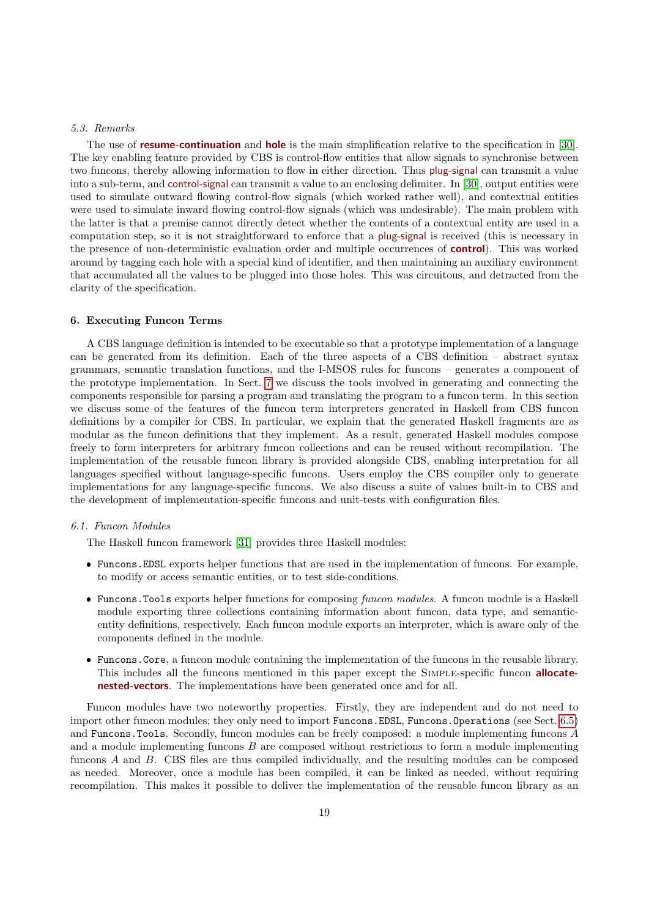*5.3. Remarks*

The use of **resume-continuation** and **hole** is the main simplification relative to the specification in [30]. The key enabling feature provided by CBS is control-flow entities that allow signals to synchronise between two funcons, thereby allowing information to flow in either direction. Thus plug-signal can transmit a value into a sub-term, and control-signal can transmit a value to an enclosing delimiter. In [30], output entities were used to simulate outward flowing control-flow signals (which worked rather well), and contextual entities were used to simulate inward flowing control-flow signals (which was undesirable). The main problem with the latter is that a premise cannot directly detect whether the contents of a contextual entity are used in a computation step, so it is not straightforward to enforce that a plug-signal is received (this is necessary in the presence of non-deterministic evaluation order and multiple occurrences of **control**). This was worked around by tagging each hole with a special kind of identifier, and then maintaining an auxiliary environment that accumulated all the values to be plugged into those holes. This was circuitous, and detracted from the clarity of the specification.

## 6. Executing Funcon Terms

A CBS language definition is intended to be executable so that a prototype implementation of a language can be generated from its definition. Each of the three aspects of a CBS definition – abstract syntax grammars, semantic translation functions, and the I-MSOS rules for funcons – generates a component of the prototype implementation. In Sect. 7 we discuss the tools involved in generating and connecting the components responsible for parsing a program and translating the program to a funcon term. In this section we discuss some of the features of the funcon term interpreters generated in Haskell from CBS funcon definitions by a compiler for CBS. In particular, we explain that the generated Haskell fragments are as modular as the funcon definitions that they implement. As a result, generated Haskell modules compose freely to form interpreters for arbitrary funcon collections and can be reused without recompilation. The implementation of the reusable funcon library is provided alongside CBS, enabling interpretation for all languages specified without language-specific funcons. Users employ the CBS compiler only to generate implementations for any language-specific funcons. We also discuss a suite of values built-in to CBS and the development of implementation-specific funcons and unit-tests with configuration files.

*6.1. Funcon Modules*

The Haskell funcon framework [31] provides three Haskell modules:

- `Funcons.EDSL` exports helper functions that are used in the implementation of funcons. For example, to modify or access semantic entities, or to test side-conditions.
- `Funcons.Tools` exports helper functions for composing *funcon modules*. A funcon module is a Haskell module exporting three collections containing information about funcon, data type, and semantic-entity definitions, respectively. Each funcon module exports an interpreter, which is aware only of the components defined in the module.
- `Funcons.Core`, a funcon module containing the implementation of the funcons in the reusable library. This includes all the funcons mentioned in this paper except the Simple-specific funcon **allocate-nested-vectors**. The implementations have been generated once and for all.

Funcon modules have two noteworthy properties. Firstly, they are independent and do not need to import other funcon modules; they only need to import `Funcons.EDSL`, `Funcons.Operations` (see Sect. 6.5) and `Funcons.Tools`. Secondly, funcon modules can be freely composed: a module implementing funcons $A$ and a module implementing funcons $B$ are composed without restrictions to form a module implementing funcons $A$ and $B$. CBS files are thus compiled individually, and the resulting modules can be composed as needed. Moreover, once a module has been compiled, it can be linked as needed, without requiring recompilation. This makes it possible to deliver the implementation of the reusable funcon library as an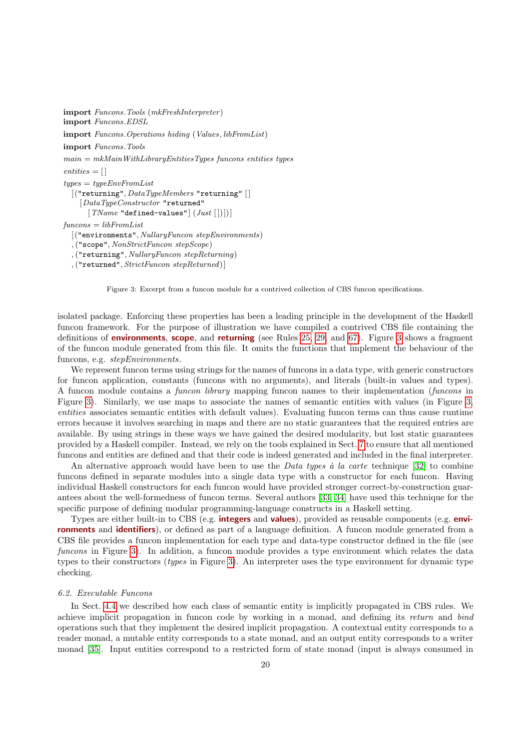```
import Funcons.Tools (mkFreshInterpreter)
import Funcons.EDSL
import Funcons.Operations hiding (Values, libFromList)
import Funcons.Tools
main = mkMainWithLibraryEntitiesTypes funcons entities types
entities = []
types = typeEnvFromList
  [("returning", DataTypeMembers "returning" []
    [DataTypeConstructor "returned"
      [TName "defined-values"] (Just [])])]
funcons = libFromList
  [("environments", NullaryFuncon stepEnvironments)
  ,("scope", NonStrictFuncon stepScope)
  ,("returning", NullaryFuncon stepReturning)
  ,("returned", StrictFuncon stepReturned)]
```

Figure 3: Excerpt from a funcon module for a contrived collection of CBS funcon specifications.

isolated package. Enforcing these properties has been a leading principle in the development of the Haskell funcon framework. For the purpose of illustration we have compiled a contrived CBS file containing the definitions of **environments**, **scope**, and **returning** (see Rules 25, 29, and 67). Figure 3 shows a fragment of the funcon module generated from this file. It omits the functions that implement the behaviour of the funcons, e.g. *stepEnvironments*.

We represent funcon terms using strings for the names of funcons in a data type, with generic constructors for funcon application, constants (funcons with no arguments), and literals (built-in values and types). A funcon module contains a *funcon library* mapping funcon names to their implementation (*funcons* in Figure 3). Similarly, we use maps to associate the names of semantic entities with values (in Figure 3, *entities* associates semantic entities with default values). Evaluating funcon terms can thus cause runtime errors because it involves searching in maps and there are no static guarantees that the required entries are available. By using strings in these ways we have gained the desired modularity, but lost static guarantees provided by a Haskell compiler. Instead, we rely on the tools explained in Sect. 7 to ensure that all mentioned funcons and entities are defined and that their code is indeed generated and included in the final interpreter.

An alternative approach would have been to use the *Data types à la carte* technique [32] to combine funcons defined in separate modules into a single data type with a constructor for each funcon. Having individual Haskell constructors for each funcon would have provided stronger correct-by-construction guarantees about the well-formedness of funcon terms. Several authors [33, 34] have used this technique for the specific purpose of defining modular programming-language constructs in a Haskell setting.

Types are either built-in to CBS (e.g. **integers** and **values**), provided as reusable components (e.g. **environments** and **identifiers**), or defined as part of a language definition. A funcon module generated from a CBS file provides a funcon implementation for each type and data-type constructor defined in the file (see *funcons* in Figure 3). In addition, a funcon module provides a type environment which relates the data types to their constructors (*types* in Figure 3). An interpreter uses the type environment for dynamic type checking.

### 6.2. Executable Funcons

In Sect. 4.4 we described how each class of semantic entity is implicitly propagated in CBS rules. We achieve implicit propagation in funcon code by working in a monad, and defining its *return* and *bind* operations such that they implement the desired implicit propagation. A contextual entity corresponds to a reader monad, a mutable entity corresponds to a state monad, and an output entity corresponds to a writer monad [35]. Input entities correspond to a restricted form of state monad (input is always consumed in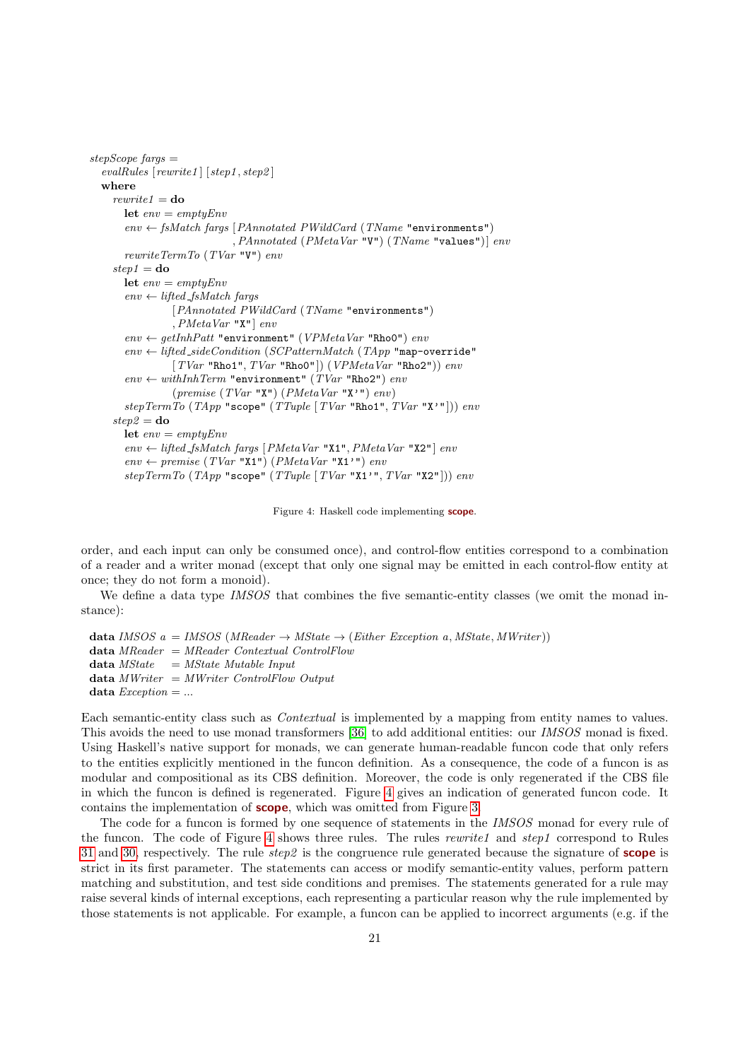```
stepScope fargs =
  evalRules [rewrite1] [step1, step2]
  where
    rewrite1 = do
      let env = emptyEnv
      env ← fsMatch fargs [PAnnotated PWildCard (TName "environments")
                          , PAnnotated (PMetaVar "V") (TName "values")] env
      rewriteTermTo (TVar "V") env
    step1 = do
      let env = emptyEnv
      env ← lifted_fsMatch fargs
                [PAnnotated PWildCard (TName "environments")
                , PMetaVar "X"] env
      env ← getInhPatt "environment" (VPMetaVar "Rho0") env
      env ← lifted_sideCondition (SCPatternMatch (TApp "map-override"
                [TVar "Rho1", TVar "Rho0"]) (VPMetaVar "Rho2")) env
      env ← withInhTerm "environment" (TVar "Rho2") env
                (premise (TVar "X") (PMetaVar "X'") env)
      stepTermTo (TApp "scope" (TTuple [TVar "Rho1", TVar "X'"])) env
    step2 = do
      let env = emptyEnv
      env ← lifted_fsMatch fargs [PMetaVar "X1", PMetaVar "X2"] env
      env ← premise (TVar "X1") (PMetaVar "X1'") env
      stepTermTo (TApp "scope" (TTuple [TVar "X1'", TVar "X2"])) env
```

Figure 4: Haskell code implementing **scope**.

order, and each input can only be consumed once), and control-flow entities correspond to a combination of a reader and a writer monad (except that only one signal may be emitted in each control-flow entity at once; they do not form a monoid).

We define a data type *IMSOS* that combines the five semantic-entity classes (we omit the monad instance):

```
data IMSOS a = IMSOS (MReader → MState → (Either Exception a, MState, MWriter))
data MReader  = MReader Contextual ControlFlow
data MState   = MState Mutable Input
data MWriter  = MWriter ControlFlow Output
data Exception = ...
```

Each semantic-entity class such as *Contextual* is implemented by a mapping from entity names to values. This avoids the need to use monad transformers [36] to add additional entities: our *IMSOS* monad is fixed. Using Haskell's native support for monads, we can generate human-readable funcon code that only refers to the entities explicitly mentioned in the funcon definition. As a consequence, the code of a funcon is as modular and compositional as its CBS definition. Moreover, the code is only regenerated if the CBS file in which the funcon is defined is regenerated. Figure 4 gives an indication of generated funcon code. It contains the implementation of **scope**, which was omitted from Figure 3.

The code for a funcon is formed by one sequence of statements in the *IMSOS* monad for every rule of the funcon. The code of Figure 4 shows three rules. The rules *rewrite1* and *step1* correspond to Rules 31 and 30, respectively. The rule *step2* is the congruence rule generated because the signature of **scope** is strict in its first parameter. The statements can access or modify semantic-entity values, perform pattern matching and substitution, and test side conditions and premises. The statements generated for a rule may raise several kinds of internal exceptions, each representing a particular reason why the rule implemented by those statements is not applicable. For example, a funcon can be applied to incorrect arguments (e.g. if the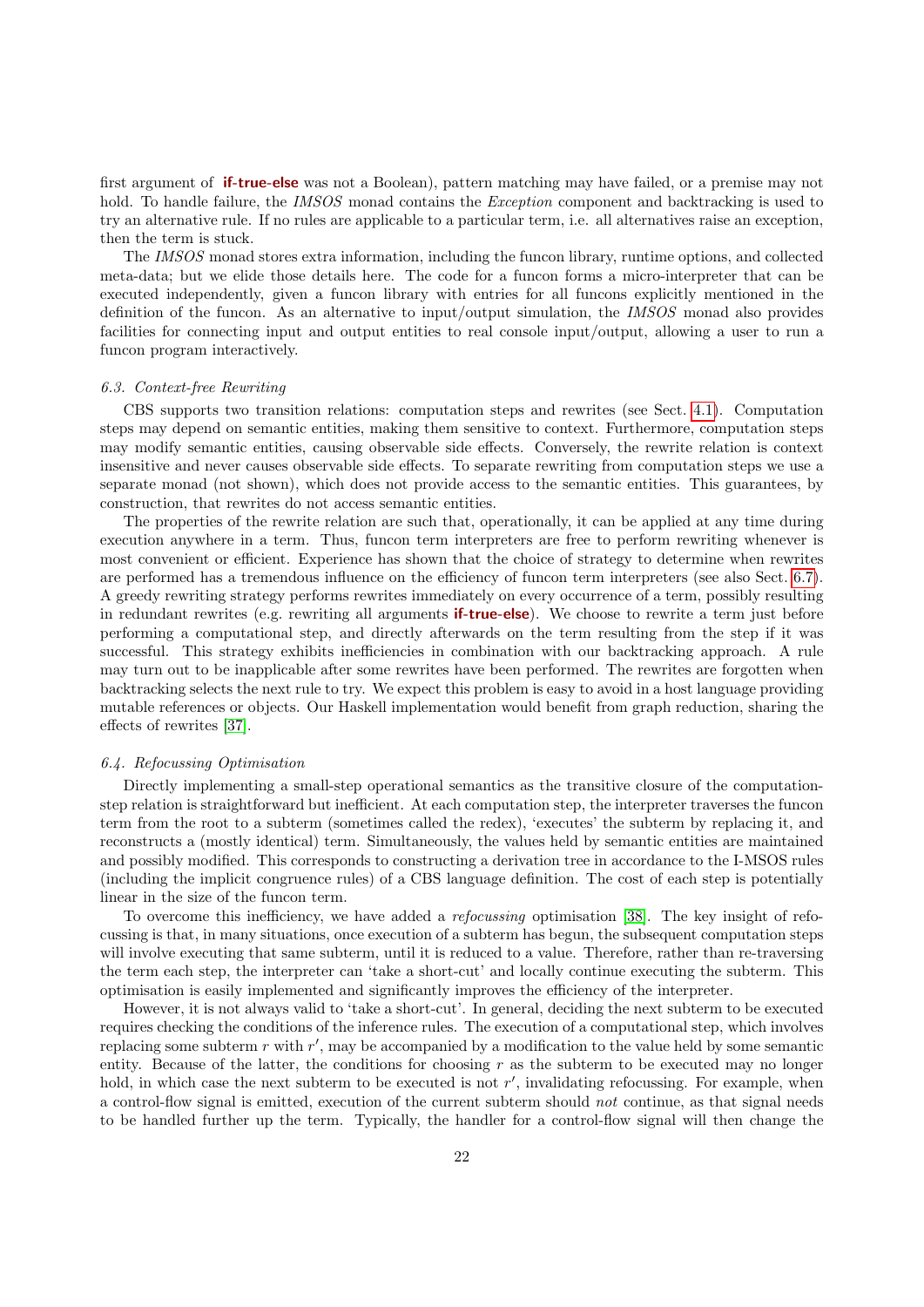first argument of **if-true-else** was not a Boolean), pattern matching may have failed, or a premise may not hold. To handle failure, the *IMSOS* monad contains the *Exception* component and backtracking is used to try an alternative rule. If no rules are applicable to a particular term, i.e. all alternatives raise an exception, then the term is stuck.

The *IMSOS* monad stores extra information, including the funcon library, runtime options, and collected meta-data; but we elide those details here. The code for a funcon forms a micro-interpreter that can be executed independently, given a funcon library with entries for all funcons explicitly mentioned in the definition of the funcon. As an alternative to input/output simulation, the *IMSOS* monad also provides facilities for connecting input and output entities to real console input/output, allowing a user to run a funcon program interactively.

*6.3. Context-free Rewriting*

CBS supports two transition relations: computation steps and rewrites (see Sect. 4.1). Computation steps may depend on semantic entities, making them sensitive to context. Furthermore, computation steps may modify semantic entities, causing observable side effects. Conversely, the rewrite relation is context insensitive and never causes observable side effects. To separate rewriting from computation steps we use a separate monad (not shown), which does not provide access to the semantic entities. This guarantees, by construction, that rewrites do not access semantic entities.

The properties of the rewrite relation are such that, operationally, it can be applied at any time during execution anywhere in a term. Thus, funcon term interpreters are free to perform rewriting whenever is most convenient or efficient. Experience has shown that the choice of strategy to determine when rewrites are performed has a tremendous influence on the efficiency of funcon term interpreters (see also Sect. 6.7). A greedy rewriting strategy performs rewrites immediately on every occurrence of a term, possibly resulting in redundant rewrites (e.g. rewriting all arguments **if-true-else**). We choose to rewrite a term just before performing a computational step, and directly afterwards on the term resulting from the step if it was successful. This strategy exhibits inefficiencies in combination with our backtracking approach. A rule may turn out to be inapplicable after some rewrites have been performed. The rewrites are forgotten when backtracking selects the next rule to try. We expect this problem is easy to avoid in a host language providing mutable references or objects. Our Haskell implementation would benefit from graph reduction, sharing the effects of rewrites [37].

*6.4. Refocussing Optimisation*

Directly implementing a small-step operational semantics as the transitive closure of the computation-step relation is straightforward but inefficient. At each computation step, the interpreter traverses the funcon term from the root to a subterm (sometimes called the redex), 'executes' the subterm by replacing it, and reconstructs a (mostly identical) term. Simultaneously, the values held by semantic entities are maintained and possibly modified. This corresponds to constructing a derivation tree in accordance to the I-MSOS rules (including the implicit congruence rules) of a CBS language definition. The cost of each step is potentially linear in the size of the funcon term.

To overcome this inefficiency, we have added a *refocussing* optimisation [38]. The key insight of refocussing is that, in many situations, once execution of a subterm has begun, the subsequent computation steps will involve executing that same subterm, until it is reduced to a value. Therefore, rather than re-traversing the term each step, the interpreter can 'take a short-cut' and locally continue executing the subterm. This optimisation is easily implemented and significantly improves the efficiency of the interpreter.

However, it is not always valid to 'take a short-cut'. In general, deciding the next subterm to be executed requires checking the conditions of the inference rules. The execution of a computational step, which involves replacing some subterm $r$ with $r'$, may be accompanied by a modification to the value held by some semantic entity. Because of the latter, the conditions for choosing $r$ as the subterm to be executed may no longer hold, in which case the next subterm to be executed is not $r'$, invalidating refocussing. For example, when a control-flow signal is emitted, execution of the current subterm should *not* continue, as that signal needs to be handled further up the term. Typically, the handler for a control-flow signal will then change the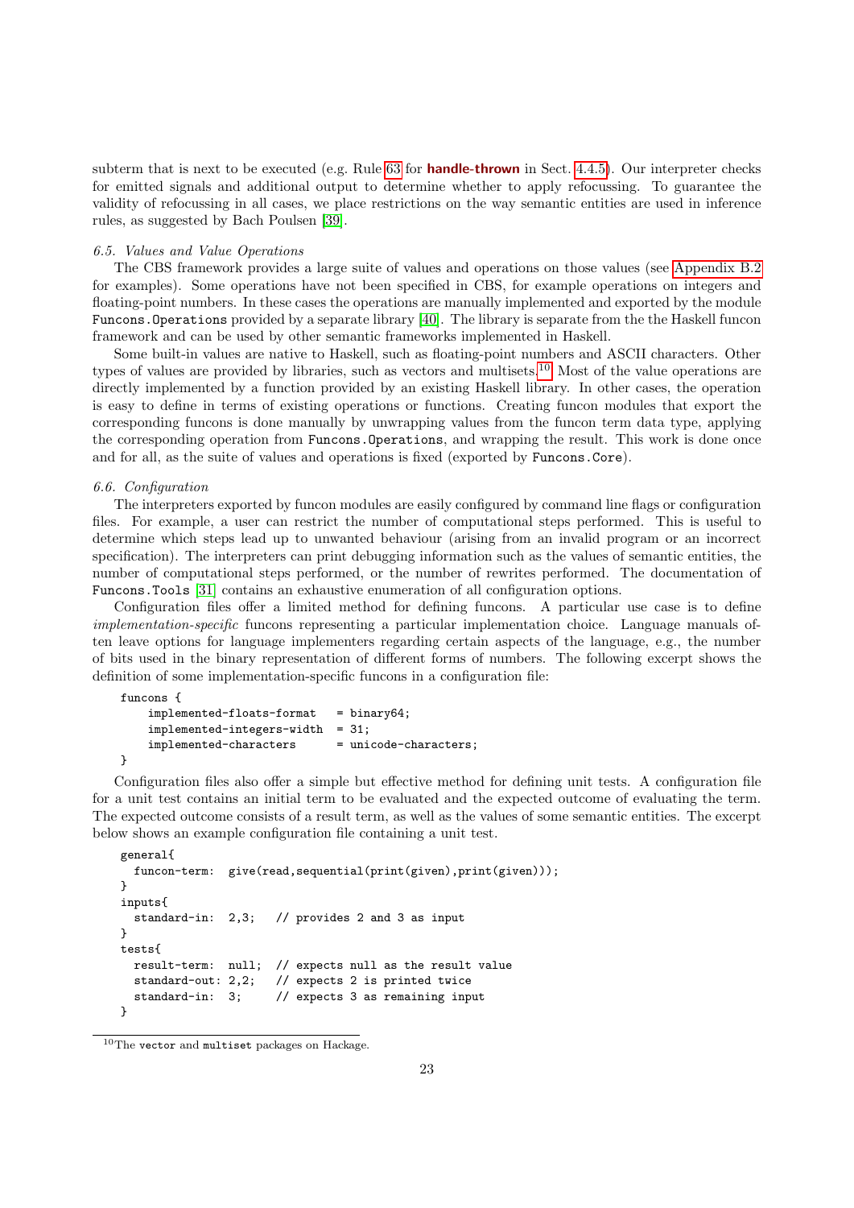subterm that is next to be executed (e.g. Rule 63 for **handle-thrown** in Sect. 4.4.5). Our interpreter checks for emitted signals and additional output to determine whether to apply refocussing. To guarantee the validity of refocussing in all cases, we place restrictions on the way semantic entities are used in inference rules, as suggested by Bach Poulsen [39].

### *6.5. Values and Value Operations*

The CBS framework provides a large suite of values and operations on those values (see Appendix B.2 for examples). Some operations have not been specified in CBS, for example operations on integers and floating-point numbers. In these cases the operations are manually implemented and exported by the module `Funcons.Operations` provided by a separate library [40]. The library is separate from the the Haskell funcon framework and can be used by other semantic frameworks implemented in Haskell.

Some built-in values are native to Haskell, such as floating-point numbers and ASCII characters. Other types of values are provided by libraries, such as vectors and multisets.[10] Most of the value operations are directly implemented by a function provided by an existing Haskell library. In other cases, the operation is easy to define in terms of existing operations or functions. Creating funcon modules that export the corresponding funcons is done manually by unwrapping values from the funcon term data type, applying the corresponding operation from `Funcons.Operations`, and wrapping the result. This work is done once and for all, as the suite of values and operations is fixed (exported by `Funcons.Core`).

### *6.6. Configuration*

The interpreters exported by funcon modules are easily configured by command line flags or configuration files. For example, a user can restrict the number of computational steps performed. This is useful to determine which steps lead up to unwanted behaviour (arising from an invalid program or an incorrect specification). The interpreters can print debugging information such as the values of semantic entities, the number of computational steps performed, or the number of rewrites performed. The documentation of `Funcons.Tools` [31] contains an exhaustive enumeration of all configuration options.

Configuration files offer a limited method for defining funcons. A particular use case is to define *implementation-specific* funcons representing a particular implementation choice. Language manuals often leave options for language implementers regarding certain aspects of the language, e.g., the number of bits used in the binary representation of different forms of numbers. The following excerpt shows the definition of some implementation-specific funcons in a configuration file:

```
funcons {
    implemented-floats-format   = binary64;
    implemented-integers-width  = 31;
    implemented-characters      = unicode-characters;
}
```

Configuration files also offer a simple but effective method for defining unit tests. A configuration file for a unit test contains an initial term to be evaluated and the expected outcome of evaluating the term. The expected outcome consists of a result term, as well as the values of some semantic entities. The excerpt below shows an example configuration file containing a unit test.

```
general{
  funcon-term:  give(read,sequential(print(given),print(given)));
}
inputs{
  standard-in:  2,3;   // provides 2 and 3 as input
}
tests{
  result-term:  null;  // expects null as the result value
  standard-out: 2,2;   // expects 2 is printed twice
  standard-in:  3;     // expects 3 as remaining input
}
```

[10] The `vector` and `multiset` packages on Hackage.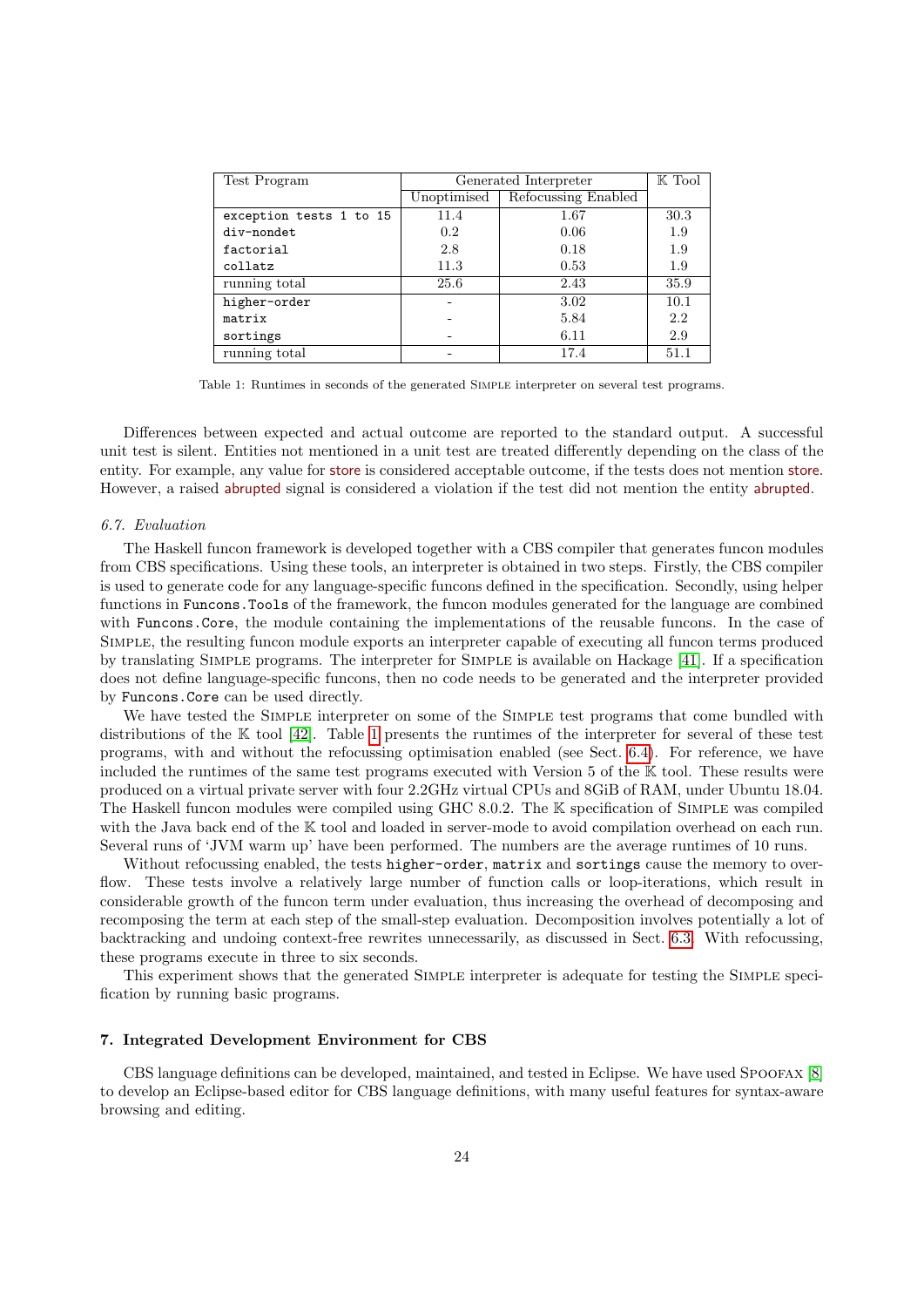| Test Program | Generated Interpreter | | 𝕂 Tool |
|---|---|---|---|
| | Unoptimised | Refocussing Enabled | |
| `exception tests 1 to 15` | 11.4 | 1.67 | 30.3 |
| `div-nondet` | 0.2 | 0.06 | 1.9 |
| `factorial` | 2.8 | 0.18 | 1.9 |
| `collatz` | 11.3 | 0.53 | 1.9 |
| running total | 25.6 | 2.43 | 35.9 |
| `higher-order` | - | 3.02 | 10.1 |
| `matrix` | - | 5.84 | 2.2 |
| `sortings` | - | 6.11 | 2.9 |
| running total | - | 17.4 | 51.1 |

Table 1: Runtimes in seconds of the generated SIMPLE interpreter on several test programs.

Differences between expected and actual outcome are reported to the standard output. A successful unit test is silent. Entities not mentioned in a unit test are treated differently depending on the class of the entity. For example, any value for store is considered acceptable outcome, if the tests does not mention store. However, a raised abrupted signal is considered a violation if the test did not mention the entity abrupted.

### *6.7. Evaluation*

The Haskell funcon framework is developed together with a CBS compiler that generates funcon modules from CBS specifications. Using these tools, an interpreter is obtained in two steps. Firstly, the CBS compiler is used to generate code for any language-specific funcons defined in the specification. Secondly, using helper functions in `Funcons.Tools` of the framework, the funcon modules generated for the language are combined with `Funcons.Core`, the module containing the implementations of the reusable funcons. In the case of SIMPLE, the resulting funcon module exports an interpreter capable of executing all funcon terms produced by translating SIMPLE programs. The interpreter for SIMPLE is available on Hackage [41]. If a specification does not define language-specific funcons, then no code needs to be generated and the interpreter provided by `Funcons.Core` can be used directly.

We have tested the SIMPLE interpreter on some of the SIMPLE test programs that come bundled with distributions of the 𝕂 tool [42]. Table 1 presents the runtimes of the interpreter for several of these test programs, with and without the refocussing optimisation enabled (see Sect. 6.4). For reference, we have included the runtimes of the same test programs executed with Version 5 of the 𝕂 tool. These results were produced on a virtual private server with four 2.2GHz virtual CPUs and 8GiB of RAM, under Ubuntu 18.04. The Haskell funcon modules were compiled using GHC 8.0.2. The 𝕂 specification of SIMPLE was compiled with the Java back end of the 𝕂 tool and loaded in server-mode to avoid compilation overhead on each run. Several runs of 'JVM warm up' have been performed. The numbers are the average runtimes of 10 runs.

Without refocussing enabled, the tests `higher-order`, `matrix` and `sortings` cause the memory to overflow. These tests involve a relatively large number of function calls or loop-iterations, which result in considerable growth of the funcon term under evaluation, thus increasing the overhead of decomposing and recomposing the term at each step of the small-step evaluation. Decomposition involves potentially a lot of backtracking and undoing context-free rewrites unnecessarily, as discussed in Sect. 6.3. With refocussing, these programs execute in three to six seconds.

This experiment shows that the generated SIMPLE interpreter is adequate for testing the SIMPLE specification by running basic programs.

## 7. Integrated Development Environment for CBS

CBS language definitions can be developed, maintained, and tested in Eclipse. We have used SPOOFAX [8] to develop an Eclipse-based editor for CBS language definitions, with many useful features for syntax-aware browsing and editing.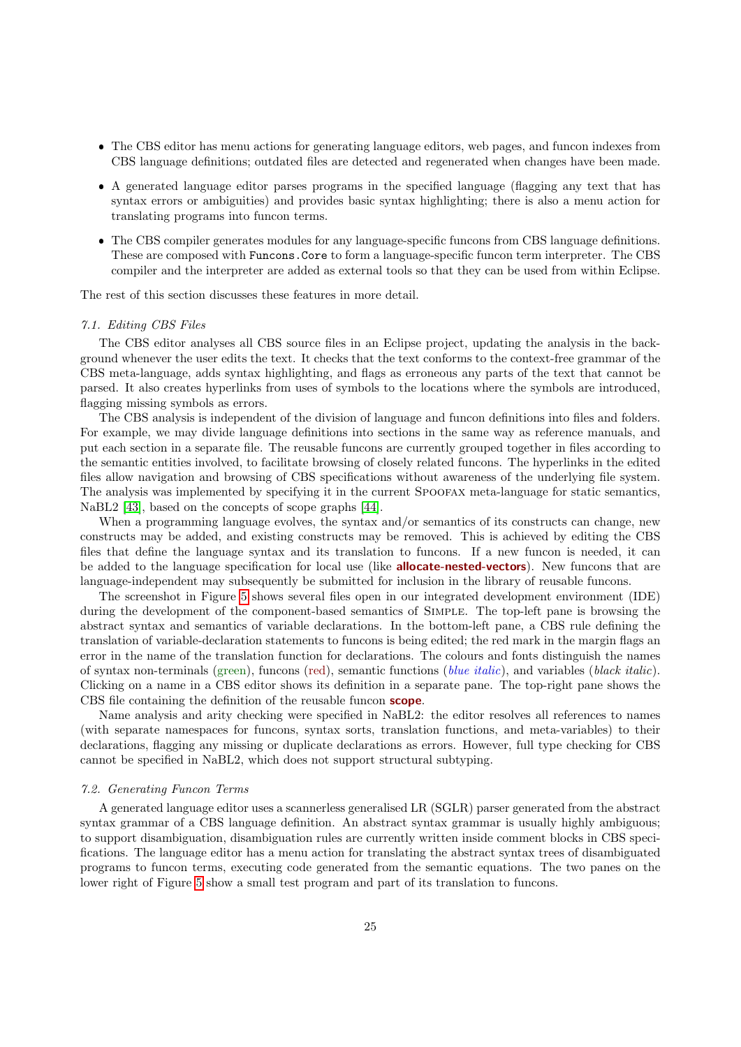- The CBS editor has menu actions for generating language editors, web pages, and funcon indexes from CBS language definitions; outdated files are detected and regenerated when changes have been made.
- A generated language editor parses programs in the specified language (flagging any text that has syntax errors or ambiguities) and provides basic syntax highlighting; there is also a menu action for translating programs into funcon terms.
- The CBS compiler generates modules for any language-specific funcons from CBS language definitions. These are composed with `Funcons.Core` to form a language-specific funcon term interpreter. The CBS compiler and the interpreter are added as external tools so that they can be used from within Eclipse.

The rest of this section discusses these features in more detail.

### *7.1. Editing CBS Files*

The CBS editor analyses all CBS source files in an Eclipse project, updating the analysis in the background whenever the user edits the text. It checks that the text conforms to the context-free grammar of the CBS meta-language, adds syntax highlighting, and flags as erroneous any parts of the text that cannot be parsed. It also creates hyperlinks from uses of symbols to the locations where the symbols are introduced, flagging missing symbols as errors.

The CBS analysis is independent of the division of language and funcon definitions into files and folders. For example, we may divide language definitions into sections in the same way as reference manuals, and put each section in a separate file. The reusable funcons are currently grouped together in files according to the semantic entities involved, to facilitate browsing of closely related funcons. The hyperlinks in the edited files allow navigation and browsing of CBS specifications without awareness of the underlying file system. The analysis was implemented by specifying it in the current Spoofax meta-language for static semantics, NaBL2 [43], based on the concepts of scope graphs [44].

When a programming language evolves, the syntax and/or semantics of its constructs can change, new constructs may be added, and existing constructs may be removed. This is achieved by editing the CBS files that define the language syntax and its translation to funcons. If a new funcon is needed, it can be added to the language specification for local use (like **allocate-nested-vectors**). New funcons that are language-independent may subsequently be submitted for inclusion in the library of reusable funcons.

The screenshot in Figure 5 shows several files open in our integrated development environment (IDE) during the development of the component-based semantics of Simple. The top-left pane is browsing the abstract syntax and semantics of variable declarations. In the bottom-left pane, a CBS rule defining the translation of variable-declaration statements to funcons is being edited; the red mark in the margin flags an error in the name of the translation function for declarations. The colours and fonts distinguish the names of syntax non-terminals (green), funcons (red), semantic functions (*blue italic*), and variables (*black italic*). Clicking on a name in a CBS editor shows its definition in a separate pane. The top-right pane shows the CBS file containing the definition of the reusable funcon **scope**.

Name analysis and arity checking were specified in NaBL2: the editor resolves all references to names (with separate namespaces for funcons, syntax sorts, translation functions, and meta-variables) to their declarations, flagging any missing or duplicate declarations as errors. However, full type checking for CBS cannot be specified in NaBL2, which does not support structural subtyping.

### *7.2. Generating Funcon Terms*

A generated language editor uses a scannerless generalised LR (SGLR) parser generated from the abstract syntax grammar of a CBS language definition. An abstract syntax grammar is usually highly ambiguous; to support disambiguation, disambiguation rules are currently written inside comment blocks in CBS specifications. The language editor has a menu action for translating the abstract syntax trees of disambiguated programs to funcon terms, executing code generated from the semantic equations. The two panes on the lower right of Figure 5 show a small test program and part of its translation to funcons.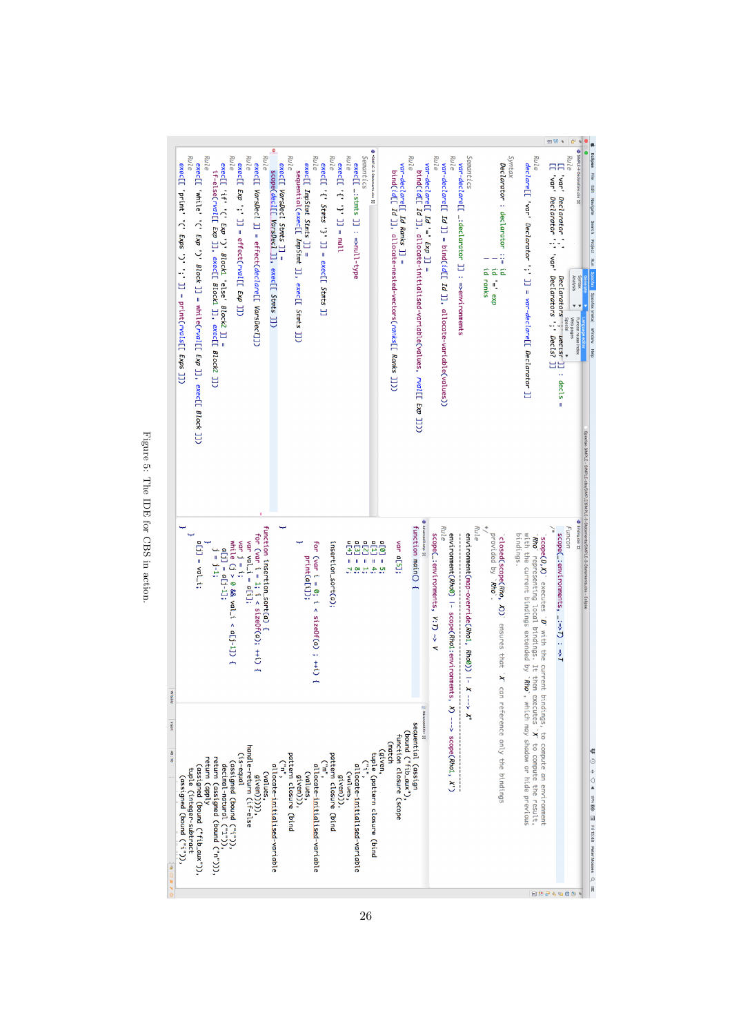Figure 5: The IDE for CBS in action.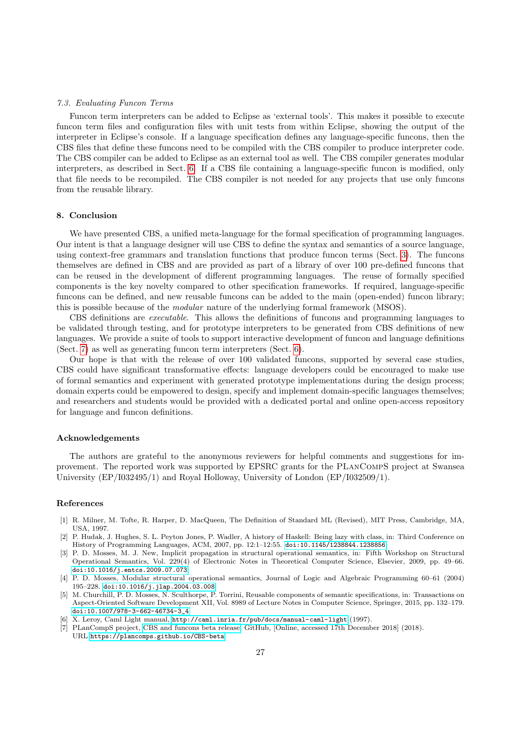### 7.3. Evaluating Funcon Terms

Funcon term interpreters can be added to Eclipse as 'external tools'. This makes it possible to execute funcon term files and configuration files with unit tests from within Eclipse, showing the output of the interpreter in Eclipse's console. If a language specification defines any language-specific funcons, then the CBS files that define these funcons need to be compiled with the CBS compiler to produce interpreter code. The CBS compiler can be added to Eclipse as an external tool as well. The CBS compiler generates modular interpreters, as described in Sect. 6. If a CBS file containing a language-specific funcon is modified, only that file needs to be recompiled. The CBS compiler is not needed for any projects that use only funcons from the reusable library.

## 8. Conclusion

We have presented CBS, a unified meta-language for the formal specification of programming languages. Our intent is that a language designer will use CBS to define the syntax and semantics of a source language, using context-free grammars and translation functions that produce funcon terms (Sect. 3). The funcons themselves are defined in CBS and are provided as part of a library of over 100 pre-defined funcons that can be reused in the development of different programming languages. The reuse of formally specified components is the key novelty compared to other specification frameworks. If required, language-specific funcons can be defined, and new reusable funcons can be added to the main (open-ended) funcon library; this is possible because of the *modular* nature of the underlying formal framework (MSOS).

CBS definitions are *executable*. This allows the definitions of funcons and programming languages to be validated through testing, and for prototype interpreters to be generated from CBS definitions of new languages. We provide a suite of tools to support interactive development of funcon and language definitions (Sect. 7) as well as generating funcon term interpreters (Sect. 6).

Our hope is that with the release of over 100 validated funcons, supported by several case studies, CBS could have significant transformative effects: language developers could be encouraged to make use of formal semantics and experiment with generated prototype implementations during the design process; domain experts could be empowered to design, specify and implement domain-specific languages themselves; and researchers and students would be provided with a dedicated portal and online open-access repository for language and funcon definitions.

## Acknowledgements

The authors are grateful to the anonymous reviewers for helpful comments and suggestions for improvement. The reported work was supported by EPSRC grants for the PLanCompS project at Swansea University (EP/I032495/1) and Royal Holloway, University of London (EP/I032509/1).

## References

[1] R. Milner, M. Tofte, R. Harper, D. MacQueen, The Definition of Standard ML (Revised), MIT Press, Cambridge, MA, USA, 1997.

[2] P. Hudak, J. Hughes, S. L. Peyton Jones, P. Wadler, A history of Haskell: Being lazy with class, in: Third Conference on History of Programming Languages, ACM, 2007, pp. 12:1–12:55. doi:10.1145/1238844.1238856

[3] P. D. Mosses, M. J. New, Implicit propagation in structural operational semantics, in: Fifth Workshop on Structural Operational Semantics, Vol. 229(4) of Electronic Notes in Theoretical Computer Science, Elsevier, 2009, pp. 49–66. doi:10.1016/j.entcs.2009.07.073

[4] P. D. Mosses, Modular structural operational semantics, Journal of Logic and Algebraic Programming 60–61 (2004) 195–228. doi:10.1016/j.jlap.2004.03.008

[5] M. Churchill, P. D. Mosses, N. Sculthorpe, P. Torrini, Reusable components of semantic specifications, in: Transactions on Aspect-Oriented Software Development XII, Vol. 8989 of Lecture Notes in Computer Science, Springer, 2015, pp. 132–179. doi:10.1007/978-3-662-46734-3_4

[6] X. Leroy, Caml Light manual, http://caml.inria.fr/pub/docs/manual-caml-light (1997).

[7] PLanCompS project, CBS and funcons beta release, GitHub, [Online, accessed 17th December 2018] (2018). URL https://plancomps.github.io/CBS-beta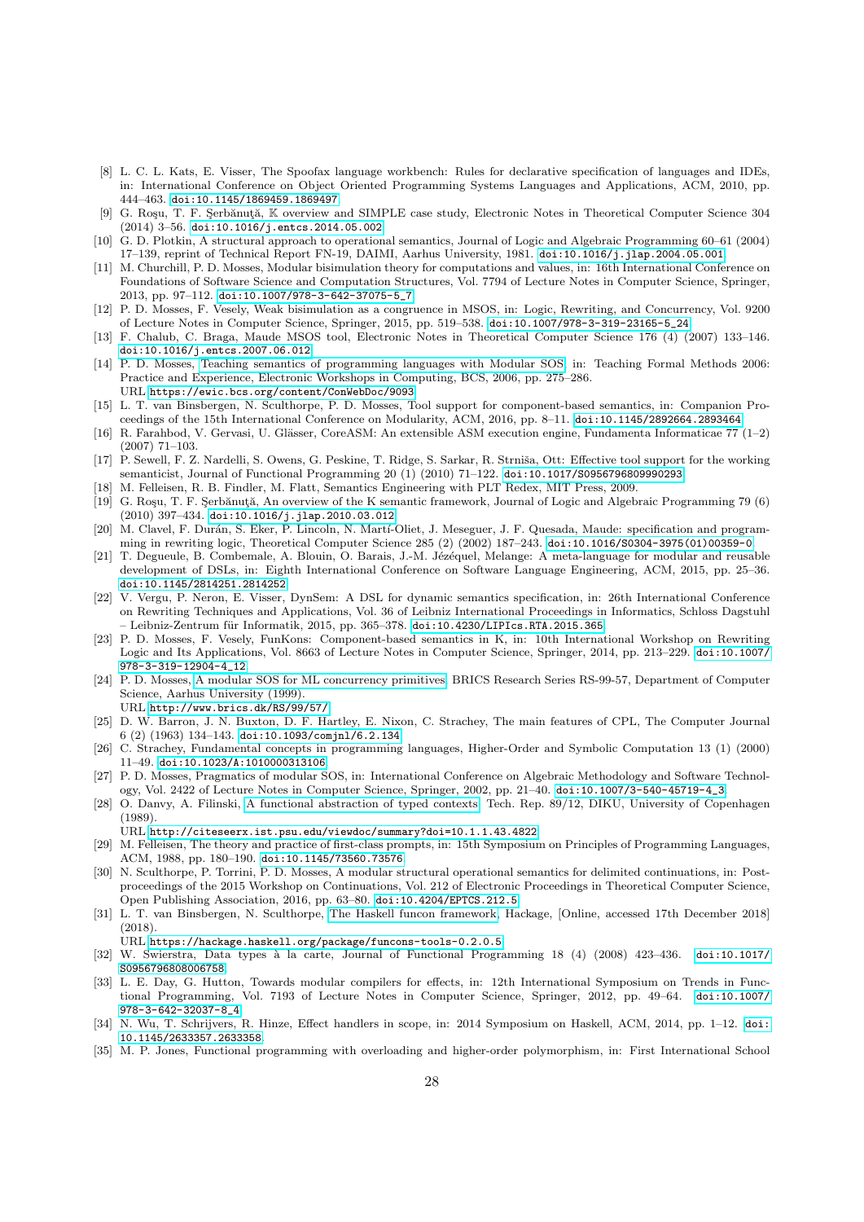[8] L. C. L. Kats, E. Visser, The Spoofax language workbench: Rules for declarative specification of languages and IDEs, in: International Conference on Object Oriented Programming Systems Languages and Applications, ACM, 2010, pp. 444–463. doi:10.1145/1869459.1869497

[9] G. Roşu, T. F. Şerbănuţă, 𝕂 overview and SIMPLE case study, Electronic Notes in Theoretical Computer Science 304 (2014) 3–56. doi:10.1016/j.entcs.2014.05.002

[10] G. D. Plotkin, A structural approach to operational semantics, Journal of Logic and Algebraic Programming 60–61 (2004) 17–139, reprint of Technical Report FN-19, DAIMI, Aarhus University, 1981. doi:10.1016/j.jlap.2004.05.001

[11] M. Churchill, P. D. Mosses, Modular bisimulation theory for computations and values, in: 16th International Conference on Foundations of Software Science and Computation Structures, Vol. 7794 of Lecture Notes in Computer Science, Springer, 2013, pp. 97–112. doi:10.1007/978-3-642-37075-5_7

[12] P. D. Mosses, F. Vesely, Weak bisimulation as a congruence in MSOS, in: Logic, Rewriting, and Concurrency, Vol. 9200 of Lecture Notes in Computer Science, Springer, 2015, pp. 519–538. doi:10.1007/978-3-319-23165-5_24

[13] F. Chalub, C. Braga, Maude MSOS tool, Electronic Notes in Theoretical Computer Science 176 (4) (2007) 133–146. doi:10.1016/j.entcs.2007.06.012

[14] P. D. Mosses, Teaching semantics of programming languages with Modular SOS, in: Teaching Formal Methods 2006: Practice and Experience, Electronic Workshops in Computing, BCS, 2006, pp. 275–286.
URL https://ewic.bcs.org/content/ConWebDoc/9093

[15] L. T. van Binsbergen, N. Sculthorpe, P. D. Mosses, Tool support for component-based semantics, in: Companion Proceedings of the 15th International Conference on Modularity, ACM, 2016, pp. 8–11. doi:10.1145/2892664.2893464

[16] R. Farahbod, V. Gervasi, U. Glässer, CoreASM: An extensible ASM execution engine, Fundamenta Informaticae 77 (1–2) (2007) 71–103.

[17] P. Sewell, F. Z. Nardelli, S. Owens, G. Peskine, T. Ridge, S. Sarkar, R. Strniša, Ott: Effective tool support for the working semanticist, Journal of Functional Programming 20 (1) (2010) 71–122. doi:10.1017/S0956796809990293

[18] M. Felleisen, R. B. Findler, M. Flatt, Semantics Engineering with PLT Redex, MIT Press, 2009.

[19] G. Roşu, T. F. Şerbănuţă, An overview of the K semantic framework, Journal of Logic and Algebraic Programming 79 (6) (2010) 397–434. doi:10.1016/j.jlap.2010.03.012

[20] M. Clavel, F. Durán, S. Eker, P. Lincoln, N. Martí-Oliet, J. Meseguer, J. F. Quesada, Maude: specification and programming in rewriting logic, Theoretical Computer Science 285 (2) (2002) 187–243. doi:10.1016/S0304-3975(01)00359-0

[21] T. Degueule, B. Combemale, A. Blouin, O. Barais, J.-M. Jézéquel, Melange: A meta-language for modular and reusable development of DSLs, in: Eighth International Conference on Software Language Engineering, ACM, 2015, pp. 25–36. doi:10.1145/2814251.2814252

[22] V. Vergu, P. Neron, E. Visser, DynSem: A DSL for dynamic semantics specification, in: 26th International Conference on Rewriting Techniques and Applications, Vol. 36 of Leibniz International Proceedings in Informatics, Schloss Dagstuhl – Leibniz-Zentrum für Informatik, 2015, pp. 365–378. doi:10.4230/LIPIcs.RTA.2015.365

[23] P. D. Mosses, F. Vesely, FunKons: Component-based semantics in K, in: 10th International Workshop on Rewriting Logic and Its Applications, Vol. 8663 of Lecture Notes in Computer Science, Springer, 2014, pp. 213–229. doi:10.1007/978-3-319-12904-4_12

[24] P. D. Mosses, A modular SOS for ML concurrency primitives, BRICS Research Series RS-99-57, Department of Computer Science, Aarhus University (1999).
URL http://www.brics.dk/RS/99/57/

[25] D. W. Barron, J. N. Buxton, D. F. Hartley, E. Nixon, C. Strachey, The main features of CPL, The Computer Journal 6 (2) (1963) 134–143. doi:10.1093/comjnl/6.2.134

[26] C. Strachey, Fundamental concepts in programming languages, Higher-Order and Symbolic Computation 13 (1) (2000) 11–49. doi:10.1023/A:1010000313106

[27] P. D. Mosses, Pragmatics of modular SOS, in: International Conference on Algebraic Methodology and Software Technology, Vol. 2422 of Lecture Notes in Computer Science, Springer, 2002, pp. 21–40. doi:10.1007/3-540-45719-4_3

[28] O. Danvy, A. Filinski, A functional abstraction of typed contexts, Tech. Rep. 89/12, DIKU, University of Copenhagen (1989).
URL http://citeseerx.ist.psu.edu/viewdoc/summary?doi=10.1.1.43.4822

[29] M. Felleisen, The theory and practice of first-class prompts, in: 15th Symposium on Principles of Programming Languages, ACM, 1988, pp. 180–190. doi:10.1145/73560.73576

[30] N. Sculthorpe, P. Torrini, P. D. Mosses, A modular structural operational semantics for delimited continuations, in: Post-proceedings of the 2015 Workshop on Continuations, Vol. 212 of Electronic Proceedings in Theoretical Computer Science, Open Publishing Association, 2016, pp. 63–80. doi:10.4204/EPTCS.212.5

[31] L. T. van Binsbergen, N. Sculthorpe, The Haskell funcon framework, Hackage, [Online, accessed 17th December 2018] (2018).
URL https://hackage.haskell.org/package/funcons-tools-0.2.0.5

[32] W. Swierstra, Data types à la carte, Journal of Functional Programming 18 (4) (2008) 423–436. doi:10.1017/S0956796808006758

[33] L. E. Day, G. Hutton, Towards modular compilers for effects, in: 12th International Symposium on Trends in Functional Programming, Vol. 7193 of Lecture Notes in Computer Science, Springer, 2012, pp. 49–64. doi:10.1007/978-3-642-32037-8_4

[34] N. Wu, T. Schrijvers, R. Hinze, Effect handlers in scope, in: 2014 Symposium on Haskell, ACM, 2014, pp. 1–12. doi:10.1145/2633357.2633358

[35] M. P. Jones, Functional programming with overloading and higher-order polymorphism, in: First International School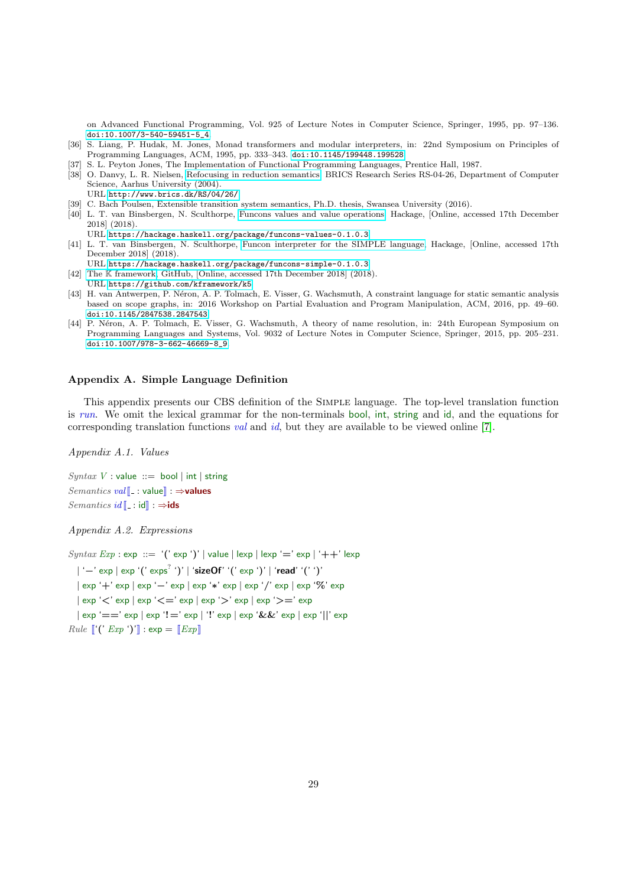on Advanced Functional Programming, Vol. 925 of Lecture Notes in Computer Science, Springer, 1995, pp. 97–136. doi:10.1007/3-540-59451-5_4

[36] S. Liang, P. Hudak, M. Jones, Monad transformers and modular interpreters, in: 22nd Symposium on Principles of Programming Languages, ACM, 1995, pp. 333–343. doi:10.1145/199448.199528

[37] S. L. Peyton Jones, The Implementation of Functional Programming Languages, Prentice Hall, 1987.

[38] O. Danvy, L. R. Nielsen, Refocusing in reduction semantics, BRICS Research Series RS-04-26, Department of Computer Science, Aarhus University (2004).
URL http://www.brics.dk/RS/04/26/

[39] C. Bach Poulsen, Extensible transition system semantics, Ph.D. thesis, Swansea University (2016).

[40] L. T. van Binsbergen, N. Sculthorpe, Funcons values and value operations, Hackage, [Online, accessed 17th December 2018] (2018).
URL https://hackage.haskell.org/package/funcons-values-0.1.0.3

[41] L. T. van Binsbergen, N. Sculthorpe, Funcon interpreter for the SIMPLE language, Hackage, [Online, accessed 17th December 2018] (2018).
URL https://hackage.haskell.org/package/funcons-simple-0.1.0.3

[42] The $\mathbb{K}$ framework, GitHub, [Online, accessed 17th December 2018] (2018).
URL https://github.com/kframework/k5

[43] H. van Antwerpen, P. Néron, A. P. Tolmach, E. Visser, G. Wachsmuth, A constraint language for static semantic analysis based on scope graphs, in: 2016 Workshop on Partial Evaluation and Program Manipulation, ACM, 2016, pp. 49–60. doi:10.1145/2847538.2847543

[44] P. Néron, A. P. Tolmach, E. Visser, G. Wachsmuth, A theory of name resolution, in: 24th European Symposium on Programming Languages and Systems, Vol. 9032 of Lecture Notes in Computer Science, Springer, 2015, pp. 205–231. doi:10.1007/978-3-662-46669-8_9

## Appendix A. Simple Language Definition

This appendix presents our CBS definition of the SIMPLE language. The top-level translation function is *run*. We omit the lexical grammar for the non-terminals bool, int, string and id, and the equations for corresponding translation functions *val* and *id*, but they are available to be viewed online [7].

### Appendix A.1. Values

*Syntax* $V$ : value ::= bool | int | string

*Semantics* *val*⟦ _ : value⟧ : ⇒**values**

*Semantics* *id*⟦ _ : id⟧ : ⇒**ids**

### Appendix A.2. Expressions

*Syntax* *Exp* : exp ::= '(' exp ')' | value | lexp | lexp '=' exp | '++' lexp
  | '−' exp | exp '(' exps$^?$ ')' | '**sizeOf**' '(' exp ')' | '**read**' '(' ')'
  | exp '+' exp | exp '−' exp | exp '∗' exp | exp '/' exp | exp '%' exp
  | exp '<' exp | exp '<=' exp | exp '>' exp | exp '>=' exp
  | exp '==' exp | exp '!=' exp | '!' exp | exp '&&' exp | exp '||' exp

*Rule* ⟦'(' *Exp* ')'⟧ : exp = ⟦*Exp*⟧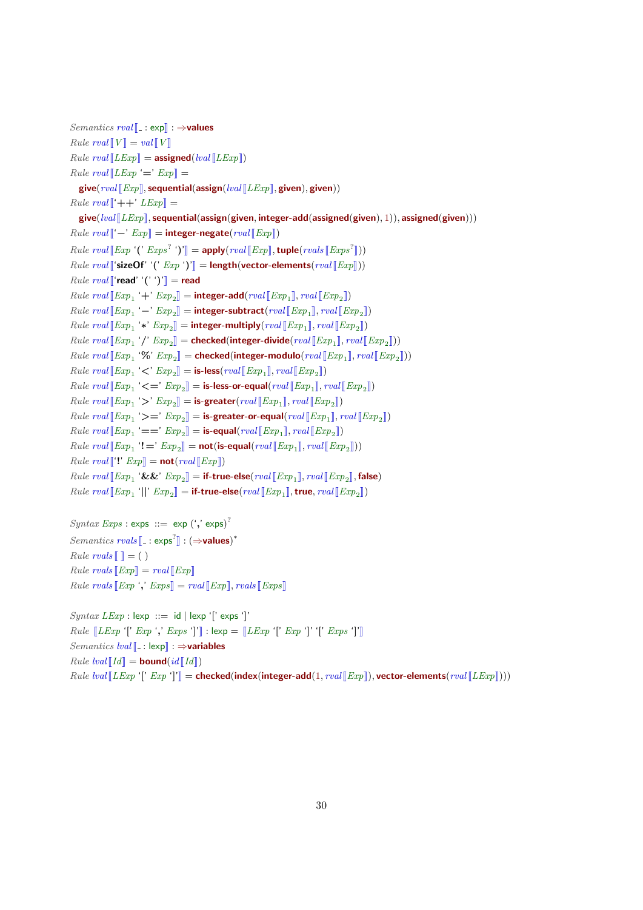*Semantics* *rval*⟦_ : exp⟧ : ⇒**values**

*Rule* *rval*⟦*V*⟧ = *val*⟦*V*⟧

*Rule* *rval*⟦*LExp*⟧ = **assigned**(*lval*⟦*LExp*⟧)

*Rule* *rval*⟦*LExp* '=' *Exp*⟧ =
  **give**(*rval*⟦*Exp*⟧, **sequential**(**assign**(*lval*⟦*LExp*⟧, **given**), **given**))

*Rule* *rval*⟦'++' *LExp*⟧ =
  **give**(*lval*⟦*LExp*⟧, **sequential**(**assign**(**given**, **integer-add**(**assigned**(**given**), 1)), **assigned**(**given**)))

*Rule* *rval*⟦'−' *Exp*⟧ = **integer-negate**(*rval*⟦*Exp*⟧)

*Rule* *rval*⟦*Exp* '(' $Exps^?$ ')'⟧ = **apply**(*rval*⟦*Exp*⟧, **tuple**(*rvals*⟦$Exps^?$⟧))

*Rule* *rval*⟦'**sizeOf**' '(' *Exp* ')'⟧ = **length**(**vector-elements**(*rval*⟦*Exp*⟧))

*Rule* *rval*⟦'**read**' '(' ')'⟧ = **read**

*Rule* *rval*⟦$Exp_1$ '+' $Exp_2$⟧ = **integer-add**(*rval*⟦$Exp_1$⟧, *rval*⟦$Exp_2$⟧)

*Rule* *rval*⟦$Exp_1$ '−' $Exp_2$⟧ = **integer-subtract**(*rval*⟦$Exp_1$⟧, *rval*⟦$Exp_2$⟧)

*Rule* *rval*⟦$Exp_1$ '*' $Exp_2$⟧ = **integer-multiply**(*rval*⟦$Exp_1$⟧, *rval*⟦$Exp_2$⟧)

*Rule* *rval*⟦$Exp_1$ '/' $Exp_2$⟧ = **checked**(**integer-divide**(*rval*⟦$Exp_1$⟧, *rval*⟦$Exp_2$⟧))

*Rule* *rval*⟦$Exp_1$ '%' $Exp_2$⟧ = **checked**(**integer-modulo**(*rval*⟦$Exp_1$⟧, *rval*⟦$Exp_2$⟧))

*Rule* *rval*⟦$Exp_1$ '<' $Exp_2$⟧ = **is-less**(*rval*⟦$Exp_1$⟧, *rval*⟦$Exp_2$⟧)

*Rule* *rval*⟦$Exp_1$ '<=' $Exp_2$⟧ = **is-less-or-equal**(*rval*⟦$Exp_1$⟧, *rval*⟦$Exp_2$⟧)

*Rule* *rval*⟦$Exp_1$ '>' $Exp_2$⟧ = **is-greater**(*rval*⟦$Exp_1$⟧, *rval*⟦$Exp_2$⟧)

*Rule* *rval*⟦$Exp_1$ '>=' $Exp_2$⟧ = **is-greater-or-equal**(*rval*⟦$Exp_1$⟧, *rval*⟦$Exp_2$⟧)

*Rule* *rval*⟦$Exp_1$ '==' $Exp_2$⟧ = **is-equal**(*rval*⟦$Exp_1$⟧, *rval*⟦$Exp_2$⟧)

*Rule* *rval*⟦$Exp_1$ '!=' $Exp_2$⟧ = **not**(**is-equal**(*rval*⟦$Exp_1$⟧, *rval*⟦$Exp_2$⟧))

*Rule* *rval*⟦'!' *Exp*⟧ = **not**(*rval*⟦*Exp*⟧)

*Rule* *rval*⟦$Exp_1$ '&&' $Exp_2$⟧ = **if-true-else**(*rval*⟦$Exp_1$⟧, *rval*⟦$Exp_2$⟧, **false**)

*Rule* *rval*⟦$Exp_1$ '||' $Exp_2$⟧ = **if-true-else**(*rval*⟦$Exp_1$⟧, **true**, *rval*⟦$Exp_2$⟧)

*Syntax* *Exps* : exps ::= exp (',' exps)$^?$

*Semantics* *rvals*⟦_ : exps$^?$⟧ : (⇒**values**)$^*$

*Rule* *rvals*⟦ ⟧ = ( )

*Rule* *rvals*⟦*Exp*⟧ = *rval*⟦*Exp*⟧

*Rule* *rvals*⟦*Exp* ',' *Exps*⟧ = *rval*⟦*Exp*⟧, *rvals*⟦*Exps*⟧

*Syntax* *LExp* : lexp ::= id | lexp '[' exps ']'

*Rule* ⟦*LExp* '[' *Exp* ',' *Exps* ']'⟧ : lexp = ⟦*LExp* '[' *Exp* ']' '[' *Exps* ']'⟧

*Semantics* *lval*⟦_ : lexp⟧ : ⇒**variables**

*Rule* *lval*⟦*Id*⟧ = **bound**(*id*⟦*Id*⟧)

*Rule* *lval*⟦*LExp* '[' *Exp* ']'⟧ = **checked**(**index**(**integer-add**(1, *rval*⟦*Exp*⟧), **vector-elements**(*rval*⟦*LExp*⟧)))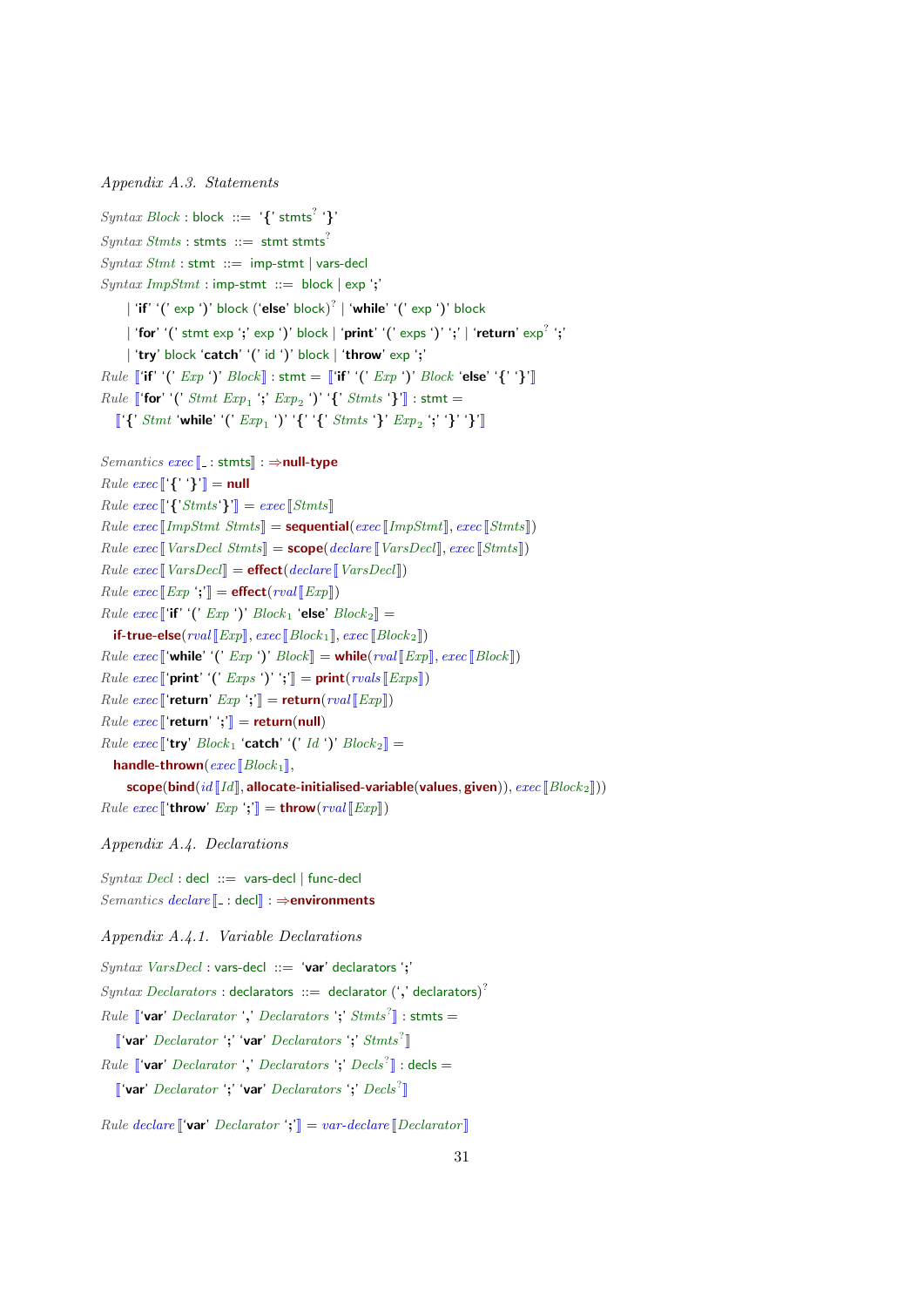*Appendix A.3. Statements*

*Syntax Block* : block ::= '{' stmts? '}'

*Syntax Stmts* : stmts ::= stmt stmts?

*Syntax Stmt* : stmt ::= imp-stmt | vars-decl

*Syntax ImpStmt* : imp-stmt ::= block | exp ';'
  | '**if**' '(' exp ')' block ('**else**' block)? | '**while**' '(' exp ')' block
  | '**for**' '(' stmt exp ';' exp ')' block | '**print**' '(' exps ')' ';' | '**return**' exp? ';'
  | '**try**' block '**catch**' '(' id ')' block | '**throw**' exp ';'

*Rule* ⟦'**if**' '(' *Exp* ')' *Block*⟧ : stmt = ⟦'**if**' '(' *Exp* ')' *Block* '**else**' '{' '}'⟧

*Rule* ⟦'**for**' '(' *Stmt* $Exp_1$ ';' $Exp_2$ ')' '{' *Stmts* '}'⟧ : stmt =
  ⟦'{' *Stmt* '**while**' '(' $Exp_1$ ')' '{' '{' *Stmts* '}' $Exp_2$ ';' '}' '}'⟧

*Semantics exec*⟦_ : stmts⟧ : ⇒**null-type**

*Rule exec*⟦'{' '}'⟧ = **null**

*Rule exec*⟦'{'*Stmts*'}'⟧ = *exec*⟦*Stmts*⟧

*Rule exec*⟦*ImpStmt Stmts*⟧ = **sequential**(*exec*⟦*ImpStmt*⟧, *exec*⟦*Stmts*⟧)

*Rule exec*⟦*VarsDecl Stmts*⟧ = **scope**(*declare*⟦*VarsDecl*⟧, *exec*⟦*Stmts*⟧)

*Rule exec*⟦*VarsDecl*⟧ = **effect**(*declare*⟦*VarsDecl*⟧)

*Rule exec*⟦*Exp* ';'⟧ = **effect**(*rval*⟦*Exp*⟧)

*Rule exec*⟦'**if**' '(' *Exp* ')' $Block_1$ '**else**' $Block_2$⟧ =
  **if-true-else**(*rval*⟦*Exp*⟧, *exec*⟦$Block_1$⟧, *exec*⟦$Block_2$⟧)

*Rule exec*⟦'**while**' '(' *Exp* ')' *Block*⟧ = **while**(*rval*⟦*Exp*⟧, *exec*⟦*Block*⟧)

*Rule exec*⟦'**print**' '(' *Exps* ')' ';'⟧ = **print**(*rvals*⟦*Exps*⟧)

*Rule exec*⟦'**return**' *Exp* ';'⟧ = **return**(*rval*⟦*Exp*⟧)

*Rule exec*⟦'**return**' ';'⟧ = **return**(**null**)

*Rule exec*⟦'**try**' $Block_1$ '**catch**' '(' *Id* ')' $Block_2$⟧ =
  **handle-thrown**(*exec*⟦$Block_1$⟧,
    **scope**(**bind**(*id*⟦*Id*⟧, **allocate-initialised-variable**(**values**, **given**)), *exec*⟦$Block_2$⟧))

*Rule exec*⟦'**throw**' *Exp* ';'⟧ = **throw**(*rval*⟦*Exp*⟧)

*Appendix A.4. Declarations*

*Syntax Decl* : decl ::= vars-decl | func-decl

*Semantics declare*⟦_ : decl⟧ : ⇒**environments**

*Appendix A.4.1. Variable Declarations*

*Syntax VarsDecl* : vars-decl ::= '**var**' declarators ';'

*Syntax Declarators* : declarators ::= declarator (',' declarators)?

*Rule* ⟦'**var**' *Declarator* ',' *Declarators* ';' *Stmts*?⟧ : stmts =
  ⟦'**var**' *Declarator* ';' '**var**' *Declarators* ';' *Stmts*?⟧

*Rule* ⟦'**var**' *Declarator* ',' *Declarators* ';' *Decls*?⟧ : decls =
  ⟦'**var**' *Declarator* ';' '**var**' *Declarators* ';' *Decls*?⟧

*Rule declare*⟦'**var**' *Declarator* ';'⟧ = *var-declare*⟦*Declarator*⟧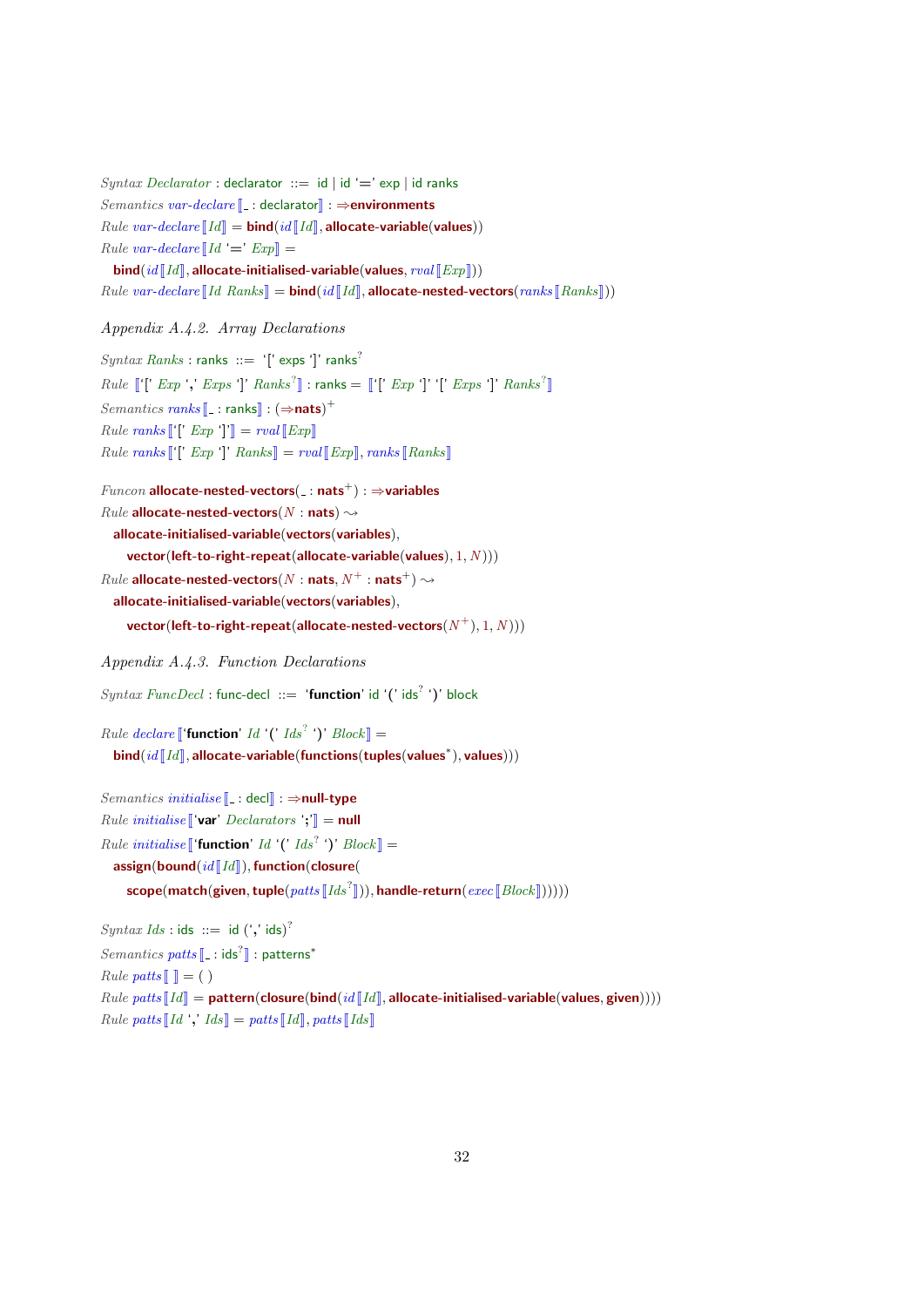*Syntax Declarator* : declarator ::= id | id '=' exp | id ranks

*Semantics var-declare*⟦_ : declarator⟧ : ⇒**environments**

*Rule var-declare*⟦*Id*⟧ = **bind**(*id*⟦*Id*⟧, **allocate-variable**(**values**))

*Rule var-declare*⟦*Id* '=' *Exp*⟧ =
  **bind**(*id*⟦*Id*⟧, **allocate-initialised-variable**(**values**, *rval*⟦*Exp*⟧))

*Rule var-declare*⟦*Id Ranks*⟧ = **bind**(*id*⟦*Id*⟧, **allocate-nested-vectors**(*ranks*⟦*Ranks*⟧))

### *Appendix A.4.2. Array Declarations*

*Syntax Ranks* : ranks ::= '[' exps ']' ranks$^?$

*Rule* ⟦'[' *Exp* ',' *Exps* ']' *Ranks*$^?$⟧ : ranks = ⟦'[' *Exp* ']' '[' *Exps* ']' *Ranks*$^?$⟧

*Semantics ranks*⟦_ : ranks⟧ : (⇒**nats**)$^+$

*Rule ranks*⟦'[' *Exp* ']'⟧ = *rval*⟦*Exp*⟧

*Rule ranks*⟦'[' *Exp* ']' *Ranks*⟧ = *rval*⟦*Exp*⟧, *ranks*⟦*Ranks*⟧

*Funcon* **allocate-nested-vectors**(_ : **nats**$^+$) : ⇒**variables**

*Rule* **allocate-nested-vectors**($N$ : **nats**) ⇝
  **allocate-initialised-variable**(**vectors**(**variables**),
    **vector**(**left-to-right-repeat**(**allocate-variable**(**values**), 1, $N$)))

*Rule* **allocate-nested-vectors**($N$ : **nats**, $N^+$ : **nats**$^+$) ⇝
  **allocate-initialised-variable**(**vectors**(**variables**),
    **vector**(**left-to-right-repeat**(**allocate-nested-vectors**($N^+$), 1, $N$)))

### *Appendix A.4.3. Function Declarations*

*Syntax FuncDecl* : func-decl ::= '**function**' id '(' ids$^?$ ')' block

*Rule declare*⟦'**function**' *Id* '(' *Ids*$^?$ ')' *Block*⟧ =
  **bind**(*id*⟦*Id*⟧, **allocate-variable**(**functions**(**tuples**(**values**$^*$), **values**)))

*Semantics initialise*⟦_ : decl⟧ : ⇒**null-type**

*Rule initialise*⟦'**var**' *Declarators* ';'⟧ = **null**

*Rule initialise*⟦'**function**' *Id* '(' *Ids*$^?$ ')' *Block*⟧ =
  **assign**(**bound**(*id*⟦*Id*⟧), **function**(**closure**(
    **scope**(**match**(**given**, **tuple**(*patts*⟦*Ids*$^?$⟧)), **handle-return**(*exec*⟦*Block*⟧)))))

*Syntax Ids* : ids ::= id (',' ids)$^?$

*Semantics patts*⟦_ : ids$^?$⟧ : patterns$^*$

*Rule patts*⟦ ⟧ = ( )

*Rule patts*⟦*Id*⟧ = **pattern**(**closure**(**bind**(*id*⟦*Id*⟧, **allocate-initialised-variable**(**values**, **given**))))

*Rule patts*⟦*Id* ',' *Ids*⟧ = *patts*⟦*Id*⟧, *patts*⟦*Ids*⟧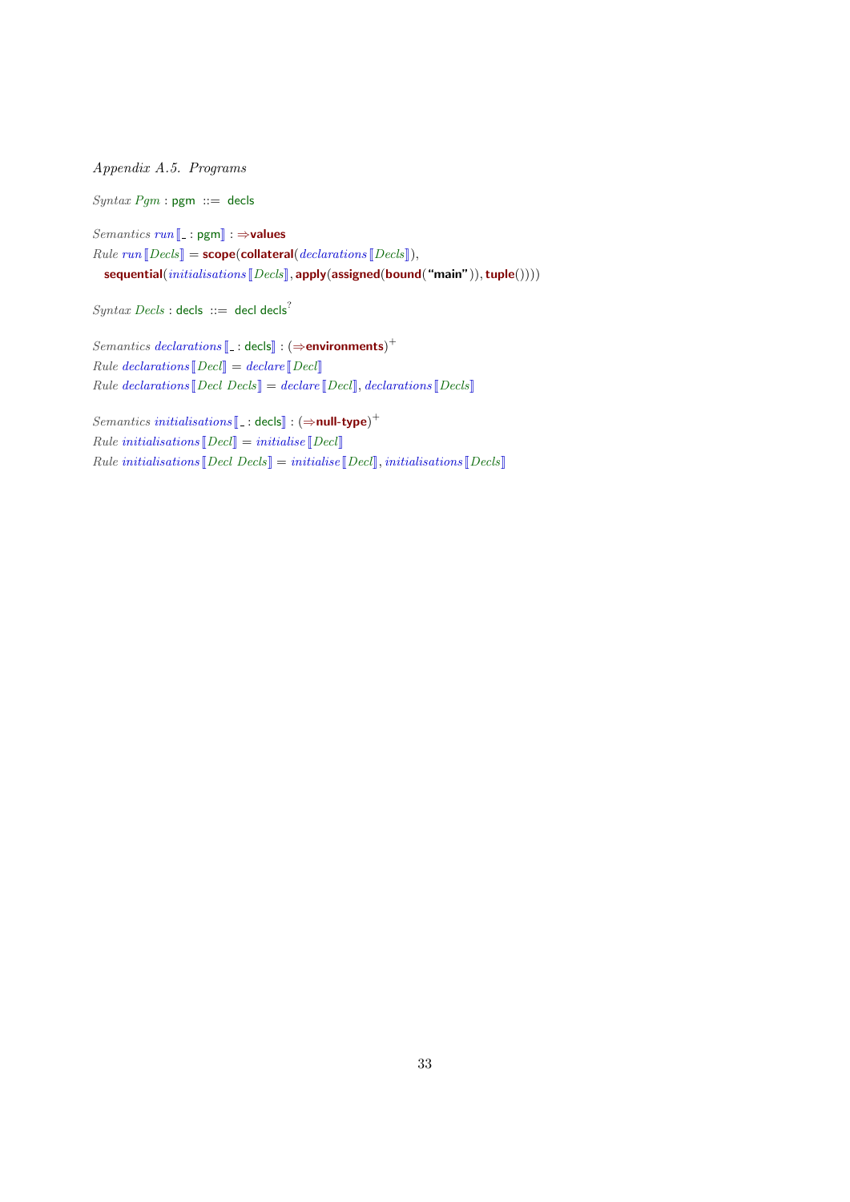*Appendix A.5. Programs*

*Syntax Pgm* : pgm ::= decls

*Semantics run*⟦ _ : pgm⟧ : ⇒**values**
*Rule run*⟦*Decls*⟧ = **scope**(**collateral**(*declarations*⟦*Decls*⟧),
  **sequential**(*initialisations*⟦*Decls*⟧, **apply**(**assigned**(**bound**(**"main"**)), **tuple**())))

*Syntax Decls* : decls ::= decl decls$^?$

*Semantics declarations*⟦ _ : decls⟧ : (⇒**environments**)$^+$
*Rule declarations*⟦*Decl*⟧ = *declare*⟦*Decl*⟧
*Rule declarations*⟦*Decl Decls*⟧ = *declare*⟦*Decl*⟧, *declarations*⟦*Decls*⟧

*Semantics initialisations*⟦ _ : decls⟧ : (⇒**null-type**)$^+$
*Rule initialisations*⟦*Decl*⟧ = *initialise*⟦*Decl*⟧
*Rule initialisations*⟦*Decl Decls*⟧ = *initialise*⟦*Decl*⟧, *initialisations*⟦*Decls*⟧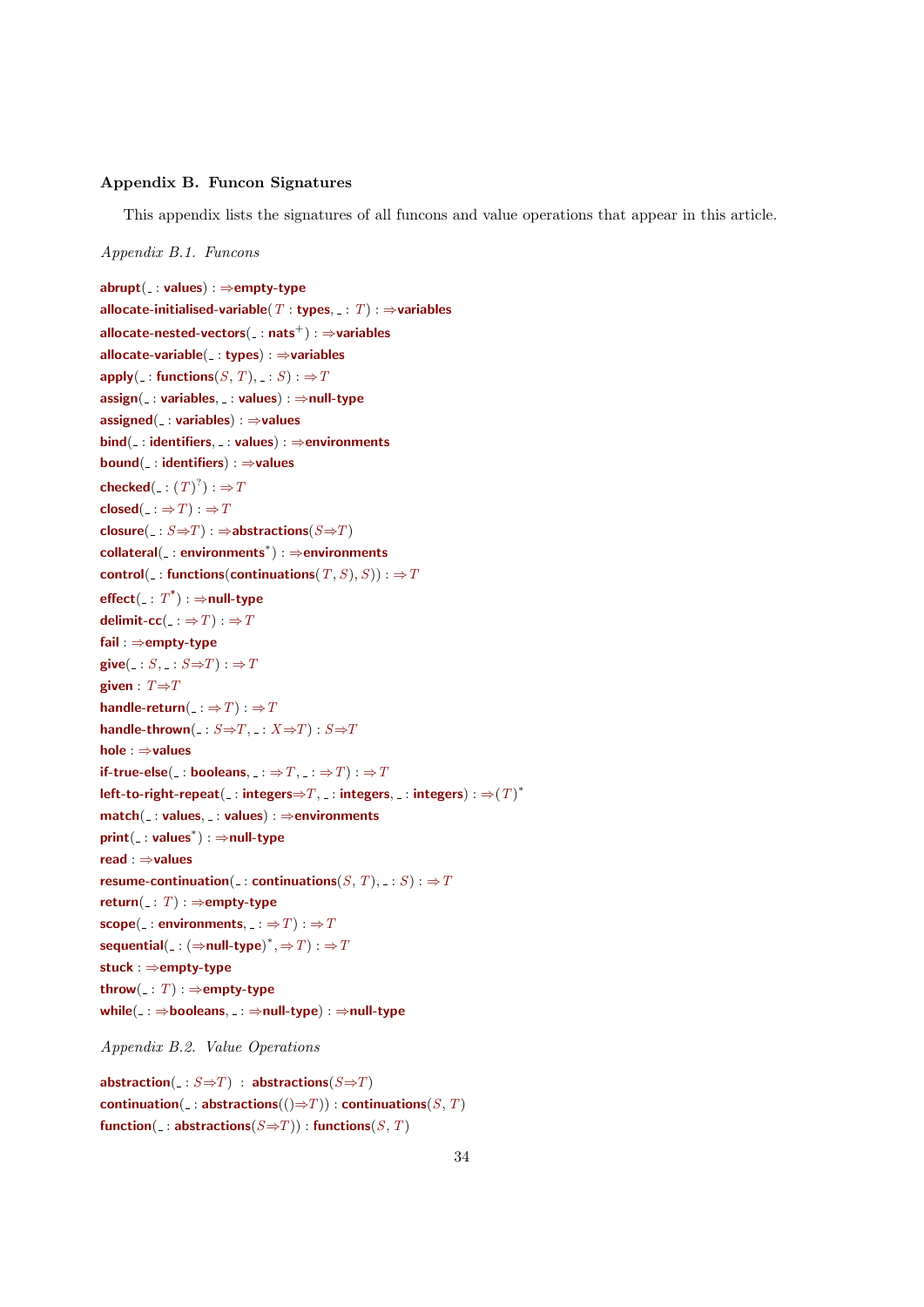## Appendix B. Funcon Signatures

This appendix lists the signatures of all funcons and value operations that appear in this article.

### Appendix B.1. Funcons

**abrupt**(_ : **values**) : ⇒**empty-type**

**allocate-initialised-variable**($T$ : **types**, _ : $T$) : ⇒**variables**

**allocate-nested-vectors**(_ : **nats**$^+$) : ⇒**variables**

**allocate-variable**(_ : **types**) : ⇒**variables**

**apply**(_ : **functions**($S$, $T$), _ : $S$) : ⇒ $T$

**assign**(_ : **variables**, _ : **values**) : ⇒**null-type**

**assigned**(_ : **variables**) : ⇒**values**

**bind**(_ : **identifiers**, _ : **values**) : ⇒**environments**

**bound**(_ : **identifiers**) : ⇒**values**

**checked**(_ : $(T)^?$) : ⇒ $T$

**closed**(_ : ⇒ $T$) : ⇒ $T$

**closure**(_ : $S$⇒$T$) : ⇒**abstractions**($S$⇒$T$)

**collateral**(_ : **environments**$^*$) : ⇒**environments**

**control**(_ : **functions**(**continuations**($T$, $S$), $S$)) : ⇒ $T$

**effect**(_ : $T^*$) : ⇒**null-type**

**delimit-cc**(_ : ⇒ $T$) : ⇒ $T$

**fail** : ⇒**empty-type**

**give**(_ : $S$, _ : $S$⇒$T$) : ⇒ $T$

**given** : $T$⇒$T$

**handle-return**(_ : ⇒ $T$) : ⇒ $T$

**handle-thrown**(_ : $S$⇒$T$, _ : $X$⇒$T$) : $S$⇒$T$

**hole** : ⇒**values**

**if-true-else**(_ : **booleans**, _ : ⇒ $T$, _ : ⇒ $T$) : ⇒ $T$

**left-to-right-repeat**(_ : **integers**⇒$T$, _ : **integers**, _ : **integers**) : $⇒(T)^*$

**match**(_ : **values**, _ : **values**) : ⇒**environments**

**print**(_ : **values**$^*$) : ⇒**null-type**

**read** : ⇒**values**

**resume-continuation**(_ : **continuations**($S$, $T$), _ : $S$) : ⇒ $T$

**return**(_ : $T$) : ⇒**empty-type**

**scope**(_ : **environments**, _ : ⇒ $T$) : ⇒ $T$

**sequential**(_ : (⇒**null-type**)$^*$, ⇒ $T$) : ⇒ $T$

**stuck** : ⇒**empty-type**

**throw**(_ : $T$) : ⇒**empty-type**

**while**(_ : ⇒**booleans**, _ : ⇒**null-type**) : ⇒**null-type**

### Appendix B.2. Value Operations

**abstraction**(_ : $S$⇒$T$) : **abstractions**($S$⇒$T$)

**continuation**(_ : **abstractions**(()⇒$T$)) : **continuations**($S$, $T$)

**function**(_ : **abstractions**($S$⇒$T$)) : **functions**($S$, $T$)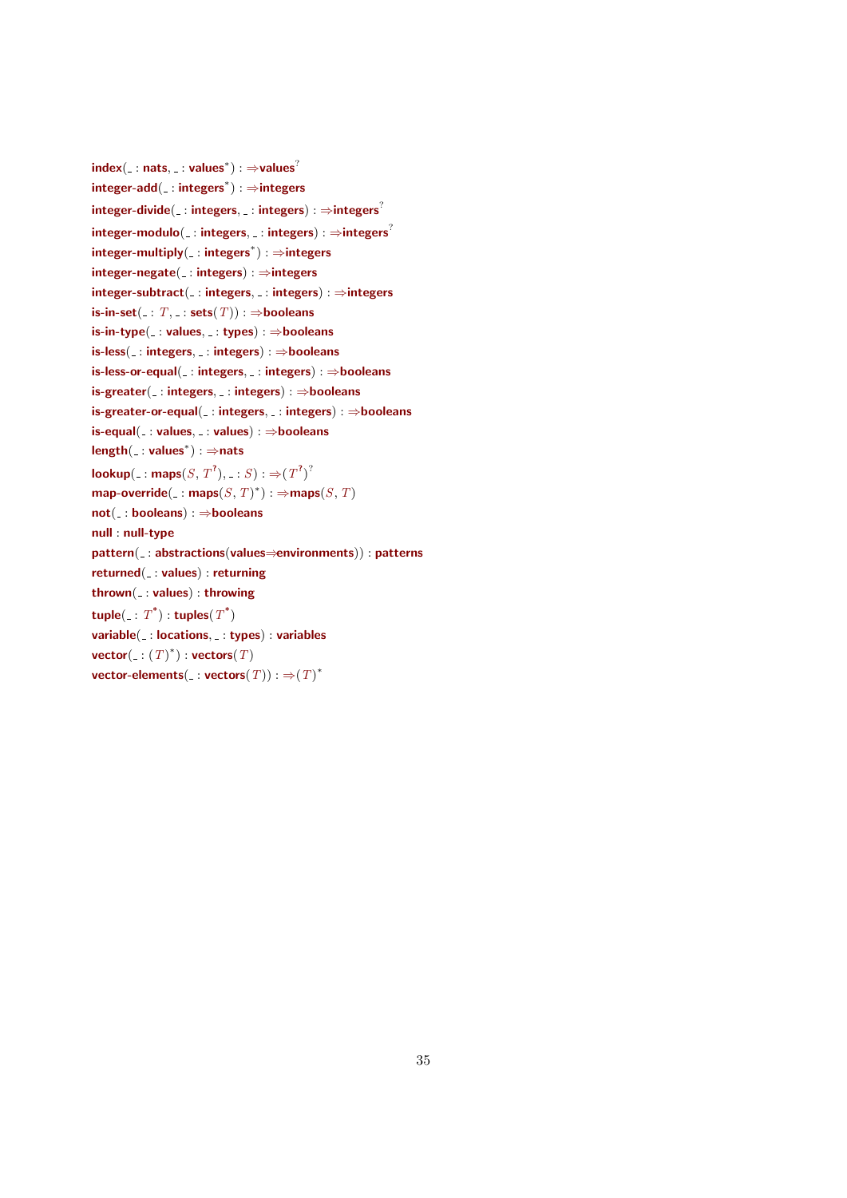**index**( _ : **nats**, _ : **values**$^*$) : ⇒**values**$^?$

**integer-add**( _ : **integers**$^*$) : ⇒**integers**

**integer-divide**( _ : **integers**, _ : **integers**) : ⇒**integers**$^?$

**integer-modulo**( _ : **integers**, _ : **integers**) : ⇒**integers**$^?$

**integer-multiply**( _ : **integers**$^*$) : ⇒**integers**

**integer-negate**( _ : **integers**) : ⇒**integers**

**integer-subtract**( _ : **integers**, _ : **integers**) : ⇒**integers**

**is-in-set**( _ : $T$, _ : **sets**($T$)) : ⇒**booleans**

**is-in-type**( _ : **values**, _ : **types**) : ⇒**booleans**

**is-less**( _ : **integers**, _ : **integers**) : ⇒**booleans**

**is-less-or-equal**( _ : **integers**, _ : **integers**) : ⇒**booleans**

**is-greater**( _ : **integers**, _ : **integers**) : ⇒**booleans**

**is-greater-or-equal**( _ : **integers**, _ : **integers**) : ⇒**booleans**

**is-equal**( _ : **values**, _ : **values**) : ⇒**booleans**

**length**( _ : **values**$^*$) : ⇒**nats**

**lookup**( _ : **maps**($S$, $T^?$), _ : $S$) : ⇒$(T^?)^?$

**map-override**( _ : **maps**($S$, $T$)$^*$) : ⇒**maps**($S$, $T$)

**not**( _ : **booleans**) : ⇒**booleans**

**null** : **null-type**

**pattern**( _ : **abstractions**(**values**⇒**environments**)) : **patterns**

**returned**( _ : **values**) : **returning**

**thrown**( _ : **values**) : **throwing**

**tuple**( _ : $T^*$) : **tuples**($T^*$)

**variable**( _ : **locations**, _ : **types**) : **variables**

**vector**( _ : $(T)^*$) : **vectors**($T$)

**vector-elements**( _ : **vectors**($T$)) : ⇒$(T)^*$